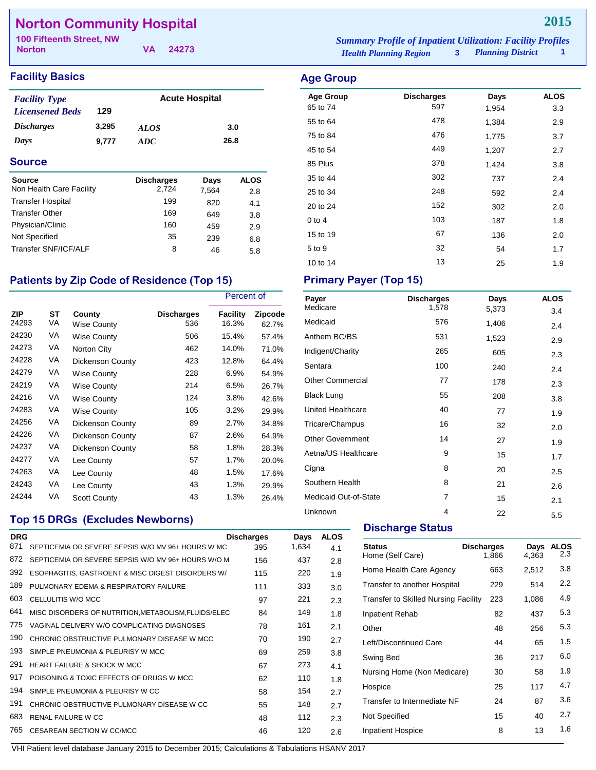# Norton Community Hospital

**2015**

100 Fifteenth Street, NW
Norton VA 24273

*Summary Profile of Inpatient Utilization: Facility Profiles*
*Health Planning Region* 3 *Planning District* 1

## Facility Basics

| *Facility Type* | | Acute Hospital | |
|---|---|---|---|
| *Licensened Beds* | 129 | | |
| *Discharges* | 3,295 | *ALOS* | 3.0 |
| *Days* | 9,777 | *ADC* | 26.8 |

## Source

| Source | Discharges | Days | ALOS |
|---|---|---|---|
| Non Health Care Facility | 2,724 | 7,564 | 2.8 |
| Transfer Hospital | 199 | 820 | 4.1 |
| Transfer Other | 169 | 649 | 3.8 |
| Physician/Clinic | 160 | 459 | 2.9 |
| Not Specified | 35 | 239 | 6.8 |
| Transfer SNF/ICF/ALF | 8 | 46 | 5.8 |

## Age Group

| Age Group | Discharges | Days | ALOS |
|---|---|---|---|
| 65 to 74 | 597 | 1,954 | 3.3 |
| 55 to 64 | 478 | 1,384 | 2.9 |
| 75 to 84 | 476 | 1,775 | 3.7 |
| 45 to 54 | 449 | 1,207 | 2.7 |
| 85 Plus | 378 | 1,424 | 3.8 |
| 35 to 44 | 302 | 737 | 2.4 |
| 25 to 34 | 248 | 592 | 2.4 |
| 20 to 24 | 152 | 302 | 2.0 |
| 0 to 4 | 103 | 187 | 1.8 |
| 15 to 19 | 67 | 136 | 2.0 |
| 5 to 9 | 32 | 54 | 1.7 |
| 10 to 14 | 13 | 25 | 1.9 |

## Patients by Zip Code of Residence (Top 15)

| | | | | Percent of | |
|---|---|---|---|---|---|
| ZIP | ST | County | Discharges | Facility | Zipcode |
| 24293 | VA | Wise County | 536 | 16.3% | 62.7% |
| 24230 | VA | Wise County | 506 | 15.4% | 57.4% |
| 24273 | VA | Norton City | 462 | 14.0% | 71.0% |
| 24228 | VA | Dickenson County | 423 | 12.8% | 64.4% |
| 24279 | VA | Wise County | 228 | 6.9% | 54.9% |
| 24219 | VA | Wise County | 214 | 6.5% | 26.7% |
| 24216 | VA | Wise County | 124 | 3.8% | 42.6% |
| 24283 | VA | Wise County | 105 | 3.2% | 29.9% |
| 24256 | VA | Dickenson County | 89 | 2.7% | 34.8% |
| 24226 | VA | Dickenson County | 87 | 2.6% | 64.9% |
| 24237 | VA | Dickenson County | 58 | 1.8% | 28.3% |
| 24277 | VA | Lee County | 57 | 1.7% | 20.0% |
| 24263 | VA | Lee County | 48 | 1.5% | 17.6% |
| 24243 | VA | Lee County | 43 | 1.3% | 29.9% |
| 24244 | VA | Scott County | 43 | 1.3% | 26.4% |

## Primary Payer (Top 15)

| Payer | Discharges | Days | ALOS |
|---|---|---|---|
| Medicare | 1,578 | 5,373 | 3.4 |
| Medicaid | 576 | 1,406 | 2.4 |
| Anthem BC/BS | 531 | 1,523 | 2.9 |
| Indigent/Charity | 265 | 605 | 2.3 |
| Sentara | 100 | 240 | 2.4 |
| Other Commercial | 77 | 178 | 2.3 |
| Black Lung | 55 | 208 | 3.8 |
| United Healthcare | 40 | 77 | 1.9 |
| Tricare/Champus | 16 | 32 | 2.0 |
| Other Government | 14 | 27 | 1.9 |
| Aetna/US Healthcare | 9 | 15 | 1.7 |
| Cigna | 8 | 20 | 2.5 |
| Southern Health | 8 | 21 | 2.6 |
| Medicaid Out-of-State | 7 | 15 | 2.1 |
| Unknown | 4 | 22 | 5.5 |

## Top 15 DRGs (Excludes Newborns)

| DRG | | Discharges | Days | ALOS |
|---|---|---|---|---|
| 871 | SEPTICEMIA OR SEVERE SEPSIS W/O MV 96+ HOURS W MC | 395 | 1,634 | 4.1 |
| 872 | SEPTICEMIA OR SEVERE SEPSIS W/O MV 96+ HOURS W/O M | 156 | 437 | 2.8 |
| 392 | ESOPHAGITIS, GASTROENT & MISC DIGEST DISORDERS W/ | 115 | 220 | 1.9 |
| 189 | PULMONARY EDEMA & RESPIRATORY FAILURE | 111 | 333 | 3.0 |
| 603 | CELLULITIS W/O MCC | 97 | 221 | 2.3 |
| 641 | MISC DISORDERS OF NUTRITION,METABOLISM,FLUIDS/ELEC | 84 | 149 | 1.8 |
| 775 | VAGINAL DELIVERY W/O COMPLICATING DIAGNOSES | 78 | 161 | 2.1 |
| 190 | CHRONIC OBSTRUCTIVE PULMONARY DISEASE W MCC | 70 | 190 | 2.7 |
| 193 | SIMPLE PNEUMONIA & PLEURISY W MCC | 69 | 259 | 3.8 |
| 291 | HEART FAILURE & SHOCK W MCC | 67 | 273 | 4.1 |
| 917 | POISONING & TOXIC EFFECTS OF DRUGS W MCC | 62 | 110 | 1.8 |
| 194 | SIMPLE PNEUMONIA & PLEURISY W CC | 58 | 154 | 2.7 |
| 191 | CHRONIC OBSTRUCTIVE PULMONARY DISEASE W CC | 55 | 148 | 2.7 |
| 683 | RENAL FAILURE W CC | 48 | 112 | 2.3 |
| 765 | CESAREAN SECTION W CC/MCC | 46 | 120 | 2.6 |

## Discharge Status

| Status | Discharges | Days | ALOS |
|---|---|---|---|
| Home (Self Care) | 1,866 | 4,363 | 2.3 |
| Home Health Care Agency | 663 | 2,512 | 3.8 |
| Transfer to another Hospital | 229 | 514 | 2.2 |
| Transfer to Skilled Nursing Facility | 223 | 1,086 | 4.9 |
| Inpatient Rehab | 82 | 437 | 5.3 |
| Other | 48 | 256 | 5.3 |
| Left/Discontinued Care | 44 | 65 | 1.5 |
| Swing Bed | 36 | 217 | 6.0 |
| Nursing Home (Non Medicare) | 30 | 58 | 1.9 |
| Hospice | 25 | 117 | 4.7 |
| Transfer to Intermediate NF | 24 | 87 | 3.6 |
| Not Specified | 15 | 40 | 2.7 |
| Inpatient Hospice | 8 | 13 | 1.6 |

VHI Patient level database January 2015 to December 2015; Calculations & Tabulations HSANV 2017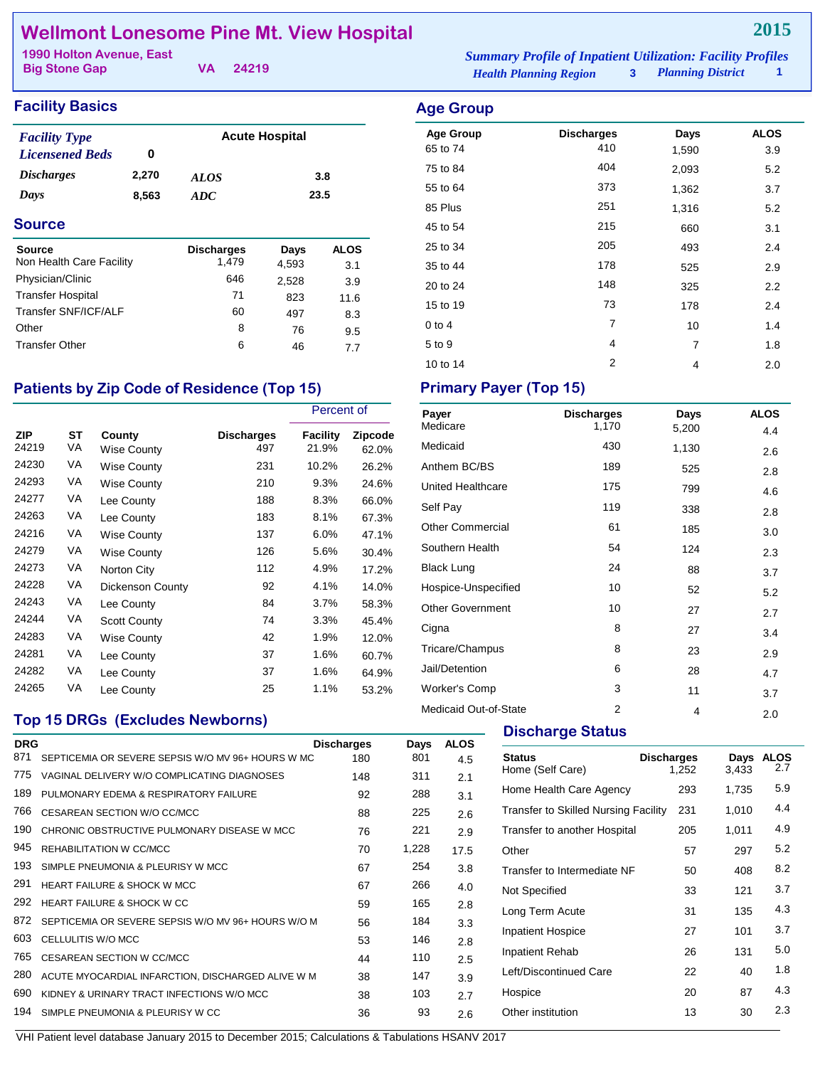# Wellmont Lonesome Pine Mt. View Hospital

**2015**

1990 Holton Avenue, East
Big Stone Gap VA 24219

*Summary Profile of Inpatient Utilization: Facility Profiles*
*Health Planning Region* 3 *Planning District* 1

## Facility Basics

| | | | |
|---|---|---|---|
| *Facility Type* | | Acute Hospital | |
| *Licensened Beds* | 0 | | |
| *Discharges* | 2,270 | *ALOS* | 3.8 |
| *Days* | 8,563 | *ADC* | 23.5 |

## Source

| Source | Discharges | Days | ALOS |
|---|---|---|---|
| Non Health Care Facility | 1,479 | 4,593 | 3.1 |
| Physician/Clinic | 646 | 2,528 | 3.9 |
| Transfer Hospital | 71 | 823 | 11.6 |
| Transfer SNF/ICF/ALF | 60 | 497 | 8.3 |
| Other | 8 | 76 | 9.5 |
| Transfer Other | 6 | 46 | 7.7 |

## Age Group

| Age Group | Discharges | Days | ALOS |
|---|---|---|---|
| 65 to 74 | 410 | 1,590 | 3.9 |
| 75 to 84 | 404 | 2,093 | 5.2 |
| 55 to 64 | 373 | 1,362 | 3.7 |
| 85 Plus | 251 | 1,316 | 5.2 |
| 45 to 54 | 215 | 660 | 3.1 |
| 25 to 34 | 205 | 493 | 2.4 |
| 35 to 44 | 178 | 525 | 2.9 |
| 20 to 24 | 148 | 325 | 2.2 |
| 15 to 19 | 73 | 178 | 2.4 |
| 0 to 4 | 7 | 10 | 1.4 |
| 5 to 9 | 4 | 7 | 1.8 |
| 10 to 14 | 2 | 4 | 2.0 |

## Patients by Zip Code of Residence (Top 15)

| | | | | Percent of | |
|---|---|---|---|---|---|
| ZIP | ST | County | Discharges | Facility | Zipcode |
| 24219 | VA | Wise County | 497 | 21.9% | 62.0% |
| 24230 | VA | Wise County | 231 | 10.2% | 26.2% |
| 24293 | VA | Wise County | 210 | 9.3% | 24.6% |
| 24277 | VA | Lee County | 188 | 8.3% | 66.0% |
| 24263 | VA | Lee County | 183 | 8.1% | 67.3% |
| 24216 | VA | Wise County | 137 | 6.0% | 47.1% |
| 24279 | VA | Wise County | 126 | 5.6% | 30.4% |
| 24273 | VA | Norton City | 112 | 4.9% | 17.2% |
| 24228 | VA | Dickenson County | 92 | 4.1% | 14.0% |
| 24243 | VA | Lee County | 84 | 3.7% | 58.3% |
| 24244 | VA | Scott County | 74 | 3.3% | 45.4% |
| 24283 | VA | Wise County | 42 | 1.9% | 12.0% |
| 24281 | VA | Lee County | 37 | 1.6% | 60.7% |
| 24282 | VA | Lee County | 37 | 1.6% | 64.9% |
| 24265 | VA | Lee County | 25 | 1.1% | 53.2% |

## Primary Payer (Top 15)

| Payer | Discharges | Days | ALOS |
|---|---|---|---|
| Medicare | 1,170 | 5,200 | 4.4 |
| Medicaid | 430 | 1,130 | 2.6 |
| Anthem BC/BS | 189 | 525 | 2.8 |
| United Healthcare | 175 | 799 | 4.6 |
| Self Pay | 119 | 338 | 2.8 |
| Other Commercial | 61 | 185 | 3.0 |
| Southern Health | 54 | 124 | 2.3 |
| Black Lung | 24 | 88 | 3.7 |
| Hospice-Unspecified | 10 | 52 | 5.2 |
| Other Government | 10 | 27 | 2.7 |
| Cigna | 8 | 27 | 3.4 |
| Tricare/Champus | 8 | 23 | 2.9 |
| Jail/Detention | 6 | 28 | 4.7 |
| Worker's Comp | 3 | 11 | 3.7 |
| Medicaid Out-of-State | 2 | 4 | 2.0 |

## Top 15 DRGs (Excludes Newborns)

| DRG | | Discharges | Days | ALOS |
|---|---|---|---|---|
| 871 | SEPTICEMIA OR SEVERE SEPSIS W/O MV 96+ HOURS W MC | 180 | 801 | 4.5 |
| 775 | VAGINAL DELIVERY W/O COMPLICATING DIAGNOSES | 148 | 311 | 2.1 |
| 189 | PULMONARY EDEMA & RESPIRATORY FAILURE | 92 | 288 | 3.1 |
| 766 | CESAREAN SECTION W/O CC/MCC | 88 | 225 | 2.6 |
| 190 | CHRONIC OBSTRUCTIVE PULMONARY DISEASE W MCC | 76 | 221 | 2.9 |
| 945 | REHABILITATION W CC/MCC | 70 | 1,228 | 17.5 |
| 193 | SIMPLE PNEUMONIA & PLEURISY W MCC | 67 | 254 | 3.8 |
| 291 | HEART FAILURE & SHOCK W MCC | 67 | 266 | 4.0 |
| 292 | HEART FAILURE & SHOCK W CC | 59 | 165 | 2.8 |
| 872 | SEPTICEMIA OR SEVERE SEPSIS W/O MV 96+ HOURS W/O M | 56 | 184 | 3.3 |
| 603 | CELLULITIS W/O MCC | 53 | 146 | 2.8 |
| 765 | CESAREAN SECTION W CC/MCC | 44 | 110 | 2.5 |
| 280 | ACUTE MYOCARDIAL INFARCTION, DISCHARGED ALIVE W M | 38 | 147 | 3.9 |
| 690 | KIDNEY & URINARY TRACT INFECTIONS W/O MCC | 38 | 103 | 2.7 |
| 194 | SIMPLE PNEUMONIA & PLEURISY W CC | 36 | 93 | 2.6 |

## Discharge Status

| Status | Discharges | Days | ALOS |
|---|---|---|---|
| Home (Self Care) | 1,252 | 3,433 | 2.7 |
| Home Health Care Agency | 293 | 1,735 | 5.9 |
| Transfer to Skilled Nursing Facility | 231 | 1,010 | 4.4 |
| Transfer to another Hospital | 205 | 1,011 | 4.9 |
| Other | 57 | 297 | 5.2 |
| Transfer to Intermediate NF | 50 | 408 | 8.2 |
| Not Specified | 33 | 121 | 3.7 |
| Long Term Acute | 31 | 135 | 4.3 |
| Inpatient Hospice | 27 | 101 | 3.7 |
| Inpatient Rehab | 26 | 131 | 5.0 |
| Left/Discontinued Care | 22 | 40 | 1.8 |
| Hospice | 20 | 87 | 4.3 |
| Other institution | 13 | 30 | 2.3 |

VHI Patient level database January 2015 to December 2015; Calculations & Tabulations HSANV 2017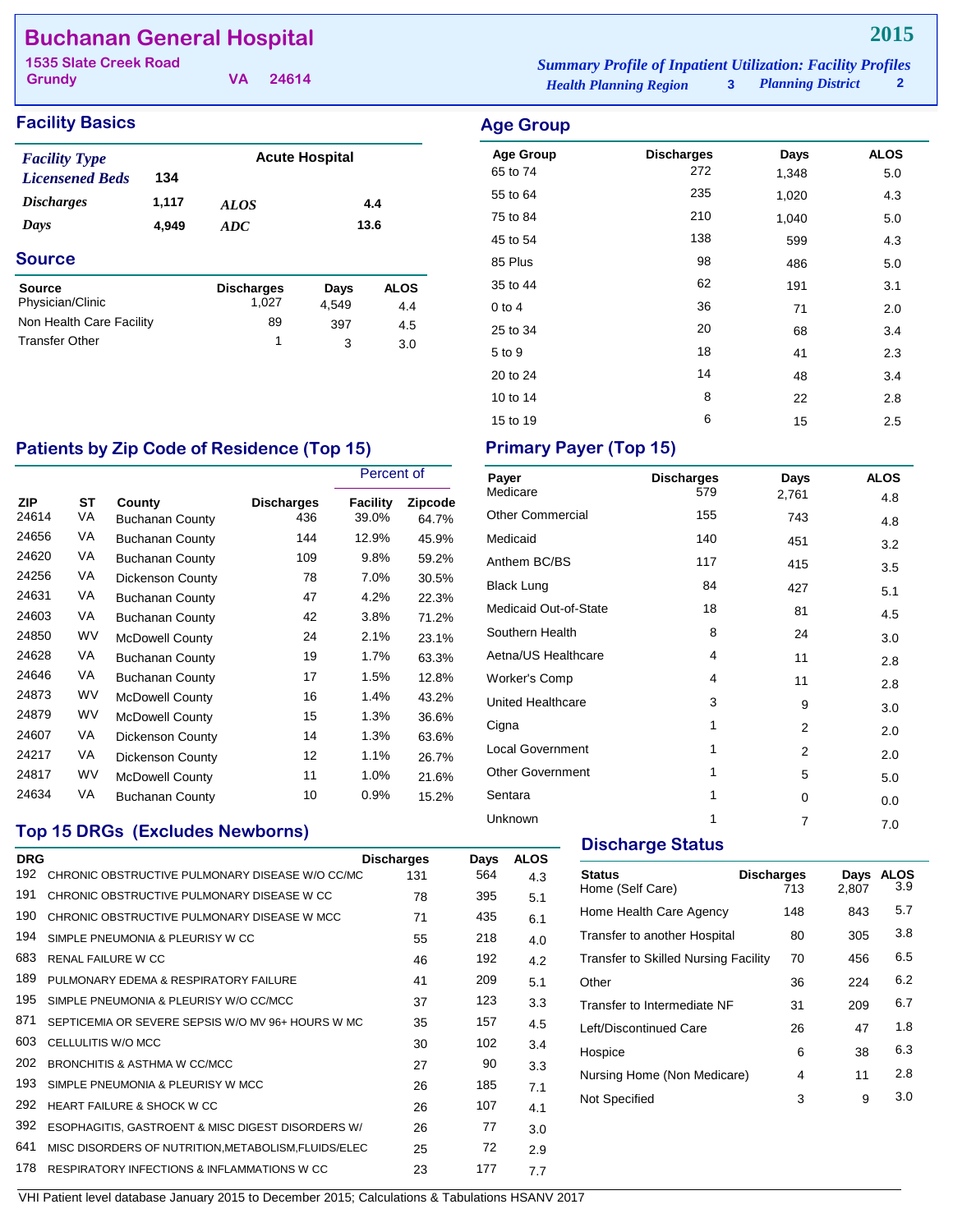# Buchanan General Hospital

**2015**

1535 Slate Creek Road
Grundy VA 24614

*Summary Profile of Inpatient Utilization: Facility Profiles*
*Health Planning Region* 3 *Planning District* 2

## Facility Basics

| | | | |
|---|---|---|---|
| *Facility Type* | | Acute Hospital | |
| *Licensened Beds* | 134 | | |
| *Discharges* | 1,117 | *ALOS* | 4.4 |
| *Days* | 4,949 | *ADC* | 13.6 |

## Source

| Source | Discharges | Days | ALOS |
|---|---|---|---|
| Physician/Clinic | 1,027 | 4,549 | 4.4 |
| Non Health Care Facility | 89 | 397 | 4.5 |
| Transfer Other | 1 | 3 | 3.0 |

## Age Group

| Age Group | Discharges | Days | ALOS |
|---|---|---|---|
| 65 to 74 | 272 | 1,348 | 5.0 |
| 55 to 64 | 235 | 1,020 | 4.3 |
| 75 to 84 | 210 | 1,040 | 5.0 |
| 45 to 54 | 138 | 599 | 4.3 |
| 85 Plus | 98 | 486 | 5.0 |
| 35 to 44 | 62 | 191 | 3.1 |
| 0 to 4 | 36 | 71 | 2.0 |
| 25 to 34 | 20 | 68 | 3.4 |
| 5 to 9 | 18 | 41 | 2.3 |
| 20 to 24 | 14 | 48 | 3.4 |
| 10 to 14 | 8 | 22 | 2.8 |
| 15 to 19 | 6 | 15 | 2.5 |

## Patients by Zip Code of Residence (Top 15)

| | | | | Percent of | |
|---|---|---|---|---|---|
| ZIP | ST | County | Discharges | Facility | Zipcode |
| 24614 | VA | Buchanan County | 436 | 39.0% | 64.7% |
| 24656 | VA | Buchanan County | 144 | 12.9% | 45.9% |
| 24620 | VA | Buchanan County | 109 | 9.8% | 59.2% |
| 24256 | VA | Dickenson County | 78 | 7.0% | 30.5% |
| 24631 | VA | Buchanan County | 47 | 4.2% | 22.3% |
| 24603 | VA | Buchanan County | 42 | 3.8% | 71.2% |
| 24850 | WV | McDowell County | 24 | 2.1% | 23.1% |
| 24628 | VA | Buchanan County | 19 | 1.7% | 63.3% |
| 24646 | VA | Buchanan County | 17 | 1.5% | 12.8% |
| 24873 | WV | McDowell County | 16 | 1.4% | 43.2% |
| 24879 | WV | McDowell County | 15 | 1.3% | 36.6% |
| 24607 | VA | Dickenson County | 14 | 1.3% | 63.6% |
| 24217 | VA | Dickenson County | 12 | 1.1% | 26.7% |
| 24817 | WV | McDowell County | 11 | 1.0% | 21.6% |
| 24634 | VA | Buchanan County | 10 | 0.9% | 15.2% |

## Primary Payer (Top 15)

| Payer | Discharges | Days | ALOS |
|---|---|---|---|
| Medicare | 579 | 2,761 | 4.8 |
| Other Commercial | 155 | 743 | 4.8 |
| Medicaid | 140 | 451 | 3.2 |
| Anthem BC/BS | 117 | 415 | 3.5 |
| Black Lung | 84 | 427 | 5.1 |
| Medicaid Out-of-State | 18 | 81 | 4.5 |
| Southern Health | 8 | 24 | 3.0 |
| Aetna/US Healthcare | 4 | 11 | 2.8 |
| Worker's Comp | 4 | 11 | 2.8 |
| United Healthcare | 3 | 9 | 3.0 |
| Cigna | 1 | 2 | 2.0 |
| Local Government | 1 | 2 | 2.0 |
| Other Government | 1 | 5 | 5.0 |
| Sentara | 1 | 0 | 0.0 |
| Unknown | 1 | 7 | 7.0 |

## Top 15 DRGs (Excludes Newborns)

| DRG | | Discharges | Days | ALOS |
|---|---|---|---|---|
| 192 | CHRONIC OBSTRUCTIVE PULMONARY DISEASE W/O CC/MC | 131 | 564 | 4.3 |
| 191 | CHRONIC OBSTRUCTIVE PULMONARY DISEASE W CC | 78 | 395 | 5.1 |
| 190 | CHRONIC OBSTRUCTIVE PULMONARY DISEASE W MCC | 71 | 435 | 6.1 |
| 194 | SIMPLE PNEUMONIA & PLEURISY W CC | 55 | 218 | 4.0 |
| 683 | RENAL FAILURE W CC | 46 | 192 | 4.2 |
| 189 | PULMONARY EDEMA & RESPIRATORY FAILURE | 41 | 209 | 5.1 |
| 195 | SIMPLE PNEUMONIA & PLEURISY W/O CC/MCC | 37 | 123 | 3.3 |
| 871 | SEPTICEMIA OR SEVERE SEPSIS W/O MV 96+ HOURS W MC | 35 | 157 | 4.5 |
| 603 | CELLULITIS W/O MCC | 30 | 102 | 3.4 |
| 202 | BRONCHITIS & ASTHMA W CC/MCC | 27 | 90 | 3.3 |
| 193 | SIMPLE PNEUMONIA & PLEURISY W MCC | 26 | 185 | 7.1 |
| 292 | HEART FAILURE & SHOCK W CC | 26 | 107 | 4.1 |
| 392 | ESOPHAGITIS, GASTROENT & MISC DIGEST DISORDERS W/ | 26 | 77 | 3.0 |
| 641 | MISC DISORDERS OF NUTRITION,METABOLISM,FLUIDS/ELEC | 25 | 72 | 2.9 |
| 178 | RESPIRATORY INFECTIONS & INFLAMMATIONS W CC | 23 | 177 | 7.7 |

## Discharge Status

| Status | Discharges | Days | ALOS |
|---|---|---|---|
| Home (Self Care) | 713 | 2,807 | 3.9 |
| Home Health Care Agency | 148 | 843 | 5.7 |
| Transfer to another Hospital | 80 | 305 | 3.8 |
| Transfer to Skilled Nursing Facility | 70 | 456 | 6.5 |
| Other | 36 | 224 | 6.2 |
| Transfer to Intermediate NF | 31 | 209 | 6.7 |
| Left/Discontinued Care | 26 | 47 | 1.8 |
| Hospice | 6 | 38 | 6.3 |
| Nursing Home (Non Medicare) | 4 | 11 | 2.8 |
| Not Specified | 3 | 9 | 3.0 |

VHI Patient level database January 2015 to December 2015; Calculations & Tabulations HSANV 2017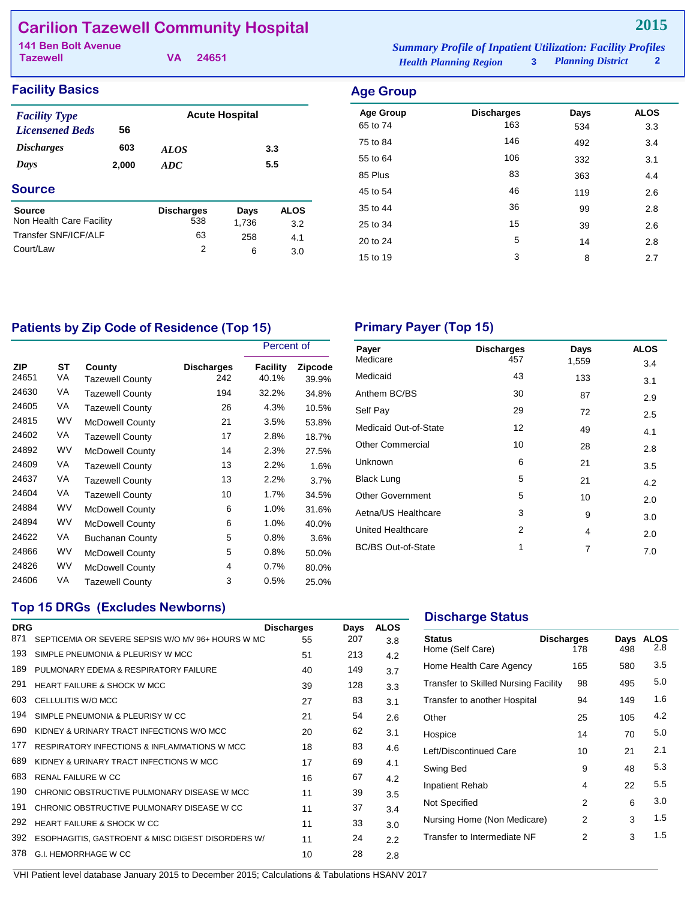# Carilion Tazewell Community Hospital

**2015**

141 Ben Bolt Avenue
Tazewell VA 24651

*Summary Profile of Inpatient Utilization: Facility Profiles*
*Health Planning Region* 3 *Planning District* 2

## Facility Basics

| | | | |
|---|---|---|---|
| *Facility Type* | | Acute Hospital | |
| *Licensened Beds* | 56 | | |
| *Discharges* | 603 | *ALOS* | 3.3 |
| *Days* | 2,000 | *ADC* | 5.5 |

## Source

| Source | Discharges | Days | ALOS |
|---|---|---|---|
| Non Health Care Facility | 538 | 1,736 | 3.2 |
| Transfer SNF/ICF/ALF | 63 | 258 | 4.1 |
| Court/Law | 2 | 6 | 3.0 |

## Age Group

| Age Group | Discharges | Days | ALOS |
|---|---|---|---|
| 65 to 74 | 163 | 534 | 3.3 |
| 75 to 84 | 146 | 492 | 3.4 |
| 55 to 64 | 106 | 332 | 3.1 |
| 85 Plus | 83 | 363 | 4.4 |
| 45 to 54 | 46 | 119 | 2.6 |
| 35 to 44 | 36 | 99 | 2.8 |
| 25 to 34 | 15 | 39 | 2.6 |
| 20 to 24 | 5 | 14 | 2.8 |
| 15 to 19 | 3 | 8 | 2.7 |

## Patients by Zip Code of Residence (Top 15)

| | | | | Percent of | |
|---|---|---|---|---|---|
| ZIP | ST | County | Discharges | Facility | Zipcode |
| 24651 | VA | Tazewell County | 242 | 40.1% | 39.9% |
| 24630 | VA | Tazewell County | 194 | 32.2% | 34.8% |
| 24605 | VA | Tazewell County | 26 | 4.3% | 10.5% |
| 24815 | WV | McDowell County | 21 | 3.5% | 53.8% |
| 24602 | VA | Tazewell County | 17 | 2.8% | 18.7% |
| 24892 | WV | McDowell County | 14 | 2.3% | 27.5% |
| 24609 | VA | Tazewell County | 13 | 2.2% | 1.6% |
| 24637 | VA | Tazewell County | 13 | 2.2% | 3.7% |
| 24604 | VA | Tazewell County | 10 | 1.7% | 34.5% |
| 24884 | WV | McDowell County | 6 | 1.0% | 31.6% |
| 24894 | WV | McDowell County | 6 | 1.0% | 40.0% |
| 24622 | VA | Buchanan County | 5 | 0.8% | 3.6% |
| 24866 | WV | McDowell County | 5 | 0.8% | 50.0% |
| 24826 | WV | McDowell County | 4 | 0.7% | 80.0% |
| 24606 | VA | Tazewell County | 3 | 0.5% | 25.0% |

## Primary Payer (Top 15)

| Payer | Discharges | Days | ALOS |
|---|---|---|---|
| Medicare | 457 | 1,559 | 3.4 |
| Medicaid | 43 | 133 | 3.1 |
| Anthem BC/BS | 30 | 87 | 2.9 |
| Self Pay | 29 | 72 | 2.5 |
| Medicaid Out-of-State | 12 | 49 | 4.1 |
| Other Commercial | 10 | 28 | 2.8 |
| Unknown | 6 | 21 | 3.5 |
| Black Lung | 5 | 21 | 4.2 |
| Other Government | 5 | 10 | 2.0 |
| Aetna/US Healthcare | 3 | 9 | 3.0 |
| United Healthcare | 2 | 4 | 2.0 |
| BC/BS Out-of-State | 1 | 7 | 7.0 |

## Top 15 DRGs (Excludes Newborns)

| DRG | | Discharges | Days | ALOS |
|---|---|---|---|---|
| 871 | SEPTICEMIA OR SEVERE SEPSIS W/O MV 96+ HOURS W MC | 55 | 207 | 3.8 |
| 193 | SIMPLE PNEUMONIA & PLEURISY W MCC | 51 | 213 | 4.2 |
| 189 | PULMONARY EDEMA & RESPIRATORY FAILURE | 40 | 149 | 3.7 |
| 291 | HEART FAILURE & SHOCK W MCC | 39 | 128 | 3.3 |
| 603 | CELLULITIS W/O MCC | 27 | 83 | 3.1 |
| 194 | SIMPLE PNEUMONIA & PLEURISY W CC | 21 | 54 | 2.6 |
| 690 | KIDNEY & URINARY TRACT INFECTIONS W/O MCC | 20 | 62 | 3.1 |
| 177 | RESPIRATORY INFECTIONS & INFLAMMATIONS W MCC | 18 | 83 | 4.6 |
| 689 | KIDNEY & URINARY TRACT INFECTIONS W MCC | 17 | 69 | 4.1 |
| 683 | RENAL FAILURE W CC | 16 | 67 | 4.2 |
| 190 | CHRONIC OBSTRUCTIVE PULMONARY DISEASE W MCC | 11 | 39 | 3.5 |
| 191 | CHRONIC OBSTRUCTIVE PULMONARY DISEASE W CC | 11 | 37 | 3.4 |
| 292 | HEART FAILURE & SHOCK W CC | 11 | 33 | 3.0 |
| 392 | ESOPHAGITIS, GASTROENT & MISC DIGEST DISORDERS W/ | 11 | 24 | 2.2 |
| 378 | G.I. HEMORRHAGE W CC | 10 | 28 | 2.8 |

## Discharge Status

| Status | Discharges | Days | ALOS |
|---|---|---|---|
| Home (Self Care) | 178 | 498 | 2.8 |
| Home Health Care Agency | 165 | 580 | 3.5 |
| Transfer to Skilled Nursing Facility | 98 | 495 | 5.0 |
| Transfer to another Hospital | 94 | 149 | 1.6 |
| Other | 25 | 105 | 4.2 |
| Hospice | 14 | 70 | 5.0 |
| Left/Discontinued Care | 10 | 21 | 2.1 |
| Swing Bed | 9 | 48 | 5.3 |
| Inpatient Rehab | 4 | 22 | 5.5 |
| Not Specified | 2 | 6 | 3.0 |
| Nursing Home (Non Medicare) | 2 | 3 | 1.5 |
| Transfer to Intermediate NF | 2 | 3 | 1.5 |

VHI Patient level database January 2015 to December 2015; Calculations & Tabulations HSANV 2017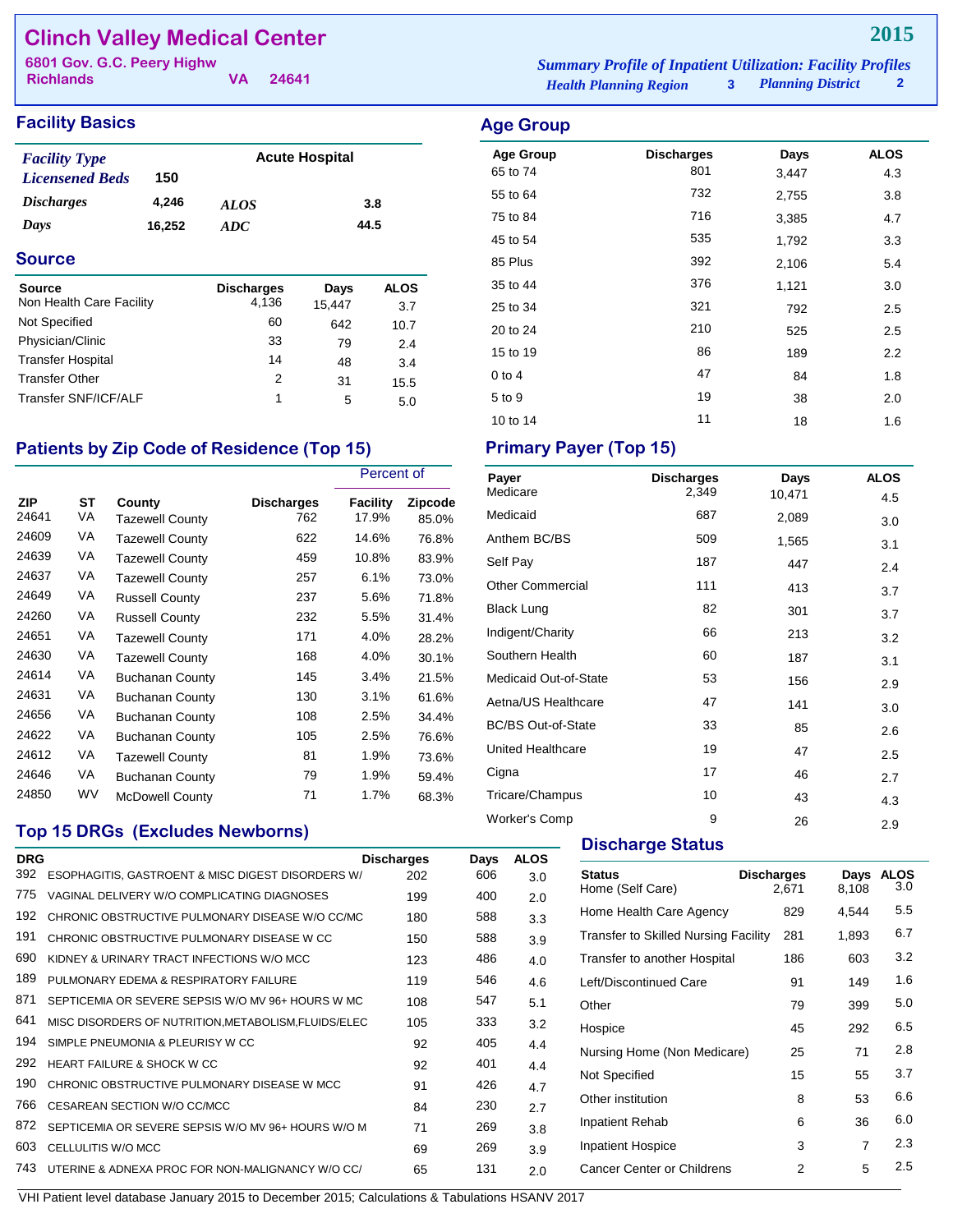# Clinch Valley Medical Center

**2015**

6801 Gov. G.C. Peery Highw
Richlands VA 24641

*Summary Profile of Inpatient Utilization: Facility Profiles*
*Health Planning Region* 3 *Planning District* 2

## Facility Basics

| | | | |
|---|---|---|---|
| *Facility Type* | | Acute Hospital | |
| *Licensened Beds* | 150 | | |
| *Discharges* | 4,246 | *ALOS* | 3.8 |
| *Days* | 16,252 | *ADC* | 44.5 |

## Source

| Source | Discharges | Days | ALOS |
|---|---|---|---|
| Non Health Care Facility | 4,136 | 15,447 | 3.7 |
| Not Specified | 60 | 642 | 10.7 |
| Physician/Clinic | 33 | 79 | 2.4 |
| Transfer Hospital | 14 | 48 | 3.4 |
| Transfer Other | 2 | 31 | 15.5 |
| Transfer SNF/ICF/ALF | 1 | 5 | 5.0 |

## Age Group

| Age Group | Discharges | Days | ALOS |
|---|---|---|---|
| 65 to 74 | 801 | 3,447 | 4.3 |
| 55 to 64 | 732 | 2,755 | 3.8 |
| 75 to 84 | 716 | 3,385 | 4.7 |
| 45 to 54 | 535 | 1,792 | 3.3 |
| 85 Plus | 392 | 2,106 | 5.4 |
| 35 to 44 | 376 | 1,121 | 3.0 |
| 25 to 34 | 321 | 792 | 2.5 |
| 20 to 24 | 210 | 525 | 2.5 |
| 15 to 19 | 86 | 189 | 2.2 |
| 0 to 4 | 47 | 84 | 1.8 |
| 5 to 9 | 19 | 38 | 2.0 |
| 10 to 14 | 11 | 18 | 1.6 |

## Patients by Zip Code of Residence (Top 15)

| | | | | Percent of | |
|---|---|---|---|---|---|
| ZIP | ST | County | Discharges | Facility | Zipcode |
| 24641 | VA | Tazewell County | 762 | 17.9% | 85.0% |
| 24609 | VA | Tazewell County | 622 | 14.6% | 76.8% |
| 24639 | VA | Tazewell County | 459 | 10.8% | 83.9% |
| 24637 | VA | Tazewell County | 257 | 6.1% | 73.0% |
| 24649 | VA | Russell County | 237 | 5.6% | 71.8% |
| 24260 | VA | Russell County | 232 | 5.5% | 31.4% |
| 24651 | VA | Tazewell County | 171 | 4.0% | 28.2% |
| 24630 | VA | Tazewell County | 168 | 4.0% | 30.1% |
| 24614 | VA | Buchanan County | 145 | 3.4% | 21.5% |
| 24631 | VA | Buchanan County | 130 | 3.1% | 61.6% |
| 24656 | VA | Buchanan County | 108 | 2.5% | 34.4% |
| 24622 | VA | Buchanan County | 105 | 2.5% | 76.6% |
| 24612 | VA | Tazewell County | 81 | 1.9% | 73.6% |
| 24646 | VA | Buchanan County | 79 | 1.9% | 59.4% |
| 24850 | WV | McDowell County | 71 | 1.7% | 68.3% |

## Primary Payer (Top 15)

| Payer | Discharges | Days | ALOS |
|---|---|---|---|
| Medicare | 2,349 | 10,471 | 4.5 |
| Medicaid | 687 | 2,089 | 3.0 |
| Anthem BC/BS | 509 | 1,565 | 3.1 |
| Self Pay | 187 | 447 | 2.4 |
| Other Commercial | 111 | 413 | 3.7 |
| Black Lung | 82 | 301 | 3.7 |
| Indigent/Charity | 66 | 213 | 3.2 |
| Southern Health | 60 | 187 | 3.1 |
| Medicaid Out-of-State | 53 | 156 | 2.9 |
| Aetna/US Healthcare | 47 | 141 | 3.0 |
| BC/BS Out-of-State | 33 | 85 | 2.6 |
| United Healthcare | 19 | 47 | 2.5 |
| Cigna | 17 | 46 | 2.7 |
| Tricare/Champus | 10 | 43 | 4.3 |
| Worker's Comp | 9 | 26 | 2.9 |

## Top 15 DRGs (Excludes Newborns)

| DRG | | Discharges | Days | ALOS |
|---|---|---|---|---|
| 392 | ESOPHAGITIS, GASTROENT & MISC DIGEST DISORDERS W/ | 202 | 606 | 3.0 |
| 775 | VAGINAL DELIVERY W/O COMPLICATING DIAGNOSES | 199 | 400 | 2.0 |
| 192 | CHRONIC OBSTRUCTIVE PULMONARY DISEASE W/O CC/MC | 180 | 588 | 3.3 |
| 191 | CHRONIC OBSTRUCTIVE PULMONARY DISEASE W CC | 150 | 588 | 3.9 |
| 690 | KIDNEY & URINARY TRACT INFECTIONS W/O MCC | 123 | 486 | 4.0 |
| 189 | PULMONARY EDEMA & RESPIRATORY FAILURE | 119 | 546 | 4.6 |
| 871 | SEPTICEMIA OR SEVERE SEPSIS W/O MV 96+ HOURS W MC | 108 | 547 | 5.1 |
| 641 | MISC DISORDERS OF NUTRITION,METABOLISM,FLUIDS/ELEC | 105 | 333 | 3.2 |
| 194 | SIMPLE PNEUMONIA & PLEURISY W CC | 92 | 405 | 4.4 |
| 292 | HEART FAILURE & SHOCK W CC | 92 | 401 | 4.4 |
| 190 | CHRONIC OBSTRUCTIVE PULMONARY DISEASE W MCC | 91 | 426 | 4.7 |
| 766 | CESAREAN SECTION W/O CC/MCC | 84 | 230 | 2.7 |
| 872 | SEPTICEMIA OR SEVERE SEPSIS W/O MV 96+ HOURS W/O M | 71 | 269 | 3.8 |
| 603 | CELLULITIS W/O MCC | 69 | 269 | 3.9 |
| 743 | UTERINE & ADNEXA PROC FOR NON-MALIGNANCY W/O CC/ | 65 | 131 | 2.0 |

## Discharge Status

| Status | Discharges | Days | ALOS |
|---|---|---|---|
| Home (Self Care) | 2,671 | 8,108 | 3.0 |
| Home Health Care Agency | 829 | 4,544 | 5.5 |
| Transfer to Skilled Nursing Facility | 281 | 1,893 | 6.7 |
| Transfer to another Hospital | 186 | 603 | 3.2 |
| Left/Discontinued Care | 91 | 149 | 1.6 |
| Other | 79 | 399 | 5.0 |
| Hospice | 45 | 292 | 6.5 |
| Nursing Home (Non Medicare) | 25 | 71 | 2.8 |
| Not Specified | 15 | 55 | 3.7 |
| Other institution | 8 | 53 | 6.6 |
| Inpatient Rehab | 6 | 36 | 6.0 |
| Inpatient Hospice | 3 | 7 | 2.3 |
| Cancer Center or Childrens | 2 | 5 | 2.5 |

VHI Patient level database January 2015 to December 2015; Calculations & Tabulations HSANV 2017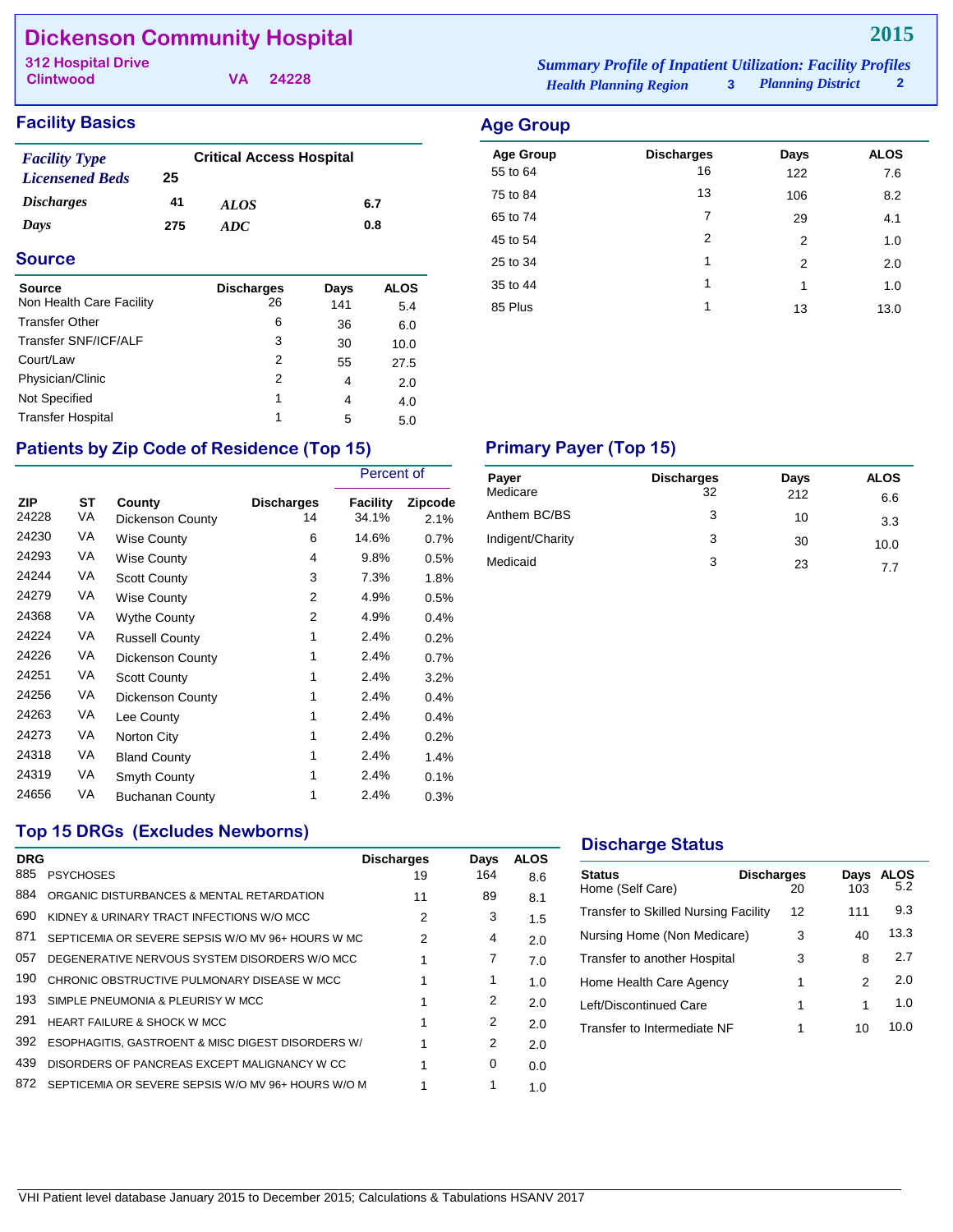# Dickenson Community Hospital

**2015**

312 Hospital Drive
Clintwood VA 24228

*Summary Profile of Inpatient Utilization: Facility Profiles*
*Health Planning Region* 3 *Planning District* 2

## Facility Basics

| | | | |
|---|---|---|---|
| *Facility Type* | Critical Access Hospital | | |
| *Licensened Beds* | 25 | | |
| *Discharges* | 41 | *ALOS* | 6.7 |
| *Days* | 275 | *ADC* | 0.8 |

## Age Group

| Age Group | Discharges | Days | ALOS |
|---|---|---|---|
| 55 to 64 | 16 | 122 | 7.6 |
| 75 to 84 | 13 | 106 | 8.2 |
| 65 to 74 | 7 | 29 | 4.1 |
| 45 to 54 | 2 | 2 | 1.0 |
| 25 to 34 | 1 | 2 | 2.0 |
| 35 to 44 | 1 | 1 | 1.0 |
| 85 Plus | 1 | 13 | 13.0 |

## Source

| Source | Discharges | Days | ALOS |
|---|---|---|---|
| Non Health Care Facility | 26 | 141 | 5.4 |
| Transfer Other | 6 | 36 | 6.0 |
| Transfer SNF/ICF/ALF | 3 | 30 | 10.0 |
| Court/Law | 2 | 55 | 27.5 |
| Physician/Clinic | 2 | 4 | 2.0 |
| Not Specified | 1 | 4 | 4.0 |
| Transfer Hospital | 1 | 5 | 5.0 |

## Patients by Zip Code of Residence (Top 15)

| ZIP | ST | County | Discharges | Percent of Facility | Percent of Zipcode |
|---|---|---|---|---|---|
| 24228 | VA | Dickenson County | 14 | 34.1% | 2.1% |
| 24230 | VA | Wise County | 6 | 14.6% | 0.7% |
| 24293 | VA | Wise County | 4 | 9.8% | 0.5% |
| 24244 | VA | Scott County | 3 | 7.3% | 1.8% |
| 24279 | VA | Wise County | 2 | 4.9% | 0.5% |
| 24368 | VA | Wythe County | 2 | 4.9% | 0.4% |
| 24224 | VA | Russell County | 1 | 2.4% | 0.2% |
| 24226 | VA | Dickenson County | 1 | 2.4% | 0.7% |
| 24251 | VA | Scott County | 1 | 2.4% | 3.2% |
| 24256 | VA | Dickenson County | 1 | 2.4% | 0.4% |
| 24263 | VA | Lee County | 1 | 2.4% | 0.4% |
| 24273 | VA | Norton City | 1 | 2.4% | 0.2% |
| 24318 | VA | Bland County | 1 | 2.4% | 1.4% |
| 24319 | VA | Smyth County | 1 | 2.4% | 0.1% |
| 24656 | VA | Buchanan County | 1 | 2.4% | 0.3% |

## Primary Payer (Top 15)

| Payer | Discharges | Days | ALOS |
|---|---|---|---|
| Medicare | 32 | 212 | 6.6 |
| Anthem BC/BS | 3 | 10 | 3.3 |
| Indigent/Charity | 3 | 30 | 10.0 |
| Medicaid | 3 | 23 | 7.7 |

## Top 15 DRGs (Excludes Newborns)

| DRG | | Discharges | Days | ALOS |
|---|---|---|---|---|
| 885 | PSYCHOSES | 19 | 164 | 8.6 |
| 884 | ORGANIC DISTURBANCES & MENTAL RETARDATION | 11 | 89 | 8.1 |
| 690 | KIDNEY & URINARY TRACT INFECTIONS W/O MCC | 2 | 3 | 1.5 |
| 871 | SEPTICEMIA OR SEVERE SEPSIS W/O MV 96+ HOURS W MC | 2 | 4 | 2.0 |
| 057 | DEGENERATIVE NERVOUS SYSTEM DISORDERS W/O MCC | 1 | 7 | 7.0 |
| 190 | CHRONIC OBSTRUCTIVE PULMONARY DISEASE W MCC | 1 | 1 | 1.0 |
| 193 | SIMPLE PNEUMONIA & PLEURISY W MCC | 1 | 2 | 2.0 |
| 291 | HEART FAILURE & SHOCK W MCC | 1 | 2 | 2.0 |
| 392 | ESOPHAGITIS, GASTROENT & MISC DIGEST DISORDERS W/ | 1 | 2 | 2.0 |
| 439 | DISORDERS OF PANCREAS EXCEPT MALIGNANCY W CC | 1 | 0 | 0.0 |
| 872 | SEPTICEMIA OR SEVERE SEPSIS W/O MV 96+ HOURS W/O M | 1 | 1 | 1.0 |

## Discharge Status

| Status | Discharges | Days | ALOS |
|---|---|---|---|
| Home (Self Care) | 20 | 103 | 5.2 |
| Transfer to Skilled Nursing Facility | 12 | 111 | 9.3 |
| Nursing Home (Non Medicare) | 3 | 40 | 13.3 |
| Transfer to another Hospital | 3 | 8 | 2.7 |
| Home Health Care Agency | 1 | 2 | 2.0 |
| Left/Discontinued Care | 1 | 1 | 1.0 |
| Transfer to Intermediate NF | 1 | 10 | 10.0 |

VHI Patient level database January 2015 to December 2015; Calculations & Tabulations HSANV 2017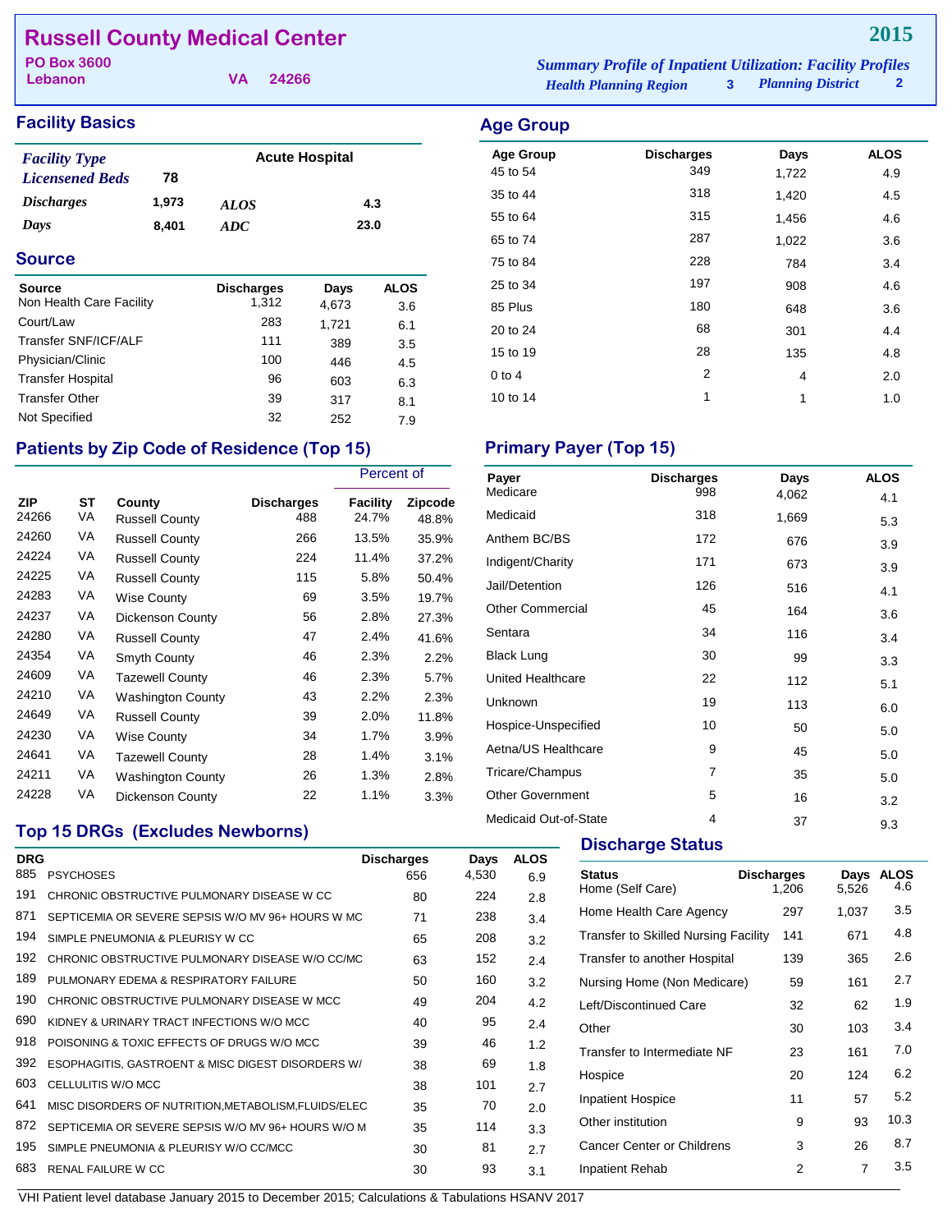# Russell County Medical Center

**2015**

PO Box 3600
Lebanon VA 24266

*Summary Profile of Inpatient Utilization: Facility Profiles*
*Health Planning Region* 3 *Planning District* 2

## Facility Basics

| | | | |
|---|---|---|---|
| *Facility Type* | | Acute Hospital | |
| *Licensened Beds* | 78 | | |
| *Discharges* | 1,973 | *ALOS* | 4.3 |
| *Days* | 8,401 | *ADC* | 23.0 |

## Source

| Source | Discharges | Days | ALOS |
|---|---|---|---|
| Non Health Care Facility | 1,312 | 4,673 | 3.6 |
| Court/Law | 283 | 1,721 | 6.1 |
| Transfer SNF/ICF/ALF | 111 | 389 | 3.5 |
| Physician/Clinic | 100 | 446 | 4.5 |
| Transfer Hospital | 96 | 603 | 6.3 |
| Transfer Other | 39 | 317 | 8.1 |
| Not Specified | 32 | 252 | 7.9 |

## Age Group

| Age Group | Discharges | Days | ALOS |
|---|---|---|---|
| 45 to 54 | 349 | 1,722 | 4.9 |
| 35 to 44 | 318 | 1,420 | 4.5 |
| 55 to 64 | 315 | 1,456 | 4.6 |
| 65 to 74 | 287 | 1,022 | 3.6 |
| 75 to 84 | 228 | 784 | 3.4 |
| 25 to 34 | 197 | 908 | 4.6 |
| 85 Plus | 180 | 648 | 3.6 |
| 20 to 24 | 68 | 301 | 4.4 |
| 15 to 19 | 28 | 135 | 4.8 |
| 0 to 4 | 2 | 4 | 2.0 |
| 10 to 14 | 1 | 1 | 1.0 |

## Patients by Zip Code of Residence (Top 15)

| | | | | Percent of | |
|---|---|---|---|---|---|
| ZIP | ST | County | Discharges | Facility | Zipcode |
| 24266 | VA | Russell County | 488 | 24.7% | 48.8% |
| 24260 | VA | Russell County | 266 | 13.5% | 35.9% |
| 24224 | VA | Russell County | 224 | 11.4% | 37.2% |
| 24225 | VA | Russell County | 115 | 5.8% | 50.4% |
| 24283 | VA | Wise County | 69 | 3.5% | 19.7% |
| 24237 | VA | Dickenson County | 56 | 2.8% | 27.3% |
| 24280 | VA | Russell County | 47 | 2.4% | 41.6% |
| 24354 | VA | Smyth County | 46 | 2.3% | 2.2% |
| 24609 | VA | Tazewell County | 46 | 2.3% | 5.7% |
| 24210 | VA | Washington County | 43 | 2.2% | 2.3% |
| 24649 | VA | Russell County | 39 | 2.0% | 11.8% |
| 24230 | VA | Wise County | 34 | 1.7% | 3.9% |
| 24641 | VA | Tazewell County | 28 | 1.4% | 3.1% |
| 24211 | VA | Washington County | 26 | 1.3% | 2.8% |
| 24228 | VA | Dickenson County | 22 | 1.1% | 3.3% |

## Primary Payer (Top 15)

| Payer | Discharges | Days | ALOS |
|---|---|---|---|
| Medicare | 998 | 4,062 | 4.1 |
| Medicaid | 318 | 1,669 | 5.3 |
| Anthem BC/BS | 172 | 676 | 3.9 |
| Indigent/Charity | 171 | 673 | 3.9 |
| Jail/Detention | 126 | 516 | 4.1 |
| Other Commercial | 45 | 164 | 3.6 |
| Sentara | 34 | 116 | 3.4 |
| Black Lung | 30 | 99 | 3.3 |
| United Healthcare | 22 | 112 | 5.1 |
| Unknown | 19 | 113 | 6.0 |
| Hospice-Unspecified | 10 | 50 | 5.0 |
| Aetna/US Healthcare | 9 | 45 | 5.0 |
| Tricare/Champus | 7 | 35 | 5.0 |
| Other Government | 5 | 16 | 3.2 |
| Medicaid Out-of-State | 4 | 37 | 9.3 |

## Top 15 DRGs (Excludes Newborns)

| DRG | | Discharges | Days | ALOS |
|---|---|---|---|---|
| 885 | PSYCHOSES | 656 | 4,530 | 6.9 |
| 191 | CHRONIC OBSTRUCTIVE PULMONARY DISEASE W CC | 80 | 224 | 2.8 |
| 871 | SEPTICEMIA OR SEVERE SEPSIS W/O MV 96+ HOURS W MC | 71 | 238 | 3.4 |
| 194 | SIMPLE PNEUMONIA & PLEURISY W CC | 65 | 208 | 3.2 |
| 192 | CHRONIC OBSTRUCTIVE PULMONARY DISEASE W/O CC/MC | 63 | 152 | 2.4 |
| 189 | PULMONARY EDEMA & RESPIRATORY FAILURE | 50 | 160 | 3.2 |
| 190 | CHRONIC OBSTRUCTIVE PULMONARY DISEASE W MCC | 49 | 204 | 4.2 |
| 690 | KIDNEY & URINARY TRACT INFECTIONS W/O MCC | 40 | 95 | 2.4 |
| 918 | POISONING & TOXIC EFFECTS OF DRUGS W/O MCC | 39 | 46 | 1.2 |
| 392 | ESOPHAGITIS, GASTROENT & MISC DIGEST DISORDERS W/ | 38 | 69 | 1.8 |
| 603 | CELLULITIS W/O MCC | 38 | 101 | 2.7 |
| 641 | MISC DISORDERS OF NUTRITION,METABOLISM,FLUIDS/ELEC | 35 | 70 | 2.0 |
| 872 | SEPTICEMIA OR SEVERE SEPSIS W/O MV 96+ HOURS W/O M | 35 | 114 | 3.3 |
| 195 | SIMPLE PNEUMONIA & PLEURISY W/O CC/MCC | 30 | 81 | 2.7 |
| 683 | RENAL FAILURE W CC | 30 | 93 | 3.1 |

## Discharge Status

| Status | Discharges | Days | ALOS |
|---|---|---|---|
| Home (Self Care) | 1,206 | 5,526 | 4.6 |
| Home Health Care Agency | 297 | 1,037 | 3.5 |
| Transfer to Skilled Nursing Facility | 141 | 671 | 4.8 |
| Transfer to another Hospital | 139 | 365 | 2.6 |
| Nursing Home (Non Medicare) | 59 | 161 | 2.7 |
| Left/Discontinued Care | 32 | 62 | 1.9 |
| Other | 30 | 103 | 3.4 |
| Transfer to Intermediate NF | 23 | 161 | 7.0 |
| Hospice | 20 | 124 | 6.2 |
| Inpatient Hospice | 11 | 57 | 5.2 |
| Other institution | 9 | 93 | 10.3 |
| Cancer Center or Childrens | 3 | 26 | 8.7 |
| Inpatient Rehab | 2 | 7 | 3.5 |

VHI Patient level database January 2015 to December 2015; Calculations & Tabulations HSANV 2017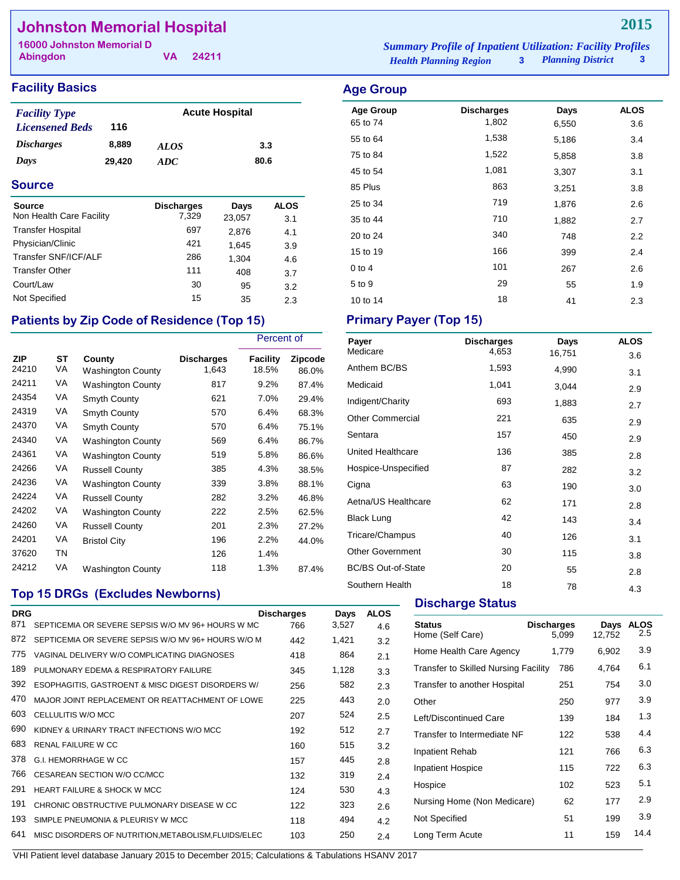# Johnston Memorial Hospital

**16000 Johnston Memorial D**
**Abingdon VA 24211**

**2015**

*Summary Profile of Inpatient Utilization: Facility Profiles*
*Health Planning Region* **3** *Planning District* **3**

## Facility Basics

| | | | |
|---|---|---|---|
| *Facility Type* | | Acute Hospital | |
| *Licensened Beds* | 116 | | |
| *Discharges* | 8,889 | *ALOS* | 3.3 |
| *Days* | 29,420 | *ADC* | 80.6 |

## Source

| Source | Discharges | Days | ALOS |
|---|---|---|---|
| Non Health Care Facility | 7,329 | 23,057 | 3.1 |
| Transfer Hospital | 697 | 2,876 | 4.1 |
| Physician/Clinic | 421 | 1,645 | 3.9 |
| Transfer SNF/ICF/ALF | 286 | 1,304 | 4.6 |
| Transfer Other | 111 | 408 | 3.7 |
| Court/Law | 30 | 95 | 3.2 |
| Not Specified | 15 | 35 | 2.3 |

## Patients by Zip Code of Residence (Top 15)

| | | | | Percent of | |
|---|---|---|---|---|---|
| ZIP | ST | County | Discharges | Facility | Zipcode |
| 24210 | VA | Washington County | 1,643 | 18.5% | 86.0% |
| 24211 | VA | Washington County | 817 | 9.2% | 87.4% |
| 24354 | VA | Smyth County | 621 | 7.0% | 29.4% |
| 24319 | VA | Smyth County | 570 | 6.4% | 68.3% |
| 24370 | VA | Smyth County | 570 | 6.4% | 75.1% |
| 24340 | VA | Washington County | 569 | 6.4% | 86.7% |
| 24361 | VA | Washington County | 519 | 5.8% | 86.6% |
| 24266 | VA | Russell County | 385 | 4.3% | 38.5% |
| 24236 | VA | Washington County | 339 | 3.8% | 88.1% |
| 24224 | VA | Russell County | 282 | 3.2% | 46.8% |
| 24202 | VA | Washington County | 222 | 2.5% | 62.5% |
| 24260 | VA | Russell County | 201 | 2.3% | 27.2% |
| 24201 | VA | Bristol City | 196 | 2.2% | 44.0% |
| 37620 | TN | | 126 | 1.4% | |
| 24212 | VA | Washington County | 118 | 1.3% | 87.4% |

## Top 15 DRGs (Excludes Newborns)

| DRG | | Discharges | Days | ALOS |
|---|---|---|---|---|
| 871 | SEPTICEMIA OR SEVERE SEPSIS W/O MV 96+ HOURS W MC | 766 | 3,527 | 4.6 |
| 872 | SEPTICEMIA OR SEVERE SEPSIS W/O MV 96+ HOURS W/O M | 442 | 1,421 | 3.2 |
| 775 | VAGINAL DELIVERY W/O COMPLICATING DIAGNOSES | 418 | 864 | 2.1 |
| 189 | PULMONARY EDEMA & RESPIRATORY FAILURE | 345 | 1,128 | 3.3 |
| 392 | ESOPHAGITIS, GASTROENT & MISC DIGEST DISORDERS W/ | 256 | 582 | 2.3 |
| 470 | MAJOR JOINT REPLACEMENT OR REATTACHMENT OF LOWE | 225 | 443 | 2.0 |
| 603 | CELLULITIS W/O MCC | 207 | 524 | 2.5 |
| 690 | KIDNEY & URINARY TRACT INFECTIONS W/O MCC | 192 | 512 | 2.7 |
| 683 | RENAL FAILURE W CC | 160 | 515 | 3.2 |
| 378 | G.I. HEMORRHAGE W CC | 157 | 445 | 2.8 |
| 766 | CESAREAN SECTION W/O CC/MCC | 132 | 319 | 2.4 |
| 291 | HEART FAILURE & SHOCK W MCC | 124 | 530 | 4.3 |
| 191 | CHRONIC OBSTRUCTIVE PULMONARY DISEASE W CC | 122 | 323 | 2.6 |
| 193 | SIMPLE PNEUMONIA & PLEURISY W MCC | 118 | 494 | 4.2 |
| 641 | MISC DISORDERS OF NUTRITION,METABOLISM,FLUIDS/ELEC | 103 | 250 | 2.4 |

## Age Group

| Age Group | Discharges | Days | ALOS |
|---|---|---|---|
| 65 to 74 | 1,802 | 6,550 | 3.6 |
| 55 to 64 | 1,538 | 5,186 | 3.4 |
| 75 to 84 | 1,522 | 5,858 | 3.8 |
| 45 to 54 | 1,081 | 3,307 | 3.1 |
| 85 Plus | 863 | 3,251 | 3.8 |
| 25 to 34 | 719 | 1,876 | 2.6 |
| 35 to 44 | 710 | 1,882 | 2.7 |
| 20 to 24 | 340 | 748 | 2.2 |
| 15 to 19 | 166 | 399 | 2.4 |
| 0 to 4 | 101 | 267 | 2.6 |
| 5 to 9 | 29 | 55 | 1.9 |
| 10 to 14 | 18 | 41 | 2.3 |

## Primary Payer (Top 15)

| Payer | Discharges | Days | ALOS |
|---|---|---|---|
| Medicare | 4,653 | 16,751 | 3.6 |
| Anthem BC/BS | 1,593 | 4,990 | 3.1 |
| Medicaid | 1,041 | 3,044 | 2.9 |
| Indigent/Charity | 693 | 1,883 | 2.7 |
| Other Commercial | 221 | 635 | 2.9 |
| Sentara | 157 | 450 | 2.9 |
| United Healthcare | 136 | 385 | 2.8 |
| Hospice-Unspecified | 87 | 282 | 3.2 |
| Cigna | 63 | 190 | 3.0 |
| Aetna/US Healthcare | 62 | 171 | 2.8 |
| Black Lung | 42 | 143 | 3.4 |
| Tricare/Champus | 40 | 126 | 3.1 |
| Other Government | 30 | 115 | 3.8 |
| BC/BS Out-of-State | 20 | 55 | 2.8 |
| Southern Health | 18 | 78 | 4.3 |

## Discharge Status

| Status | Discharges | Days | ALOS |
|---|---|---|---|
| Home (Self Care) | 5,099 | 12,752 | 2.5 |
| Home Health Care Agency | 1,779 | 6,902 | 3.9 |
| Transfer to Skilled Nursing Facility | 786 | 4,764 | 6.1 |
| Transfer to another Hospital | 251 | 754 | 3.0 |
| Other | 250 | 977 | 3.9 |
| Left/Discontinued Care | 139 | 184 | 1.3 |
| Transfer to Intermediate NF | 122 | 538 | 4.4 |
| Inpatient Rehab | 121 | 766 | 6.3 |
| Inpatient Hospice | 115 | 722 | 6.3 |
| Hospice | 102 | 523 | 5.1 |
| Nursing Home (Non Medicare) | 62 | 177 | 2.9 |
| Not Specified | 51 | 199 | 3.9 |
| Long Term Acute | 11 | 159 | 14.4 |

VHI Patient level database January 2015 to December 2015; Calculations & Tabulations HSANV 2017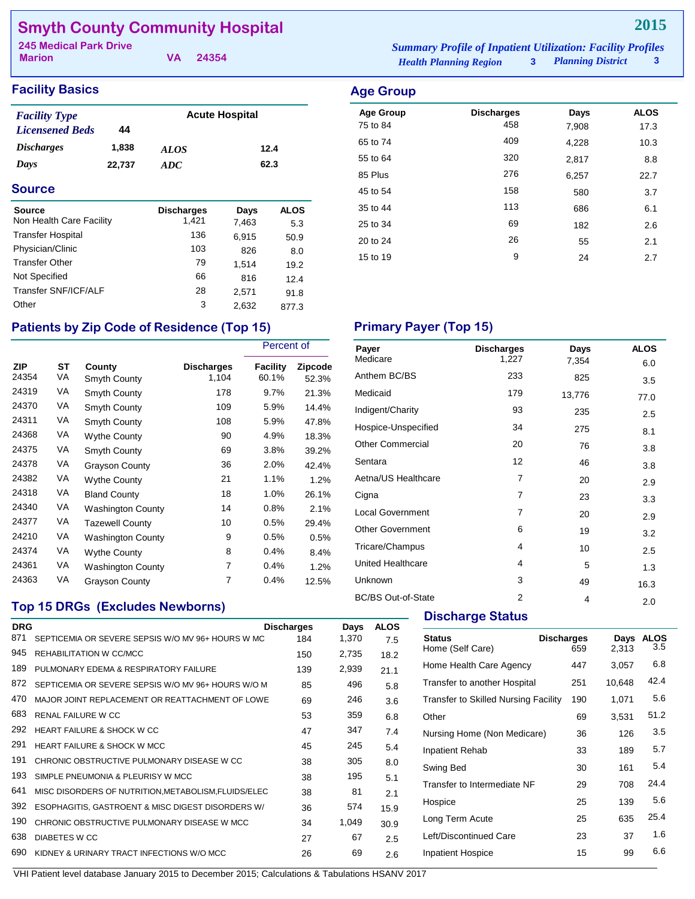# Smyth County Community Hospital

**2015**

245 Medical Park Drive
Marion VA 24354

*Summary Profile of Inpatient Utilization: Facility Profiles*
*Health Planning Region* 3 *Planning District* 3

## Facility Basics

| | | | |
|---|---|---|---|
| *Facility Type* | | Acute Hospital | |
| *Licensened Beds* | 44 | | |
| *Discharges* | 1,838 | *ALOS* | 12.4 |
| *Days* | 22,737 | *ADC* | 62.3 |

## Source

| Source | Discharges | Days | ALOS |
|---|---|---|---|
| Non Health Care Facility | 1,421 | 7,463 | 5.3 |
| Transfer Hospital | 136 | 6,915 | 50.9 |
| Physician/Clinic | 103 | 826 | 8.0 |
| Transfer Other | 79 | 1,514 | 19.2 |
| Not Specified | 66 | 816 | 12.4 |
| Transfer SNF/ICF/ALF | 28 | 2,571 | 91.8 |
| Other | 3 | 2,632 | 877.3 |

## Age Group

| Age Group | Discharges | Days | ALOS |
|---|---|---|---|
| 75 to 84 | 458 | 7,908 | 17.3 |
| 65 to 74 | 409 | 4,228 | 10.3 |
| 55 to 64 | 320 | 2,817 | 8.8 |
| 85 Plus | 276 | 6,257 | 22.7 |
| 45 to 54 | 158 | 580 | 3.7 |
| 35 to 44 | 113 | 686 | 6.1 |
| 25 to 34 | 69 | 182 | 2.6 |
| 20 to 24 | 26 | 55 | 2.1 |
| 15 to 19 | 9 | 24 | 2.7 |

## Patients by Zip Code of Residence (Top 15)

| | | | | Percent of | |
|---|---|---|---|---|---|
| ZIP | ST | County | Discharges | Facility | Zipcode |
| 24354 | VA | Smyth County | 1,104 | 60.1% | 52.3% |
| 24319 | VA | Smyth County | 178 | 9.7% | 21.3% |
| 24370 | VA | Smyth County | 109 | 5.9% | 14.4% |
| 24311 | VA | Smyth County | 108 | 5.9% | 47.8% |
| 24368 | VA | Wythe County | 90 | 4.9% | 18.3% |
| 24375 | VA | Smyth County | 69 | 3.8% | 39.2% |
| 24378 | VA | Grayson County | 36 | 2.0% | 42.4% |
| 24382 | VA | Wythe County | 21 | 1.1% | 1.2% |
| 24318 | VA | Bland County | 18 | 1.0% | 26.1% |
| 24340 | VA | Washington County | 14 | 0.8% | 2.1% |
| 24377 | VA | Tazewell County | 10 | 0.5% | 29.4% |
| 24210 | VA | Washington County | 9 | 0.5% | 0.5% |
| 24374 | VA | Wythe County | 8 | 0.4% | 8.4% |
| 24361 | VA | Washington County | 7 | 0.4% | 1.2% |
| 24363 | VA | Grayson County | 7 | 0.4% | 12.5% |

## Primary Payer (Top 15)

| Payer | Discharges | Days | ALOS |
|---|---|---|---|
| Medicare | 1,227 | 7,354 | 6.0 |
| Anthem BC/BS | 233 | 825 | 3.5 |
| Medicaid | 179 | 13,776 | 77.0 |
| Indigent/Charity | 93 | 235 | 2.5 |
| Hospice-Unspecified | 34 | 275 | 8.1 |
| Other Commercial | 20 | 76 | 3.8 |
| Sentara | 12 | 46 | 3.8 |
| Aetna/US Healthcare | 7 | 20 | 2.9 |
| Cigna | 7 | 23 | 3.3 |
| Local Government | 7 | 20 | 2.9 |
| Other Government | 6 | 19 | 3.2 |
| Tricare/Champus | 4 | 10 | 2.5 |
| United Healthcare | 4 | 5 | 1.3 |
| Unknown | 3 | 49 | 16.3 |
| BC/BS Out-of-State | 2 | 4 | 2.0 |

## Top 15 DRGs (Excludes Newborns)

| DRG | | Discharges | Days | ALOS |
|---|---|---|---|---|
| 871 | SEPTICEMIA OR SEVERE SEPSIS W/O MV 96+ HOURS W MC | 184 | 1,370 | 7.5 |
| 945 | REHABILITATION W CC/MCC | 150 | 2,735 | 18.2 |
| 189 | PULMONARY EDEMA & RESPIRATORY FAILURE | 139 | 2,939 | 21.1 |
| 872 | SEPTICEMIA OR SEVERE SEPSIS W/O MV 96+ HOURS W/O M | 85 | 496 | 5.8 |
| 470 | MAJOR JOINT REPLACEMENT OR REATTACHMENT OF LOWE | 69 | 246 | 3.6 |
| 683 | RENAL FAILURE W CC | 53 | 359 | 6.8 |
| 292 | HEART FAILURE & SHOCK W CC | 47 | 347 | 7.4 |
| 291 | HEART FAILURE & SHOCK W MCC | 45 | 245 | 5.4 |
| 191 | CHRONIC OBSTRUCTIVE PULMONARY DISEASE W CC | 38 | 305 | 8.0 |
| 193 | SIMPLE PNEUMONIA & PLEURISY W MCC | 38 | 195 | 5.1 |
| 641 | MISC DISORDERS OF NUTRITION,METABOLISM,FLUIDS/ELEC | 38 | 81 | 2.1 |
| 392 | ESOPHAGITIS, GASTROENT & MISC DIGEST DISORDERS W/ | 36 | 574 | 15.9 |
| 190 | CHRONIC OBSTRUCTIVE PULMONARY DISEASE W MCC | 34 | 1,049 | 30.9 |
| 638 | DIABETES W CC | 27 | 67 | 2.5 |
| 690 | KIDNEY & URINARY TRACT INFECTIONS W/O MCC | 26 | 69 | 2.6 |

## Discharge Status

| Status | Discharges | Days | ALOS |
|---|---|---|---|
| Home (Self Care) | 659 | 2,313 | 3.5 |
| Home Health Care Agency | 447 | 3,057 | 6.8 |
| Transfer to another Hospital | 251 | 10,648 | 42.4 |
| Transfer to Skilled Nursing Facility | 190 | 1,071 | 5.6 |
| Other | 69 | 3,531 | 51.2 |
| Nursing Home (Non Medicare) | 36 | 126 | 3.5 |
| Inpatient Rehab | 33 | 189 | 5.7 |
| Swing Bed | 30 | 161 | 5.4 |
| Transfer to Intermediate NF | 29 | 708 | 24.4 |
| Hospice | 25 | 139 | 5.6 |
| Long Term Acute | 25 | 635 | 25.4 |
| Left/Discontinued Care | 23 | 37 | 1.6 |
| Inpatient Hospice | 15 | 99 | 6.6 |

VHI Patient level database January 2015 to December 2015; Calculations & Tabulations HSANV 2017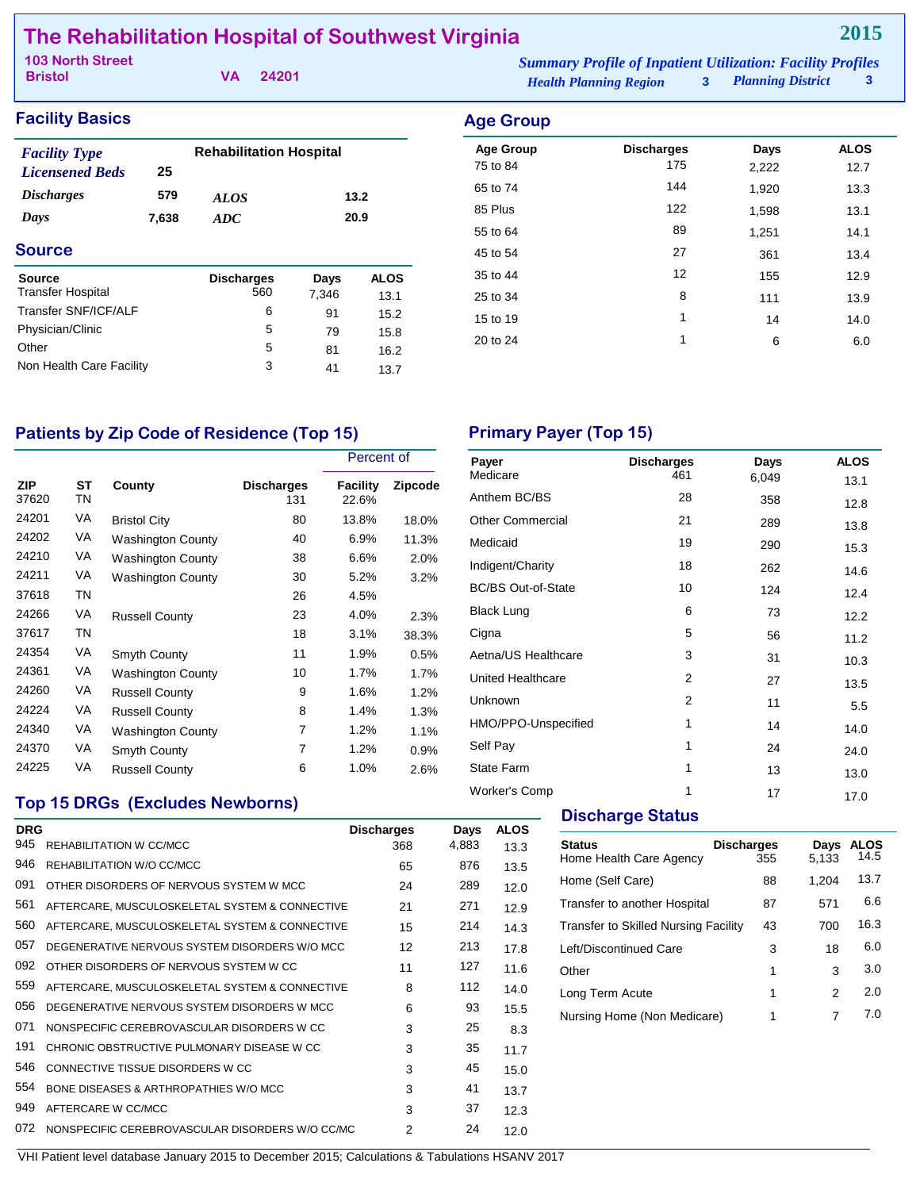# The Rehabilitation Hospital of Southwest Virginia

**2015**

103 North Street
Bristol VA 24201

*Summary Profile of Inpatient Utilization: Facility Profiles*
*Health Planning Region* 3 *Planning District* 3

## Facility Basics

| | | | |
|---|---|---|---|
| *Facility Type* | Rehabilitation Hospital | | |
| *Licensened Beds* | 25 | | |
| *Discharges* | 579 | *ALOS* | 13.2 |
| *Days* | 7,638 | *ADC* | 20.9 |

## Source

| Source | Discharges | Days | ALOS |
|---|---|---|---|
| Transfer Hospital | 560 | 7,346 | 13.1 |
| Transfer SNF/ICF/ALF | 6 | 91 | 15.2 |
| Physician/Clinic | 5 | 79 | 15.8 |
| Other | 5 | 81 | 16.2 |
| Non Health Care Facility | 3 | 41 | 13.7 |

## Age Group

| Age Group | Discharges | Days | ALOS |
|---|---|---|---|
| 75 to 84 | 175 | 2,222 | 12.7 |
| 65 to 74 | 144 | 1,920 | 13.3 |
| 85 Plus | 122 | 1,598 | 13.1 |
| 55 to 64 | 89 | 1,251 | 14.1 |
| 45 to 54 | 27 | 361 | 13.4 |
| 35 to 44 | 12 | 155 | 12.9 |
| 25 to 34 | 8 | 111 | 13.9 |
| 15 to 19 | 1 | 14 | 14.0 |
| 20 to 24 | 1 | 6 | 6.0 |

## Patients by Zip Code of Residence (Top 15)

| | | | | Percent of | |
|---|---|---|---|---|---|
| ZIP | ST | County | Discharges | Facility | Zipcode |
| 37620 | TN | | 131 | 22.6% | |
| 24201 | VA | Bristol City | 80 | 13.8% | 18.0% |
| 24202 | VA | Washington County | 40 | 6.9% | 11.3% |
| 24210 | VA | Washington County | 38 | 6.6% | 2.0% |
| 24211 | VA | Washington County | 30 | 5.2% | 3.2% |
| 37618 | TN | | 26 | 4.5% | |
| 24266 | VA | Russell County | 23 | 4.0% | 2.3% |
| 37617 | TN | | 18 | 3.1% | 38.3% |
| 24354 | VA | Smyth County | 11 | 1.9% | 0.5% |
| 24361 | VA | Washington County | 10 | 1.7% | 1.7% |
| 24260 | VA | Russell County | 9 | 1.6% | 1.2% |
| 24224 | VA | Russell County | 8 | 1.4% | 1.3% |
| 24340 | VA | Washington County | 7 | 1.2% | 1.1% |
| 24370 | VA | Smyth County | 7 | 1.2% | 0.9% |
| 24225 | VA | Russell County | 6 | 1.0% | 2.6% |

## Primary Payer (Top 15)

| Payer | Discharges | Days | ALOS |
|---|---|---|---|
| Medicare | 461 | 6,049 | 13.1 |
| Anthem BC/BS | 28 | 358 | 12.8 |
| Other Commercial | 21 | 289 | 13.8 |
| Medicaid | 19 | 290 | 15.3 |
| Indigent/Charity | 18 | 262 | 14.6 |
| BC/BS Out-of-State | 10 | 124 | 12.4 |
| Black Lung | 6 | 73 | 12.2 |
| Cigna | 5 | 56 | 11.2 |
| Aetna/US Healthcare | 3 | 31 | 10.3 |
| United Healthcare | 2 | 27 | 13.5 |
| Unknown | 2 | 11 | 5.5 |
| HMO/PPO-Unspecified | 1 | 14 | 14.0 |
| Self Pay | 1 | 24 | 24.0 |
| State Farm | 1 | 13 | 13.0 |
| Worker's Comp | 1 | 17 | 17.0 |

## Top 15 DRGs (Excludes Newborns)

| DRG | | Discharges | Days | ALOS |
|---|---|---|---|---|
| 945 | REHABILITATION W CC/MCC | 368 | 4,883 | 13.3 |
| 946 | REHABILITATION W/O CC/MCC | 65 | 876 | 13.5 |
| 091 | OTHER DISORDERS OF NERVOUS SYSTEM W MCC | 24 | 289 | 12.0 |
| 561 | AFTERCARE, MUSCULOSKELETAL SYSTEM & CONNECTIVE | 21 | 271 | 12.9 |
| 560 | AFTERCARE, MUSCULOSKELETAL SYSTEM & CONNECTIVE | 15 | 214 | 14.3 |
| 057 | DEGENERATIVE NERVOUS SYSTEM DISORDERS W/O MCC | 12 | 213 | 17.8 |
| 092 | OTHER DISORDERS OF NERVOUS SYSTEM W CC | 11 | 127 | 11.6 |
| 559 | AFTERCARE, MUSCULOSKELETAL SYSTEM & CONNECTIVE | 8 | 112 | 14.0 |
| 056 | DEGENERATIVE NERVOUS SYSTEM DISORDERS W MCC | 6 | 93 | 15.5 |
| 071 | NONSPECIFIC CEREBROVASCULAR DISORDERS W CC | 3 | 25 | 8.3 |
| 191 | CHRONIC OBSTRUCTIVE PULMONARY DISEASE W CC | 3 | 35 | 11.7 |
| 546 | CONNECTIVE TISSUE DISORDERS W CC | 3 | 45 | 15.0 |
| 554 | BONE DISEASES & ARTHROPATHIES W/O MCC | 3 | 41 | 13.7 |
| 949 | AFTERCARE W CC/MCC | 3 | 37 | 12.3 |
| 072 | NONSPECIFIC CEREBROVASCULAR DISORDERS W/O CC/MC | 2 | 24 | 12.0 |

## Discharge Status

| Status | Discharges | Days | ALOS |
|---|---|---|---|
| Home Health Care Agency | 355 | 5,133 | 14.5 |
| Home (Self Care) | 88 | 1,204 | 13.7 |
| Transfer to another Hospital | 87 | 571 | 6.6 |
| Transfer to Skilled Nursing Facility | 43 | 700 | 16.3 |
| Left/Discontinued Care | 3 | 18 | 6.0 |
| Other | 1 | 3 | 3.0 |
| Long Term Acute | 1 | 2 | 2.0 |
| Nursing Home (Non Medicare) | 1 | 7 | 7.0 |

VHI Patient level database January 2015 to December 2015; Calculations & Tabulations HSANV 2017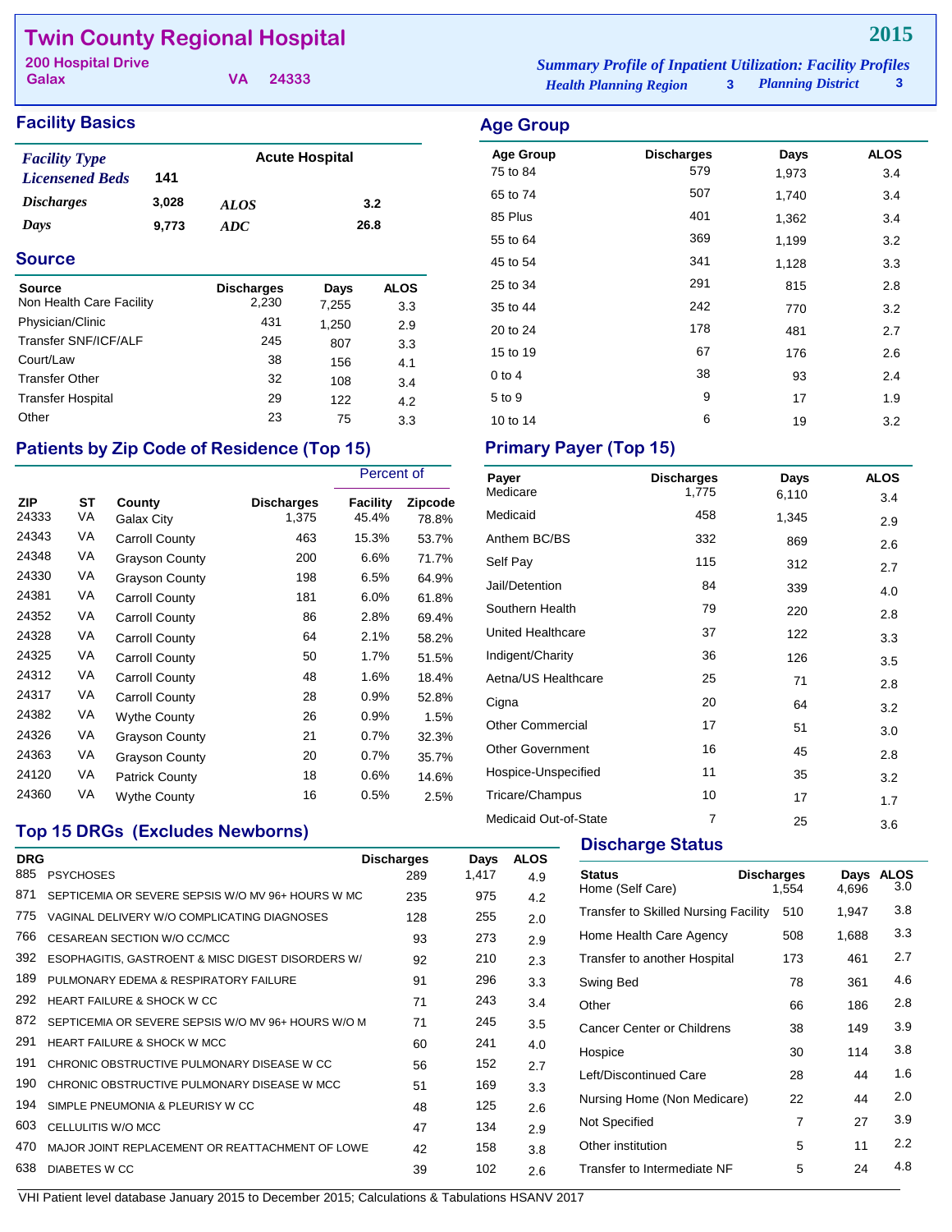# Twin County Regional Hospital

**2015**

200 Hospital Drive
Galax VA 24333

*Summary Profile of Inpatient Utilization: Facility Profiles*
*Health Planning Region* 3 *Planning District* 3

## Facility Basics

| | | | |
|---|---|---|---|
| *Facility Type* | | Acute Hospital | |
| *Licensened Beds* | 141 | | |
| *Discharges* | 3,028 | *ALOS* | 3.2 |
| *Days* | 9,773 | *ADC* | 26.8 |

## Source

| Source | Discharges | Days | ALOS |
|---|---|---|---|
| Non Health Care Facility | 2,230 | 7,255 | 3.3 |
| Physician/Clinic | 431 | 1,250 | 2.9 |
| Transfer SNF/ICF/ALF | 245 | 807 | 3.3 |
| Court/Law | 38 | 156 | 4.1 |
| Transfer Other | 32 | 108 | 3.4 |
| Transfer Hospital | 29 | 122 | 4.2 |
| Other | 23 | 75 | 3.3 |

## Patients by Zip Code of Residence (Top 15)

| ZIP | ST | County | Discharges | Percent of Facility | Percent of Zipcode |
|---|---|---|---|---|---|
| 24333 | VA | Galax City | 1,375 | 45.4% | 78.8% |
| 24343 | VA | Carroll County | 463 | 15.3% | 53.7% |
| 24348 | VA | Grayson County | 200 | 6.6% | 71.7% |
| 24330 | VA | Grayson County | 198 | 6.5% | 64.9% |
| 24381 | VA | Carroll County | 181 | 6.0% | 61.8% |
| 24352 | VA | Carroll County | 86 | 2.8% | 69.4% |
| 24328 | VA | Carroll County | 64 | 2.1% | 58.2% |
| 24325 | VA | Carroll County | 50 | 1.7% | 51.5% |
| 24312 | VA | Carroll County | 48 | 1.6% | 18.4% |
| 24317 | VA | Carroll County | 28 | 0.9% | 52.8% |
| 24382 | VA | Wythe County | 26 | 0.9% | 1.5% |
| 24326 | VA | Grayson County | 21 | 0.7% | 32.3% |
| 24363 | VA | Grayson County | 20 | 0.7% | 35.7% |
| 24120 | VA | Patrick County | 18 | 0.6% | 14.6% |
| 24360 | VA | Wythe County | 16 | 0.5% | 2.5% |

## Top 15 DRGs (Excludes Newborns)

| DRG | | Discharges | Days | ALOS |
|---|---|---|---|---|
| 885 | PSYCHOSES | 289 | 1,417 | 4.9 |
| 871 | SEPTICEMIA OR SEVERE SEPSIS W/O MV 96+ HOURS W MC | 235 | 975 | 4.2 |
| 775 | VAGINAL DELIVERY W/O COMPLICATING DIAGNOSES | 128 | 255 | 2.0 |
| 766 | CESAREAN SECTION W/O CC/MCC | 93 | 273 | 2.9 |
| 392 | ESOPHAGITIS, GASTROENT & MISC DIGEST DISORDERS W/ | 92 | 210 | 2.3 |
| 189 | PULMONARY EDEMA & RESPIRATORY FAILURE | 91 | 296 | 3.3 |
| 292 | HEART FAILURE & SHOCK W CC | 71 | 243 | 3.4 |
| 872 | SEPTICEMIA OR SEVERE SEPSIS W/O MV 96+ HOURS W/O M | 71 | 245 | 3.5 |
| 291 | HEART FAILURE & SHOCK W MCC | 60 | 241 | 4.0 |
| 191 | CHRONIC OBSTRUCTIVE PULMONARY DISEASE W CC | 56 | 152 | 2.7 |
| 190 | CHRONIC OBSTRUCTIVE PULMONARY DISEASE W MCC | 51 | 169 | 3.3 |
| 194 | SIMPLE PNEUMONIA & PLEURISY W CC | 48 | 125 | 2.6 |
| 603 | CELLULITIS W/O MCC | 47 | 134 | 2.9 |
| 470 | MAJOR JOINT REPLACEMENT OR REATTACHMENT OF LOWE | 42 | 158 | 3.8 |
| 638 | DIABETES W CC | 39 | 102 | 2.6 |

## Age Group

| Age Group | Discharges | Days | ALOS |
|---|---|---|---|
| 75 to 84 | 579 | 1,973 | 3.4 |
| 65 to 74 | 507 | 1,740 | 3.4 |
| 85 Plus | 401 | 1,362 | 3.4 |
| 55 to 64 | 369 | 1,199 | 3.2 |
| 45 to 54 | 341 | 1,128 | 3.3 |
| 25 to 34 | 291 | 815 | 2.8 |
| 35 to 44 | 242 | 770 | 3.2 |
| 20 to 24 | 178 | 481 | 2.7 |
| 15 to 19 | 67 | 176 | 2.6 |
| 0 to 4 | 38 | 93 | 2.4 |
| 5 to 9 | 9 | 17 | 1.9 |
| 10 to 14 | 6 | 19 | 3.2 |

## Primary Payer (Top 15)

| Payer | Discharges | Days | ALOS |
|---|---|---|---|
| Medicare | 1,775 | 6,110 | 3.4 |
| Medicaid | 458 | 1,345 | 2.9 |
| Anthem BC/BS | 332 | 869 | 2.6 |
| Self Pay | 115 | 312 | 2.7 |
| Jail/Detention | 84 | 339 | 4.0 |
| Southern Health | 79 | 220 | 2.8 |
| United Healthcare | 37 | 122 | 3.3 |
| Indigent/Charity | 36 | 126 | 3.5 |
| Aetna/US Healthcare | 25 | 71 | 2.8 |
| Cigna | 20 | 64 | 3.2 |
| Other Commercial | 17 | 51 | 3.0 |
| Other Government | 16 | 45 | 2.8 |
| Hospice-Unspecified | 11 | 35 | 3.2 |
| Tricare/Champus | 10 | 17 | 1.7 |
| Medicaid Out-of-State | 7 | 25 | 3.6 |

## Discharge Status

| Status | Discharges | Days | ALOS |
|---|---|---|---|
| Home (Self Care) | 1,554 | 4,696 | 3.0 |
| Transfer to Skilled Nursing Facility | 510 | 1,947 | 3.8 |
| Home Health Care Agency | 508 | 1,688 | 3.3 |
| Transfer to another Hospital | 173 | 461 | 2.7 |
| Swing Bed | 78 | 361 | 4.6 |
| Other | 66 | 186 | 2.8 |
| Cancer Center or Childrens | 38 | 149 | 3.9 |
| Hospice | 30 | 114 | 3.8 |
| Left/Discontinued Care | 28 | 44 | 1.6 |
| Nursing Home (Non Medicare) | 22 | 44 | 2.0 |
| Not Specified | 7 | 27 | 3.9 |
| Other institution | 5 | 11 | 2.2 |
| Transfer to Intermediate NF | 5 | 24 | 4.8 |

VHI Patient level database January 2015 to December 2015; Calculations & Tabulations HSANV 2017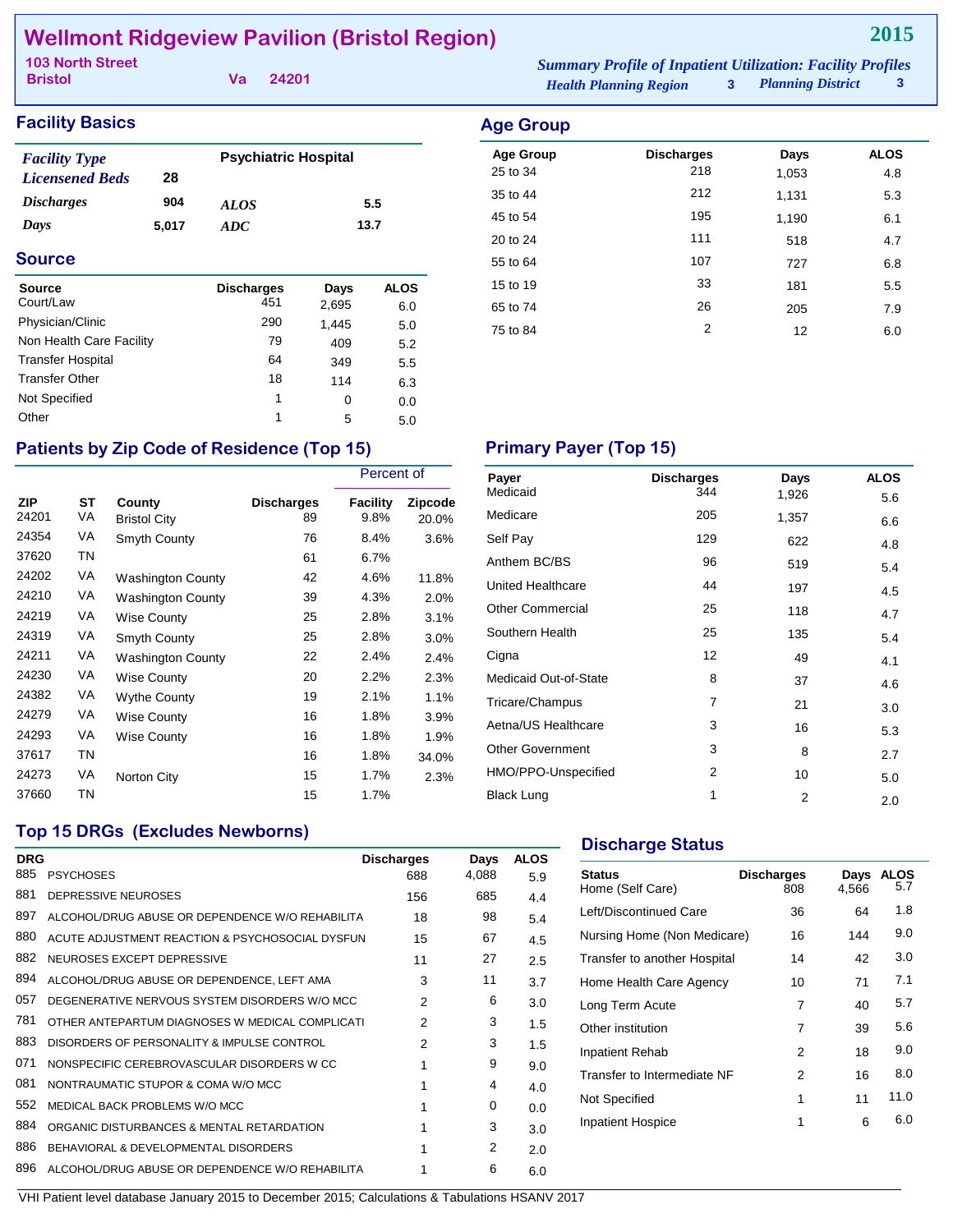# Wellmont Ridgeview Pavilion (Bristol Region)

**2015**

103 North Street
Bristol Va 24201

*Summary Profile of Inpatient Utilization: Facility Profiles*
*Health Planning Region* 3 *Planning District* 3

## Facility Basics

| | | | |
|---|---|---|---|
| *Facility Type* | | Psychiatric Hospital | |
| *Licensened Beds* | 28 | | |
| *Discharges* | 904 | *ALOS* | 5.5 |
| *Days* | 5,017 | *ADC* | 13.7 |

## Age Group

| Age Group | Discharges | Days | ALOS |
|---|---|---|---|
| 25 to 34 | 218 | 1,053 | 4.8 |
| 35 to 44 | 212 | 1,131 | 5.3 |
| 45 to 54 | 195 | 1,190 | 6.1 |
| 20 to 24 | 111 | 518 | 4.7 |
| 55 to 64 | 107 | 727 | 6.8 |
| 15 to 19 | 33 | 181 | 5.5 |
| 65 to 74 | 26 | 205 | 7.9 |
| 75 to 84 | 2 | 12 | 6.0 |

## Source

| Source | Discharges | Days | ALOS |
|---|---|---|---|
| Court/Law | 451 | 2,695 | 6.0 |
| Physician/Clinic | 290 | 1,445 | 5.0 |
| Non Health Care Facility | 79 | 409 | 5.2 |
| Transfer Hospital | 64 | 349 | 5.5 |
| Transfer Other | 18 | 114 | 6.3 |
| Not Specified | 1 | 0 | 0.0 |
| Other | 1 | 5 | 5.0 |

## Patients by Zip Code of Residence (Top 15)

| | | | | Percent of | |
|---|---|---|---|---|---|
| ZIP | ST | County | Discharges | Facility | Zipcode |
| 24201 | VA | Bristol City | 89 | 9.8% | 20.0% |
| 24354 | VA | Smyth County | 76 | 8.4% | 3.6% |
| 37620 | TN | | 61 | 6.7% | |
| 24202 | VA | Washington County | 42 | 4.6% | 11.8% |
| 24210 | VA | Washington County | 39 | 4.3% | 2.0% |
| 24219 | VA | Wise County | 25 | 2.8% | 3.1% |
| 24319 | VA | Smyth County | 25 | 2.8% | 3.0% |
| 24211 | VA | Washington County | 22 | 2.4% | 2.4% |
| 24230 | VA | Wise County | 20 | 2.2% | 2.3% |
| 24382 | VA | Wythe County | 19 | 2.1% | 1.1% |
| 24279 | VA | Wise County | 16 | 1.8% | 3.9% |
| 24293 | VA | Wise County | 16 | 1.8% | 1.9% |
| 37617 | TN | | 16 | 1.8% | 34.0% |
| 24273 | VA | Norton City | 15 | 1.7% | 2.3% |
| 37660 | TN | | 15 | 1.7% | |

## Primary Payer (Top 15)

| Payer | Discharges | Days | ALOS |
|---|---|---|---|
| Medicaid | 344 | 1,926 | 5.6 |
| Medicare | 205 | 1,357 | 6.6 |
| Self Pay | 129 | 622 | 4.8 |
| Anthem BC/BS | 96 | 519 | 5.4 |
| United Healthcare | 44 | 197 | 4.5 |
| Other Commercial | 25 | 118 | 4.7 |
| Southern Health | 25 | 135 | 5.4 |
| Cigna | 12 | 49 | 4.1 |
| Medicaid Out-of-State | 8 | 37 | 4.6 |
| Tricare/Champus | 7 | 21 | 3.0 |
| Aetna/US Healthcare | 3 | 16 | 5.3 |
| Other Government | 3 | 8 | 2.7 |
| HMO/PPO-Unspecified | 2 | 10 | 5.0 |
| Black Lung | 1 | 2 | 2.0 |

## Top 15 DRGs (Excludes Newborns)

| DRG | | Discharges | Days | ALOS |
|---|---|---|---|---|
| 885 | PSYCHOSES | 688 | 4,088 | 5.9 |
| 881 | DEPRESSIVE NEUROSES | 156 | 685 | 4.4 |
| 897 | ALCOHOL/DRUG ABUSE OR DEPENDENCE W/O REHABILITA | 18 | 98 | 5.4 |
| 880 | ACUTE ADJUSTMENT REACTION & PSYCHOSOCIAL DYSFUN | 15 | 67 | 4.5 |
| 882 | NEUROSES EXCEPT DEPRESSIVE | 11 | 27 | 2.5 |
| 894 | ALCOHOL/DRUG ABUSE OR DEPENDENCE, LEFT AMA | 3 | 11 | 3.7 |
| 057 | DEGENERATIVE NERVOUS SYSTEM DISORDERS W/O MCC | 2 | 6 | 3.0 |
| 781 | OTHER ANTEPARTUM DIAGNOSES W MEDICAL COMPLICATI | 2 | 3 | 1.5 |
| 883 | DISORDERS OF PERSONALITY & IMPULSE CONTROL | 2 | 3 | 1.5 |
| 071 | NONSPECIFIC CEREBROVASCULAR DISORDERS W CC | 1 | 9 | 9.0 |
| 081 | NONTRAUMATIC STUPOR & COMA W/O MCC | 1 | 4 | 4.0 |
| 552 | MEDICAL BACK PROBLEMS W/O MCC | 1 | 0 | 0.0 |
| 884 | ORGANIC DISTURBANCES & MENTAL RETARDATION | 1 | 3 | 3.0 |
| 886 | BEHAVIORAL & DEVELOPMENTAL DISORDERS | 1 | 2 | 2.0 |
| 896 | ALCOHOL/DRUG ABUSE OR DEPENDENCE W/O REHABILITA | 1 | 6 | 6.0 |

## Discharge Status

| Status | Discharges | Days | ALOS |
|---|---|---|---|
| Home (Self Care) | 808 | 4,566 | 5.7 |
| Left/Discontinued Care | 36 | 64 | 1.8 |
| Nursing Home (Non Medicare) | 16 | 144 | 9.0 |
| Transfer to another Hospital | 14 | 42 | 3.0 |
| Home Health Care Agency | 10 | 71 | 7.1 |
| Long Term Acute | 7 | 40 | 5.7 |
| Other institution | 7 | 39 | 5.6 |
| Inpatient Rehab | 2 | 18 | 9.0 |
| Transfer to Intermediate NF | 2 | 16 | 8.0 |
| Not Specified | 1 | 11 | 11.0 |
| Inpatient Hospice | 1 | 6 | 6.0 |

VHI Patient level database January 2015 to December 2015; Calculations & Tabulations HSANV 2017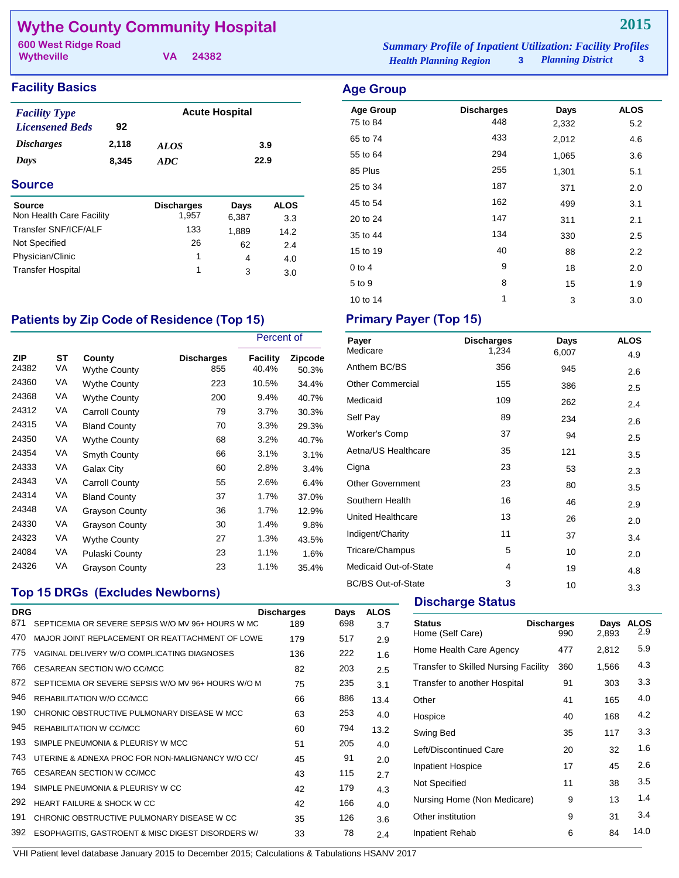# Wythe County Community Hospital

**2015**

600 West Ridge Road
Wytheville VA 24382

*Summary Profile of Inpatient Utilization: Facility Profiles*
*Health Planning Region* 3 *Planning District* 3

## Facility Basics

| | | | |
|---|---|---|---|
| *Facility Type* | | Acute Hospital | |
| *Licensened Beds* | 92 | | |
| *Discharges* | 2,118 | *ALOS* | 3.9 |
| *Days* | 8,345 | *ADC* | 22.9 |

## Source

| Source | Discharges | Days | ALOS |
|---|---|---|---|
| Non Health Care Facility | 1,957 | 6,387 | 3.3 |
| Transfer SNF/ICF/ALF | 133 | 1,889 | 14.2 |
| Not Specified | 26 | 62 | 2.4 |
| Physician/Clinic | 1 | 4 | 4.0 |
| Transfer Hospital | 1 | 3 | 3.0 |

## Age Group

| Age Group | Discharges | Days | ALOS |
|---|---|---|---|
| 75 to 84 | 448 | 2,332 | 5.2 |
| 65 to 74 | 433 | 2,012 | 4.6 |
| 55 to 64 | 294 | 1,065 | 3.6 |
| 85 Plus | 255 | 1,301 | 5.1 |
| 25 to 34 | 187 | 371 | 2.0 |
| 45 to 54 | 162 | 499 | 3.1 |
| 20 to 24 | 147 | 311 | 2.1 |
| 35 to 44 | 134 | 330 | 2.5 |
| 15 to 19 | 40 | 88 | 2.2 |
| 0 to 4 | 9 | 18 | 2.0 |
| 5 to 9 | 8 | 15 | 1.9 |
| 10 to 14 | 1 | 3 | 3.0 |

## Patients by Zip Code of Residence (Top 15)

| | | | | Percent of | |
|---|---|---|---|---|---|
| ZIP | ST | County | Discharges | Facility | Zipcode |
| 24382 | VA | Wythe County | 855 | 40.4% | 50.3% |
| 24360 | VA | Wythe County | 223 | 10.5% | 34.4% |
| 24368 | VA | Wythe County | 200 | 9.4% | 40.7% |
| 24312 | VA | Carroll County | 79 | 3.7% | 30.3% |
| 24315 | VA | Bland County | 70 | 3.3% | 29.3% |
| 24350 | VA | Wythe County | 68 | 3.2% | 40.7% |
| 24354 | VA | Smyth County | 66 | 3.1% | 3.1% |
| 24333 | VA | Galax City | 60 | 2.8% | 3.4% |
| 24343 | VA | Carroll County | 55 | 2.6% | 6.4% |
| 24314 | VA | Bland County | 37 | 1.7% | 37.0% |
| 24348 | VA | Grayson County | 36 | 1.7% | 12.9% |
| 24330 | VA | Grayson County | 30 | 1.4% | 9.8% |
| 24323 | VA | Wythe County | 27 | 1.3% | 43.5% |
| 24084 | VA | Pulaski County | 23 | 1.1% | 1.6% |
| 24326 | VA | Grayson County | 23 | 1.1% | 35.4% |

## Primary Payer (Top 15)

| Payer | Discharges | Days | ALOS |
|---|---|---|---|
| Medicare | 1,234 | 6,007 | 4.9 |
| Anthem BC/BS | 356 | 945 | 2.6 |
| Other Commercial | 155 | 386 | 2.5 |
| Medicaid | 109 | 262 | 2.4 |
| Self Pay | 89 | 234 | 2.6 |
| Worker's Comp | 37 | 94 | 2.5 |
| Aetna/US Healthcare | 35 | 121 | 3.5 |
| Cigna | 23 | 53 | 2.3 |
| Other Government | 23 | 80 | 3.5 |
| Southern Health | 16 | 46 | 2.9 |
| United Healthcare | 13 | 26 | 2.0 |
| Indigent/Charity | 11 | 37 | 3.4 |
| Tricare/Champus | 5 | 10 | 2.0 |
| Medicaid Out-of-State | 4 | 19 | 4.8 |
| BC/BS Out-of-State | 3 | 10 | 3.3 |

## Top 15 DRGs (Excludes Newborns)

| DRG | | Discharges | Days | ALOS |
|---|---|---|---|---|
| 871 | SEPTICEMIA OR SEVERE SEPSIS W/O MV 96+ HOURS W MC | 189 | 698 | 3.7 |
| 470 | MAJOR JOINT REPLACEMENT OR REATTACHMENT OF LOWE | 179 | 517 | 2.9 |
| 775 | VAGINAL DELIVERY W/O COMPLICATING DIAGNOSES | 136 | 222 | 1.6 |
| 766 | CESAREAN SECTION W/O CC/MCC | 82 | 203 | 2.5 |
| 872 | SEPTICEMIA OR SEVERE SEPSIS W/O MV 96+ HOURS W/O M | 75 | 235 | 3.1 |
| 946 | REHABILITATION W/O CC/MCC | 66 | 886 | 13.4 |
| 190 | CHRONIC OBSTRUCTIVE PULMONARY DISEASE W MCC | 63 | 253 | 4.0 |
| 945 | REHABILITATION W CC/MCC | 60 | 794 | 13.2 |
| 193 | SIMPLE PNEUMONIA & PLEURISY W MCC | 51 | 205 | 4.0 |
| 743 | UTERINE & ADNEXA PROC FOR NON-MALIGNANCY W/O CC/ | 45 | 91 | 2.0 |
| 765 | CESAREAN SECTION W CC/MCC | 43 | 115 | 2.7 |
| 194 | SIMPLE PNEUMONIA & PLEURISY W CC | 42 | 179 | 4.3 |
| 292 | HEART FAILURE & SHOCK W CC | 42 | 166 | 4.0 |
| 191 | CHRONIC OBSTRUCTIVE PULMONARY DISEASE W CC | 35 | 126 | 3.6 |
| 392 | ESOPHAGITIS, GASTROENT & MISC DIGEST DISORDERS W/ | 33 | 78 | 2.4 |

## Discharge Status

| Status | Discharges | Days | ALOS |
|---|---|---|---|
| Home (Self Care) | 990 | 2,893 | 2.9 |
| Home Health Care Agency | 477 | 2,812 | 5.9 |
| Transfer to Skilled Nursing Facility | 360 | 1,566 | 4.3 |
| Transfer to another Hospital | 91 | 303 | 3.3 |
| Other | 41 | 165 | 4.0 |
| Hospice | 40 | 168 | 4.2 |
| Swing Bed | 35 | 117 | 3.3 |
| Left/Discontinued Care | 20 | 32 | 1.6 |
| Inpatient Hospice | 17 | 45 | 2.6 |
| Not Specified | 11 | 38 | 3.5 |
| Nursing Home (Non Medicare) | 9 | 13 | 1.4 |
| Other institution | 9 | 31 | 3.4 |
| Inpatient Rehab | 6 | 84 | 14.0 |

VHI Patient level database January 2015 to December 2015; Calculations & Tabulations HSANV 2017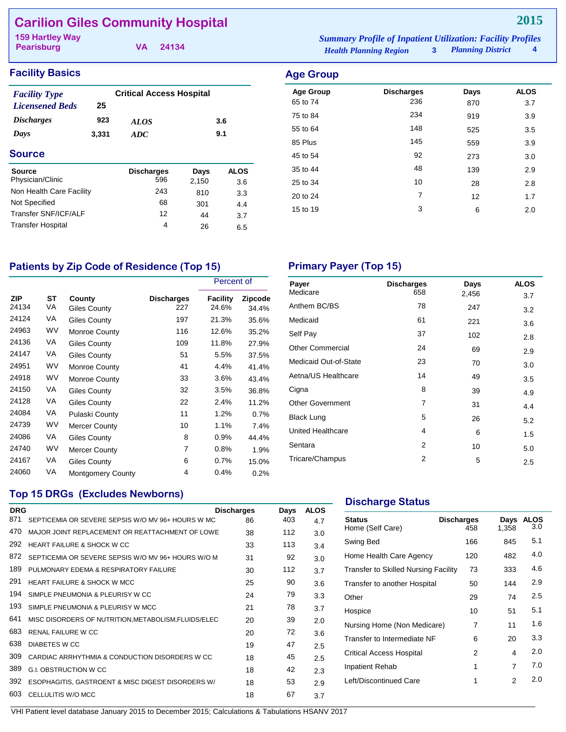# Carilion Giles Community Hospital

**2015**

159 Hartley Way
Pearisburg VA 24134

*Summary Profile of Inpatient Utilization: Facility Profiles*
*Health Planning Region* 3 *Planning District* 4

## Facility Basics

| | | | |
|---|---|---|---|
| *Facility Type* | Critical Access Hospital | | |
| *Licensened Beds* | 25 | | |
| *Discharges* | 923 | *ALOS* | 3.6 |
| *Days* | 3,331 | *ADC* | 9.1 |

## Source

| Source | Discharges | Days | ALOS |
|---|---|---|---|
| Physician/Clinic | 596 | 2,150 | 3.6 |
| Non Health Care Facility | 243 | 810 | 3.3 |
| Not Specified | 68 | 301 | 4.4 |
| Transfer SNF/ICF/ALF | 12 | 44 | 3.7 |
| Transfer Hospital | 4 | 26 | 6.5 |

## Age Group

| Age Group | Discharges | Days | ALOS |
|---|---|---|---|
| 65 to 74 | 236 | 870 | 3.7 |
| 75 to 84 | 234 | 919 | 3.9 |
| 55 to 64 | 148 | 525 | 3.5 |
| 85 Plus | 145 | 559 | 3.9 |
| 45 to 54 | 92 | 273 | 3.0 |
| 35 to 44 | 48 | 139 | 2.9 |
| 25 to 34 | 10 | 28 | 2.8 |
| 20 to 24 | 7 | 12 | 1.7 |
| 15 to 19 | 3 | 6 | 2.0 |

## Patients by Zip Code of Residence (Top 15)

| | | | | Percent of | |
|---|---|---|---|---|---|
| ZIP | ST | County | Discharges | Facility | Zipcode |
| 24134 | VA | Giles County | 227 | 24.6% | 34.4% |
| 24124 | VA | Giles County | 197 | 21.3% | 35.6% |
| 24963 | WV | Monroe County | 116 | 12.6% | 35.2% |
| 24136 | VA | Giles County | 109 | 11.8% | 27.9% |
| 24147 | VA | Giles County | 51 | 5.5% | 37.5% |
| 24951 | WV | Monroe County | 41 | 4.4% | 41.4% |
| 24918 | WV | Monroe County | 33 | 3.6% | 43.4% |
| 24150 | VA | Giles County | 32 | 3.5% | 36.8% |
| 24128 | VA | Giles County | 22 | 2.4% | 11.2% |
| 24084 | VA | Pulaski County | 11 | 1.2% | 0.7% |
| 24739 | WV | Mercer County | 10 | 1.1% | 7.4% |
| 24086 | VA | Giles County | 8 | 0.9% | 44.4% |
| 24740 | WV | Mercer County | 7 | 0.8% | 1.9% |
| 24167 | VA | Giles County | 6 | 0.7% | 15.0% |
| 24060 | VA | Montgomery County | 4 | 0.4% | 0.2% |

## Primary Payer (Top 15)

| Payer | Discharges | Days | ALOS |
|---|---|---|---|
| Medicare | 658 | 2,456 | 3.7 |
| Anthem BC/BS | 78 | 247 | 3.2 |
| Medicaid | 61 | 221 | 3.6 |
| Self Pay | 37 | 102 | 2.8 |
| Other Commercial | 24 | 69 | 2.9 |
| Medicaid Out-of-State | 23 | 70 | 3.0 |
| Aetna/US Healthcare | 14 | 49 | 3.5 |
| Cigna | 8 | 39 | 4.9 |
| Other Government | 7 | 31 | 4.4 |
| Black Lung | 5 | 26 | 5.2 |
| United Healthcare | 4 | 6 | 1.5 |
| Sentara | 2 | 10 | 5.0 |
| Tricare/Champus | 2 | 5 | 2.5 |

## Top 15 DRGs (Excludes Newborns)

| DRG | | Discharges | Days | ALOS |
|---|---|---|---|---|
| 871 | SEPTICEMIA OR SEVERE SEPSIS W/O MV 96+ HOURS W MC | 86 | 403 | 4.7 |
| 470 | MAJOR JOINT REPLACEMENT OR REATTACHMENT OF LOWE | 38 | 112 | 3.0 |
| 292 | HEART FAILURE & SHOCK W CC | 33 | 113 | 3.4 |
| 872 | SEPTICEMIA OR SEVERE SEPSIS W/O MV 96+ HOURS W/O M | 31 | 92 | 3.0 |
| 189 | PULMONARY EDEMA & RESPIRATORY FAILURE | 30 | 112 | 3.7 |
| 291 | HEART FAILURE & SHOCK W MCC | 25 | 90 | 3.6 |
| 194 | SIMPLE PNEUMONIA & PLEURISY W CC | 24 | 79 | 3.3 |
| 193 | SIMPLE PNEUMONIA & PLEURISY W MCC | 21 | 78 | 3.7 |
| 641 | MISC DISORDERS OF NUTRITION,METABOLISM,FLUIDS/ELEC | 20 | 39 | 2.0 |
| 683 | RENAL FAILURE W CC | 20 | 72 | 3.6 |
| 638 | DIABETES W CC | 19 | 47 | 2.5 |
| 309 | CARDIAC ARRHYTHMIA & CONDUCTION DISORDERS W CC | 18 | 45 | 2.5 |
| 389 | G.I. OBSTRUCTION W CC | 18 | 42 | 2.3 |
| 392 | ESOPHAGITIS, GASTROENT & MISC DIGEST DISORDERS W/ | 18 | 53 | 2.9 |
| 603 | CELLULITIS W/O MCC | 18 | 67 | 3.7 |

## Discharge Status

| Status | Discharges | Days | ALOS |
|---|---|---|---|
| Home (Self Care) | 458 | 1,358 | 3.0 |
| Swing Bed | 166 | 845 | 5.1 |
| Home Health Care Agency | 120 | 482 | 4.0 |
| Transfer to Skilled Nursing Facility | 73 | 333 | 4.6 |
| Transfer to another Hospital | 50 | 144 | 2.9 |
| Other | 29 | 74 | 2.5 |
| Hospice | 10 | 51 | 5.1 |
| Nursing Home (Non Medicare) | 7 | 11 | 1.6 |
| Transfer to Intermediate NF | 6 | 20 | 3.3 |
| Critical Access Hospital | 2 | 4 | 2.0 |
| Inpatient Rehab | 1 | 7 | 7.0 |
| Left/Discontinued Care | 1 | 2 | 2.0 |

VHI Patient level database January 2015 to December 2015; Calculations & Tabulations HSANV 2017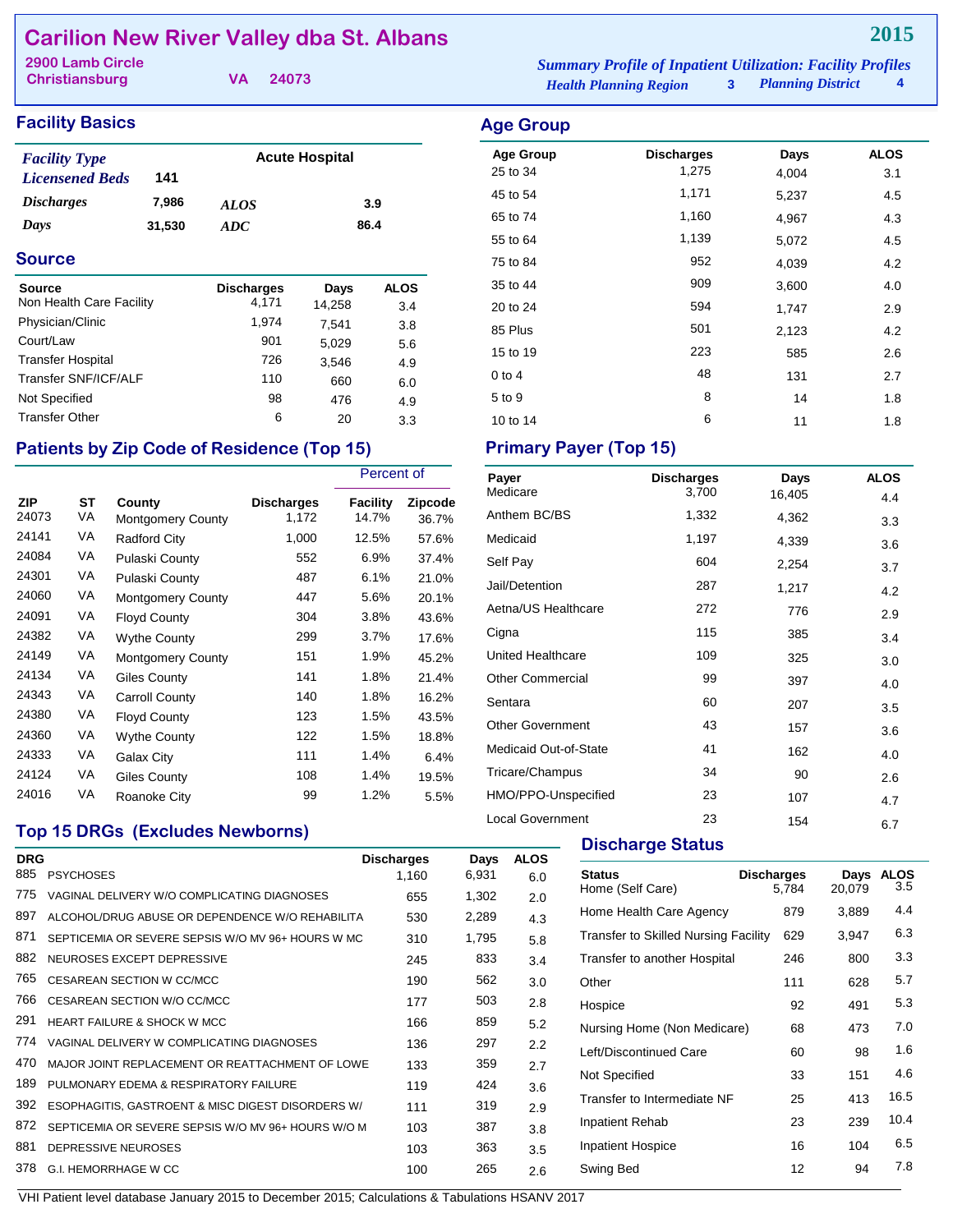# Carilion New River Valley dba St. Albans

**2015**

2900 Lamb Circle
Christiansburg VA 24073

*Summary Profile of Inpatient Utilization: Facility Profiles*
*Health Planning Region* 3 *Planning District* 4

## Facility Basics

| | | | |
|---|---|---|---|
| *Facility Type* | | Acute Hospital | |
| *Licensened Beds* | 141 | | |
| *Discharges* | 7,986 | *ALOS* | 3.9 |
| *Days* | 31,530 | *ADC* | 86.4 |

## Source

| Source | Discharges | Days | ALOS |
|---|---|---|---|
| Non Health Care Facility | 4,171 | 14,258 | 3.4 |
| Physician/Clinic | 1,974 | 7,541 | 3.8 |
| Court/Law | 901 | 5,029 | 5.6 |
| Transfer Hospital | 726 | 3,546 | 4.9 |
| Transfer SNF/ICF/ALF | 110 | 660 | 6.0 |
| Not Specified | 98 | 476 | 4.9 |
| Transfer Other | 6 | 20 | 3.3 |

## Patients by Zip Code of Residence (Top 15)

| | | | | Percent of | |
|---|---|---|---|---|---|
| ZIP | ST | County | Discharges | Facility | Zipcode |
| 24073 | VA | Montgomery County | 1,172 | 14.7% | 36.7% |
| 24141 | VA | Radford City | 1,000 | 12.5% | 57.6% |
| 24084 | VA | Pulaski County | 552 | 6.9% | 37.4% |
| 24301 | VA | Pulaski County | 487 | 6.1% | 21.0% |
| 24060 | VA | Montgomery County | 447 | 5.6% | 20.1% |
| 24091 | VA | Floyd County | 304 | 3.8% | 43.6% |
| 24382 | VA | Wythe County | 299 | 3.7% | 17.6% |
| 24149 | VA | Montgomery County | 151 | 1.9% | 45.2% |
| 24134 | VA | Giles County | 141 | 1.8% | 21.4% |
| 24343 | VA | Carroll County | 140 | 1.8% | 16.2% |
| 24380 | VA | Floyd County | 123 | 1.5% | 43.5% |
| 24360 | VA | Wythe County | 122 | 1.5% | 18.8% |
| 24333 | VA | Galax City | 111 | 1.4% | 6.4% |
| 24124 | VA | Giles County | 108 | 1.4% | 19.5% |
| 24016 | VA | Roanoke City | 99 | 1.2% | 5.5% |

## Top 15 DRGs (Excludes Newborns)

| DRG | | Discharges | Days | ALOS |
|---|---|---|---|---|
| 885 | PSYCHOSES | 1,160 | 6,931 | 6.0 |
| 775 | VAGINAL DELIVERY W/O COMPLICATING DIAGNOSES | 655 | 1,302 | 2.0 |
| 897 | ALCOHOL/DRUG ABUSE OR DEPENDENCE W/O REHABILITA | 530 | 2,289 | 4.3 |
| 871 | SEPTICEMIA OR SEVERE SEPSIS W/O MV 96+ HOURS W MC | 310 | 1,795 | 5.8 |
| 882 | NEUROSES EXCEPT DEPRESSIVE | 245 | 833 | 3.4 |
| 765 | CESAREAN SECTION W CC/MCC | 190 | 562 | 3.0 |
| 766 | CESAREAN SECTION W/O CC/MCC | 177 | 503 | 2.8 |
| 291 | HEART FAILURE & SHOCK W MCC | 166 | 859 | 5.2 |
| 774 | VAGINAL DELIVERY W COMPLICATING DIAGNOSES | 136 | 297 | 2.2 |
| 470 | MAJOR JOINT REPLACEMENT OR REATTACHMENT OF LOWE | 133 | 359 | 2.7 |
| 189 | PULMONARY EDEMA & RESPIRATORY FAILURE | 119 | 424 | 3.6 |
| 392 | ESOPHAGITIS, GASTROENT & MISC DIGEST DISORDERS W/ | 111 | 319 | 2.9 |
| 872 | SEPTICEMIA OR SEVERE SEPSIS W/O MV 96+ HOURS W/O M | 103 | 387 | 3.8 |
| 881 | DEPRESSIVE NEUROSES | 103 | 363 | 3.5 |
| 378 | G.I. HEMORRHAGE W CC | 100 | 265 | 2.6 |

## Age Group

| Age Group | Discharges | Days | ALOS |
|---|---|---|---|
| 25 to 34 | 1,275 | 4,004 | 3.1 |
| 45 to 54 | 1,171 | 5,237 | 4.5 |
| 65 to 74 | 1,160 | 4,967 | 4.3 |
| 55 to 64 | 1,139 | 5,072 | 4.5 |
| 75 to 84 | 952 | 4,039 | 4.2 |
| 35 to 44 | 909 | 3,600 | 4.0 |
| 20 to 24 | 594 | 1,747 | 2.9 |
| 85 Plus | 501 | 2,123 | 4.2 |
| 15 to 19 | 223 | 585 | 2.6 |
| 0 to 4 | 48 | 131 | 2.7 |
| 5 to 9 | 8 | 14 | 1.8 |
| 10 to 14 | 6 | 11 | 1.8 |

## Primary Payer (Top 15)

| Payer | Discharges | Days | ALOS |
|---|---|---|---|
| Medicare | 3,700 | 16,405 | 4.4 |
| Anthem BC/BS | 1,332 | 4,362 | 3.3 |
| Medicaid | 1,197 | 4,339 | 3.6 |
| Self Pay | 604 | 2,254 | 3.7 |
| Jail/Detention | 287 | 1,217 | 4.2 |
| Aetna/US Healthcare | 272 | 776 | 2.9 |
| Cigna | 115 | 385 | 3.4 |
| United Healthcare | 109 | 325 | 3.0 |
| Other Commercial | 99 | 397 | 4.0 |
| Sentara | 60 | 207 | 3.5 |
| Other Government | 43 | 157 | 3.6 |
| Medicaid Out-of-State | 41 | 162 | 4.0 |
| Tricare/Champus | 34 | 90 | 2.6 |
| HMO/PPO-Unspecified | 23 | 107 | 4.7 |
| Local Government | 23 | 154 | 6.7 |

## Discharge Status

| Status | Discharges | Days | ALOS |
|---|---|---|---|
| Home (Self Care) | 5,784 | 20,079 | 3.5 |
| Home Health Care Agency | 879 | 3,889 | 4.4 |
| Transfer to Skilled Nursing Facility | 629 | 3,947 | 6.3 |
| Transfer to another Hospital | 246 | 800 | 3.3 |
| Other | 111 | 628 | 5.7 |
| Hospice | 92 | 491 | 5.3 |
| Nursing Home (Non Medicare) | 68 | 473 | 7.0 |
| Left/Discontinued Care | 60 | 98 | 1.6 |
| Not Specified | 33 | 151 | 4.6 |
| Transfer to Intermediate NF | 25 | 413 | 16.5 |
| Inpatient Rehab | 23 | 239 | 10.4 |
| Inpatient Hospice | 16 | 104 | 6.5 |
| Swing Bed | 12 | 94 | 7.8 |

VHI Patient level database January 2015 to December 2015; Calculations & Tabulations HSANV 2017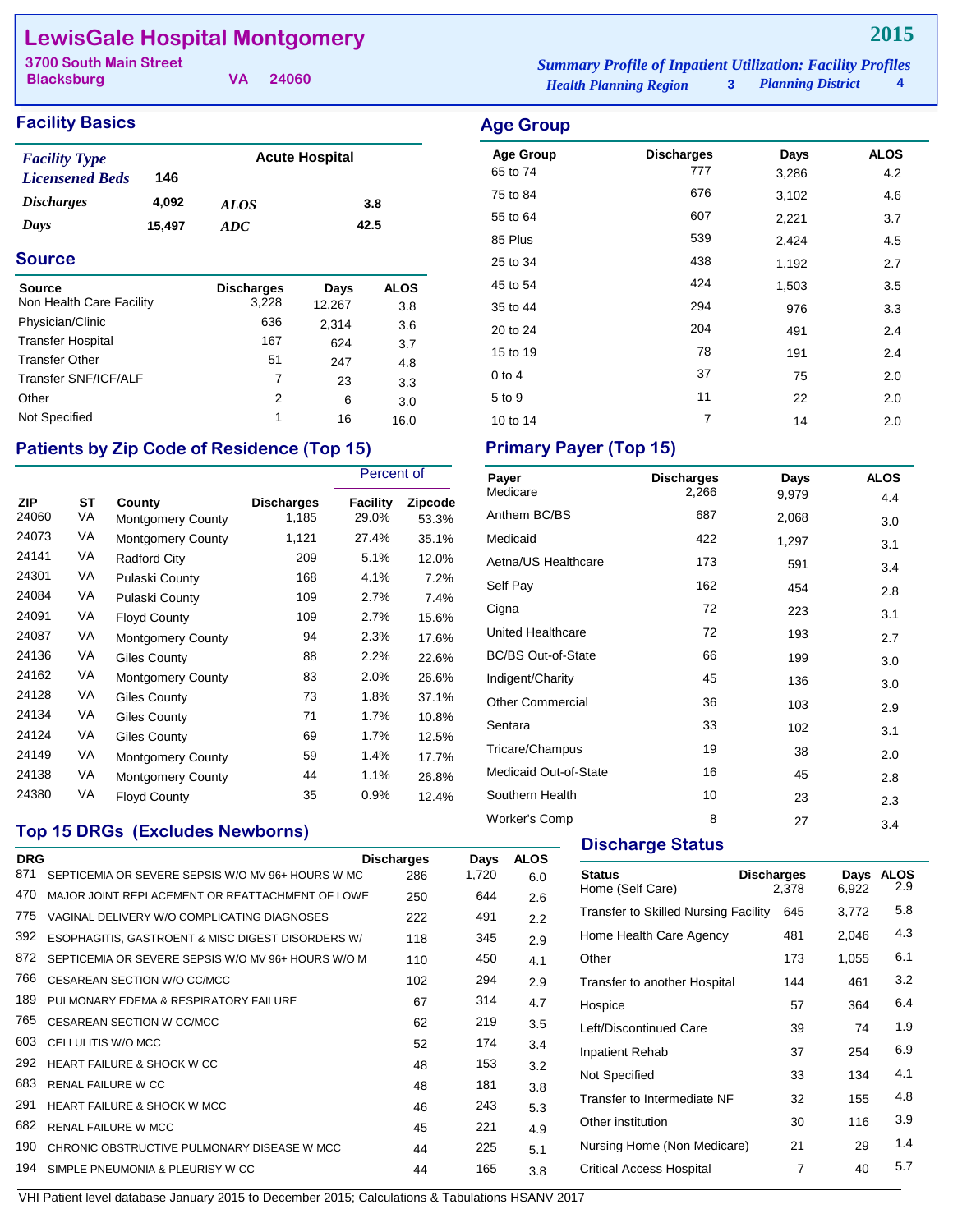# LewisGale Hospital Montgomery

**2015**

3700 South Main Street
Blacksburg VA 24060

*Summary Profile of Inpatient Utilization: Facility Profiles*
*Health Planning Region* 3 *Planning District* 4

## Facility Basics

| | | | |
|---|---|---|---|
| *Facility Type* | | Acute Hospital | |
| *Licensened Beds* | 146 | | |
| *Discharges* | 4,092 | *ALOS* | 3.8 |
| *Days* | 15,497 | *ADC* | 42.5 |

## Source

| Source | Discharges | Days | ALOS |
|---|---|---|---|
| Non Health Care Facility | 3,228 | 12,267 | 3.8 |
| Physician/Clinic | 636 | 2,314 | 3.6 |
| Transfer Hospital | 167 | 624 | 3.7 |
| Transfer Other | 51 | 247 | 4.8 |
| Transfer SNF/ICF/ALF | 7 | 23 | 3.3 |
| Other | 2 | 6 | 3.0 |
| Not Specified | 1 | 16 | 16.0 |

## Patients by Zip Code of Residence (Top 15)

| | | | | Percent of | |
|---|---|---|---|---|---|
| ZIP | ST | County | Discharges | Facility | Zipcode |
| 24060 | VA | Montgomery County | 1,185 | 29.0% | 53.3% |
| 24073 | VA | Montgomery County | 1,121 | 27.4% | 35.1% |
| 24141 | VA | Radford City | 209 | 5.1% | 12.0% |
| 24301 | VA | Pulaski County | 168 | 4.1% | 7.2% |
| 24084 | VA | Pulaski County | 109 | 2.7% | 7.4% |
| 24091 | VA | Floyd County | 109 | 2.7% | 15.6% |
| 24087 | VA | Montgomery County | 94 | 2.3% | 17.6% |
| 24136 | VA | Giles County | 88 | 2.2% | 22.6% |
| 24162 | VA | Montgomery County | 83 | 2.0% | 26.6% |
| 24128 | VA | Giles County | 73 | 1.8% | 37.1% |
| 24134 | VA | Giles County | 71 | 1.7% | 10.8% |
| 24124 | VA | Giles County | 69 | 1.7% | 12.5% |
| 24149 | VA | Montgomery County | 59 | 1.4% | 17.7% |
| 24138 | VA | Montgomery County | 44 | 1.1% | 26.8% |
| 24380 | VA | Floyd County | 35 | 0.9% | 12.4% |

## Top 15 DRGs (Excludes Newborns)

| DRG | | Discharges | Days | ALOS |
|---|---|---|---|---|
| 871 | SEPTICEMIA OR SEVERE SEPSIS W/O MV 96+ HOURS W MC | 286 | 1,720 | 6.0 |
| 470 | MAJOR JOINT REPLACEMENT OR REATTACHMENT OF LOWE | 250 | 644 | 2.6 |
| 775 | VAGINAL DELIVERY W/O COMPLICATING DIAGNOSES | 222 | 491 | 2.2 |
| 392 | ESOPHAGITIS, GASTROENT & MISC DIGEST DISORDERS W/ | 118 | 345 | 2.9 |
| 872 | SEPTICEMIA OR SEVERE SEPSIS W/O MV 96+ HOURS W/O M | 110 | 450 | 4.1 |
| 766 | CESAREAN SECTION W/O CC/MCC | 102 | 294 | 2.9 |
| 189 | PULMONARY EDEMA & RESPIRATORY FAILURE | 67 | 314 | 4.7 |
| 765 | CESAREAN SECTION W CC/MCC | 62 | 219 | 3.5 |
| 603 | CELLULITIS W/O MCC | 52 | 174 | 3.4 |
| 292 | HEART FAILURE & SHOCK W CC | 48 | 153 | 3.2 |
| 683 | RENAL FAILURE W CC | 48 | 181 | 3.8 |
| 291 | HEART FAILURE & SHOCK W MCC | 46 | 243 | 5.3 |
| 682 | RENAL FAILURE W MCC | 45 | 221 | 4.9 |
| 190 | CHRONIC OBSTRUCTIVE PULMONARY DISEASE W MCC | 44 | 225 | 5.1 |
| 194 | SIMPLE PNEUMONIA & PLEURISY W CC | 44 | 165 | 3.8 |

## Age Group

| Age Group | Discharges | Days | ALOS |
|---|---|---|---|
| 65 to 74 | 777 | 3,286 | 4.2 |
| 75 to 84 | 676 | 3,102 | 4.6 |
| 55 to 64 | 607 | 2,221 | 3.7 |
| 85 Plus | 539 | 2,424 | 4.5 |
| 25 to 34 | 438 | 1,192 | 2.7 |
| 45 to 54 | 424 | 1,503 | 3.5 |
| 35 to 44 | 294 | 976 | 3.3 |
| 20 to 24 | 204 | 491 | 2.4 |
| 15 to 19 | 78 | 191 | 2.4 |
| 0 to 4 | 37 | 75 | 2.0 |
| 5 to 9 | 11 | 22 | 2.0 |
| 10 to 14 | 7 | 14 | 2.0 |

## Primary Payer (Top 15)

| Payer | Discharges | Days | ALOS |
|---|---|---|---|
| Medicare | 2,266 | 9,979 | 4.4 |
| Anthem BC/BS | 687 | 2,068 | 3.0 |
| Medicaid | 422 | 1,297 | 3.1 |
| Aetna/US Healthcare | 173 | 591 | 3.4 |
| Self Pay | 162 | 454 | 2.8 |
| Cigna | 72 | 223 | 3.1 |
| United Healthcare | 72 | 193 | 2.7 |
| BC/BS Out-of-State | 66 | 199 | 3.0 |
| Indigent/Charity | 45 | 136 | 3.0 |
| Other Commercial | 36 | 103 | 2.9 |
| Sentara | 33 | 102 | 3.1 |
| Tricare/Champus | 19 | 38 | 2.0 |
| Medicaid Out-of-State | 16 | 45 | 2.8 |
| Southern Health | 10 | 23 | 2.3 |
| Worker's Comp | 8 | 27 | 3.4 |

## Discharge Status

| Status | Discharges | Days | ALOS |
|---|---|---|---|
| Home (Self Care) | 2,378 | 6,922 | 2.9 |
| Transfer to Skilled Nursing Facility | 645 | 3,772 | 5.8 |
| Home Health Care Agency | 481 | 2,046 | 4.3 |
| Other | 173 | 1,055 | 6.1 |
| Transfer to another Hospital | 144 | 461 | 3.2 |
| Hospice | 57 | 364 | 6.4 |
| Left/Discontinued Care | 39 | 74 | 1.9 |
| Inpatient Rehab | 37 | 254 | 6.9 |
| Not Specified | 33 | 134 | 4.1 |
| Transfer to Intermediate NF | 32 | 155 | 4.8 |
| Other institution | 30 | 116 | 3.9 |
| Nursing Home (Non Medicare) | 21 | 29 | 1.4 |
| Critical Access Hospital | 7 | 40 | 5.7 |

VHI Patient level database January 2015 to December 2015; Calculations & Tabulations HSANV 2017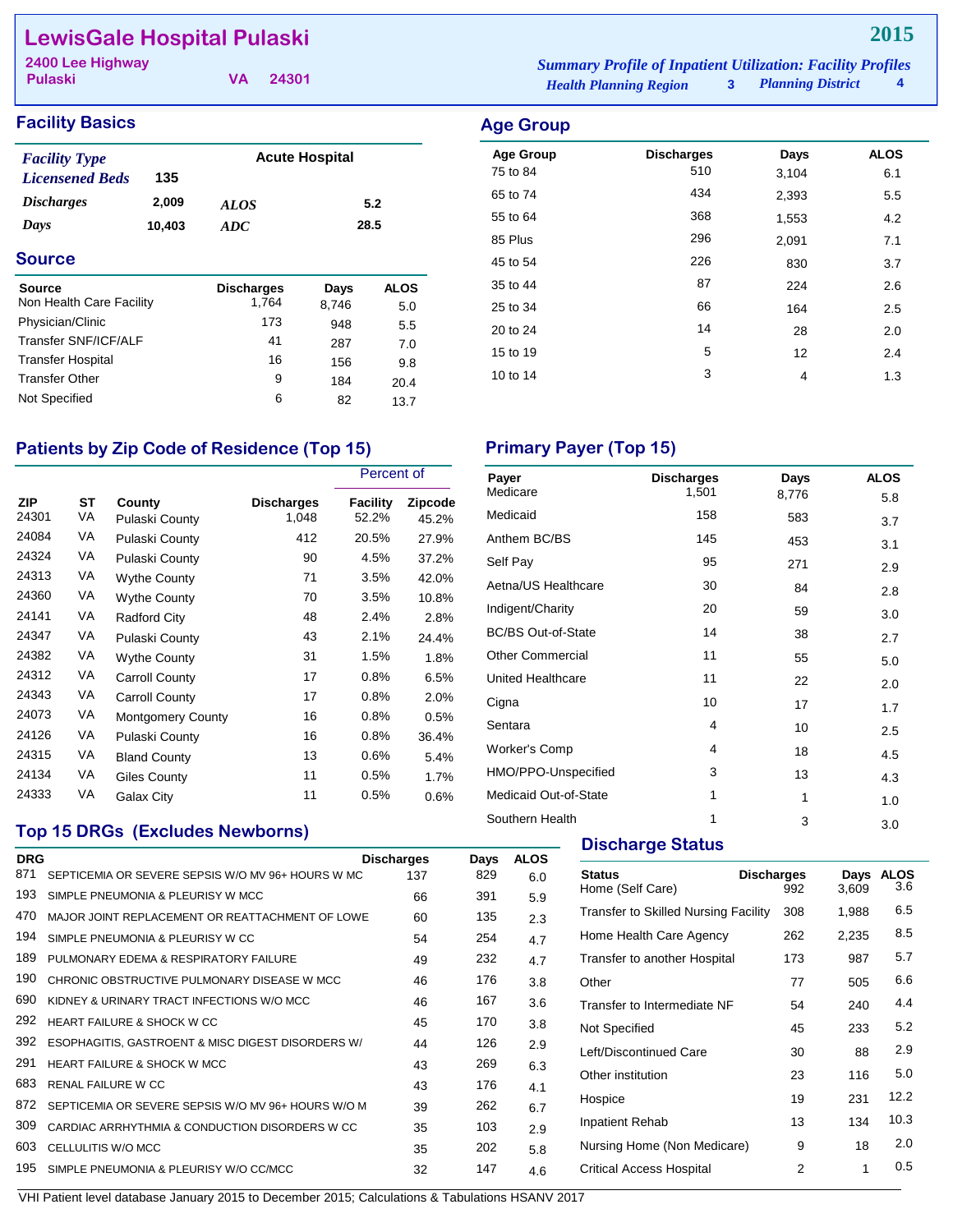# LewisGale Hospital Pulaski

**2015**

2400 Lee Highway
Pulaski VA 24301

*Summary Profile of Inpatient Utilization: Facility Profiles*
*Health Planning Region* 3 *Planning District* 4

## Facility Basics

| | | | |
|---|---|---|---|
| *Facility Type* | | Acute Hospital | |
| *Licensened Beds* | 135 | | |
| *Discharges* | 2,009 | *ALOS* | 5.2 |
| *Days* | 10,403 | *ADC* | 28.5 |

## Source

| Source | Discharges | Days | ALOS |
|---|---|---|---|
| Non Health Care Facility | 1,764 | 8,746 | 5.0 |
| Physician/Clinic | 173 | 948 | 5.5 |
| Transfer SNF/ICF/ALF | 41 | 287 | 7.0 |
| Transfer Hospital | 16 | 156 | 9.8 |
| Transfer Other | 9 | 184 | 20.4 |
| Not Specified | 6 | 82 | 13.7 |

## Age Group

| Age Group | Discharges | Days | ALOS |
|---|---|---|---|
| 75 to 84 | 510 | 3,104 | 6.1 |
| 65 to 74 | 434 | 2,393 | 5.5 |
| 55 to 64 | 368 | 1,553 | 4.2 |
| 85 Plus | 296 | 2,091 | 7.1 |
| 45 to 54 | 226 | 830 | 3.7 |
| 35 to 44 | 87 | 224 | 2.6 |
| 25 to 34 | 66 | 164 | 2.5 |
| 20 to 24 | 14 | 28 | 2.0 |
| 15 to 19 | 5 | 12 | 2.4 |
| 10 to 14 | 3 | 4 | 1.3 |

## Patients by Zip Code of Residence (Top 15)

| | | | | Percent of | |
|---|---|---|---|---|---|
| ZIP | ST | County | Discharges | Facility | Zipcode |
| 24301 | VA | Pulaski County | 1,048 | 52.2% | 45.2% |
| 24084 | VA | Pulaski County | 412 | 20.5% | 27.9% |
| 24324 | VA | Pulaski County | 90 | 4.5% | 37.2% |
| 24313 | VA | Wythe County | 71 | 3.5% | 42.0% |
| 24360 | VA | Wythe County | 70 | 3.5% | 10.8% |
| 24141 | VA | Radford City | 48 | 2.4% | 2.8% |
| 24347 | VA | Pulaski County | 43 | 2.1% | 24.4% |
| 24382 | VA | Wythe County | 31 | 1.5% | 1.8% |
| 24312 | VA | Carroll County | 17 | 0.8% | 6.5% |
| 24343 | VA | Carroll County | 17 | 0.8% | 2.0% |
| 24073 | VA | Montgomery County | 16 | 0.8% | 0.5% |
| 24126 | VA | Pulaski County | 16 | 0.8% | 36.4% |
| 24315 | VA | Bland County | 13 | 0.6% | 5.4% |
| 24134 | VA | Giles County | 11 | 0.5% | 1.7% |
| 24333 | VA | Galax City | 11 | 0.5% | 0.6% |

## Primary Payer (Top 15)

| Payer | Discharges | Days | ALOS |
|---|---|---|---|
| Medicare | 1,501 | 8,776 | 5.8 |
| Medicaid | 158 | 583 | 3.7 |
| Anthem BC/BS | 145 | 453 | 3.1 |
| Self Pay | 95 | 271 | 2.9 |
| Aetna/US Healthcare | 30 | 84 | 2.8 |
| Indigent/Charity | 20 | 59 | 3.0 |
| BC/BS Out-of-State | 14 | 38 | 2.7 |
| Other Commercial | 11 | 55 | 5.0 |
| United Healthcare | 11 | 22 | 2.0 |
| Cigna | 10 | 17 | 1.7 |
| Sentara | 4 | 10 | 2.5 |
| Worker's Comp | 4 | 18 | 4.5 |
| HMO/PPO-Unspecified | 3 | 13 | 4.3 |
| Medicaid Out-of-State | 1 | 1 | 1.0 |
| Southern Health | 1 | 3 | 3.0 |

## Top 15 DRGs (Excludes Newborns)

| DRG | | Discharges | Days | ALOS |
|---|---|---|---|---|
| 871 | SEPTICEMIA OR SEVERE SEPSIS W/O MV 96+ HOURS W MC | 137 | 829 | 6.0 |
| 193 | SIMPLE PNEUMONIA & PLEURISY W MCC | 66 | 391 | 5.9 |
| 470 | MAJOR JOINT REPLACEMENT OR REATTACHMENT OF LOWE | 60 | 135 | 2.3 |
| 194 | SIMPLE PNEUMONIA & PLEURISY W CC | 54 | 254 | 4.7 |
| 189 | PULMONARY EDEMA & RESPIRATORY FAILURE | 49 | 232 | 4.7 |
| 190 | CHRONIC OBSTRUCTIVE PULMONARY DISEASE W MCC | 46 | 176 | 3.8 |
| 690 | KIDNEY & URINARY TRACT INFECTIONS W/O MCC | 46 | 167 | 3.6 |
| 292 | HEART FAILURE & SHOCK W CC | 45 | 170 | 3.8 |
| 392 | ESOPHAGITIS, GASTROENT & MISC DIGEST DISORDERS W/ | 44 | 126 | 2.9 |
| 291 | HEART FAILURE & SHOCK W MCC | 43 | 269 | 6.3 |
| 683 | RENAL FAILURE W CC | 43 | 176 | 4.1 |
| 872 | SEPTICEMIA OR SEVERE SEPSIS W/O MV 96+ HOURS W/O M | 39 | 262 | 6.7 |
| 309 | CARDIAC ARRHYTHMIA & CONDUCTION DISORDERS W CC | 35 | 103 | 2.9 |
| 603 | CELLULITIS W/O MCC | 35 | 202 | 5.8 |
| 195 | SIMPLE PNEUMONIA & PLEURISY W/O CC/MCC | 32 | 147 | 4.6 |

## Discharge Status

| Status | Discharges | Days | ALOS |
|---|---|---|---|
| Home (Self Care) | 992 | 3,609 | 3.6 |
| Transfer to Skilled Nursing Facility | 308 | 1,988 | 6.5 |
| Home Health Care Agency | 262 | 2,235 | 8.5 |
| Transfer to another Hospital | 173 | 987 | 5.7 |
| Other | 77 | 505 | 6.6 |
| Transfer to Intermediate NF | 54 | 240 | 4.4 |
| Not Specified | 45 | 233 | 5.2 |
| Left/Discontinued Care | 30 | 88 | 2.9 |
| Other institution | 23 | 116 | 5.0 |
| Hospice | 19 | 231 | 12.2 |
| Inpatient Rehab | 13 | 134 | 10.3 |
| Nursing Home (Non Medicare) | 9 | 18 | 2.0 |
| Critical Access Hospital | 2 | 1 | 0.5 |

VHI Patient level database January 2015 to December 2015; Calculations & Tabulations HSANV 2017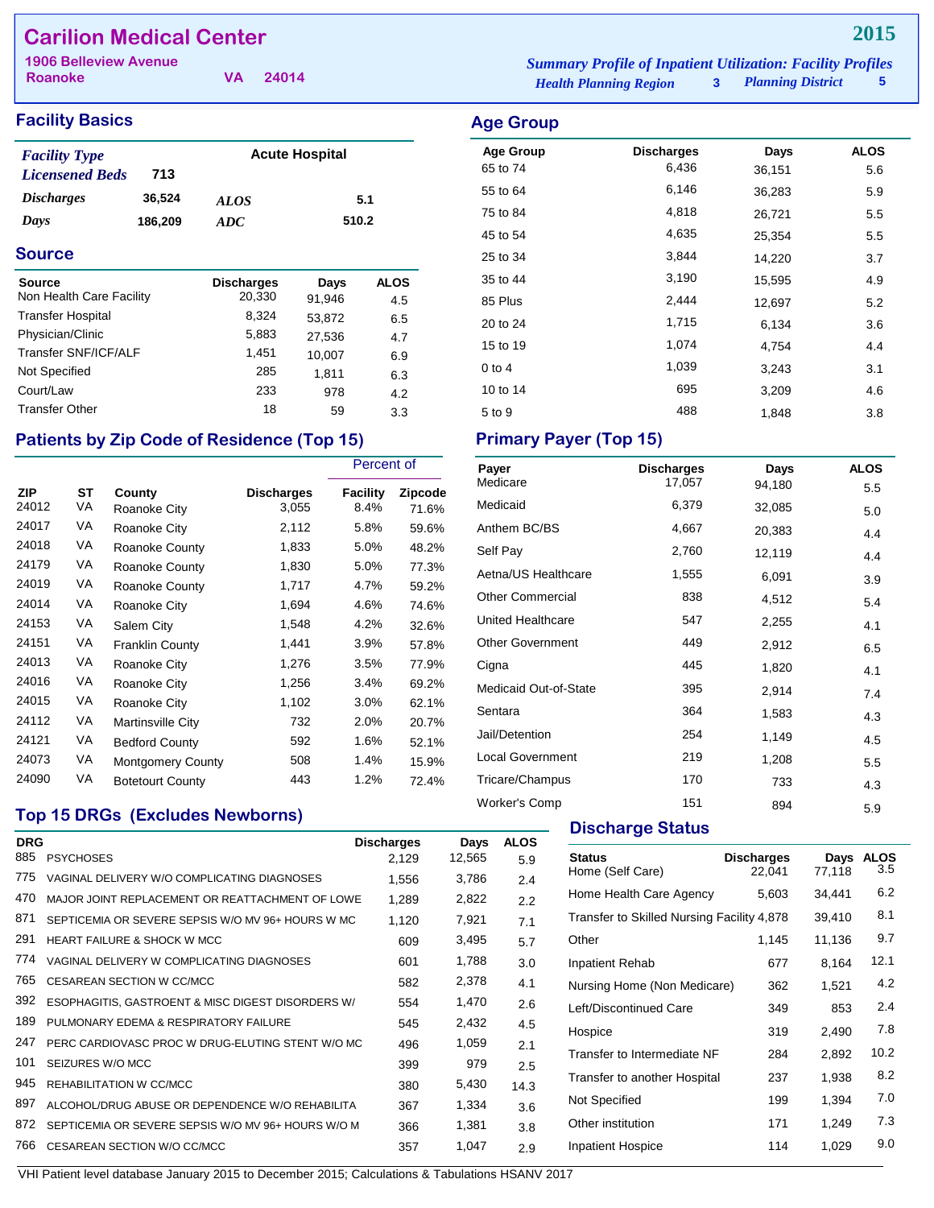# Carilion Medical Center

**2015**

1906 Belleview Avenue
Roanoke VA 24014

*Summary Profile of Inpatient Utilization: Facility Profiles*
*Health Planning Region* 3 *Planning District* 5

## Facility Basics

| | | | |
|---|---|---|---|
| *Facility Type* | | Acute Hospital | |
| *Licensened Beds* | 713 | | |
| *Discharges* | 36,524 | *ALOS* | 5.1 |
| *Days* | 186,209 | *ADC* | 510.2 |

## Source

| Source | Discharges | Days | ALOS |
|---|---|---|---|
| Non Health Care Facility | 20,330 | 91,946 | 4.5 |
| Transfer Hospital | 8,324 | 53,872 | 6.5 |
| Physician/Clinic | 5,883 | 27,536 | 4.7 |
| Transfer SNF/ICF/ALF | 1,451 | 10,007 | 6.9 |
| Not Specified | 285 | 1,811 | 6.3 |
| Court/Law | 233 | 978 | 4.2 |
| Transfer Other | 18 | 59 | 3.3 |

## Age Group

| Age Group | Discharges | Days | ALOS |
|---|---|---|---|
| 65 to 74 | 6,436 | 36,151 | 5.6 |
| 55 to 64 | 6,146 | 36,283 | 5.9 |
| 75 to 84 | 4,818 | 26,721 | 5.5 |
| 45 to 54 | 4,635 | 25,354 | 5.5 |
| 25 to 34 | 3,844 | 14,220 | 3.7 |
| 35 to 44 | 3,190 | 15,595 | 4.9 |
| 85 Plus | 2,444 | 12,697 | 5.2 |
| 20 to 24 | 1,715 | 6,134 | 3.6 |
| 15 to 19 | 1,074 | 4,754 | 4.4 |
| 0 to 4 | 1,039 | 3,243 | 3.1 |
| 10 to 14 | 695 | 3,209 | 4.6 |
| 5 to 9 | 488 | 1,848 | 3.8 |

## Patients by Zip Code of Residence (Top 15)

| | | | | Percent of | |
|---|---|---|---|---|---|
| ZIP | ST | County | Discharges | Facility | Zipcode |
| 24012 | VA | Roanoke City | 3,055 | 8.4% | 71.6% |
| 24017 | VA | Roanoke City | 2,112 | 5.8% | 59.6% |
| 24018 | VA | Roanoke County | 1,833 | 5.0% | 48.2% |
| 24179 | VA | Roanoke County | 1,830 | 5.0% | 77.3% |
| 24019 | VA | Roanoke County | 1,717 | 4.7% | 59.2% |
| 24014 | VA | Roanoke City | 1,694 | 4.6% | 74.6% |
| 24153 | VA | Salem City | 1,548 | 4.2% | 32.6% |
| 24151 | VA | Franklin County | 1,441 | 3.9% | 57.8% |
| 24013 | VA | Roanoke City | 1,276 | 3.5% | 77.9% |
| 24016 | VA | Roanoke City | 1,256 | 3.4% | 69.2% |
| 24015 | VA | Roanoke City | 1,102 | 3.0% | 62.1% |
| 24112 | VA | Martinsville City | 732 | 2.0% | 20.7% |
| 24121 | VA | Bedford County | 592 | 1.6% | 52.1% |
| 24073 | VA | Montgomery County | 508 | 1.4% | 15.9% |
| 24090 | VA | Botetourt County | 443 | 1.2% | 72.4% |

## Primary Payer (Top 15)

| Payer | Discharges | Days | ALOS |
|---|---|---|---|
| Medicare | 17,057 | 94,180 | 5.5 |
| Medicaid | 6,379 | 32,085 | 5.0 |
| Anthem BC/BS | 4,667 | 20,383 | 4.4 |
| Self Pay | 2,760 | 12,119 | 4.4 |
| Aetna/US Healthcare | 1,555 | 6,091 | 3.9 |
| Other Commercial | 838 | 4,512 | 5.4 |
| United Healthcare | 547 | 2,255 | 4.1 |
| Other Government | 449 | 2,912 | 6.5 |
| Cigna | 445 | 1,820 | 4.1 |
| Medicaid Out-of-State | 395 | 2,914 | 7.4 |
| Sentara | 364 | 1,583 | 4.3 |
| Jail/Detention | 254 | 1,149 | 4.5 |
| Local Government | 219 | 1,208 | 5.5 |
| Tricare/Champus | 170 | 733 | 4.3 |
| Worker's Comp | 151 | 894 | 5.9 |

## Top 15 DRGs (Excludes Newborns)

| DRG | | Discharges | Days | ALOS |
|---|---|---|---|---|
| 885 | PSYCHOSES | 2,129 | 12,565 | 5.9 |
| 775 | VAGINAL DELIVERY W/O COMPLICATING DIAGNOSES | 1,556 | 3,786 | 2.4 |
| 470 | MAJOR JOINT REPLACEMENT OR REATTACHMENT OF LOWE | 1,289 | 2,822 | 2.2 |
| 871 | SEPTICEMIA OR SEVERE SEPSIS W/O MV 96+ HOURS W MC | 1,120 | 7,921 | 7.1 |
| 291 | HEART FAILURE & SHOCK W MCC | 609 | 3,495 | 5.7 |
| 774 | VAGINAL DELIVERY W COMPLICATING DIAGNOSES | 601 | 1,788 | 3.0 |
| 765 | CESAREAN SECTION W CC/MCC | 582 | 2,378 | 4.1 |
| 392 | ESOPHAGITIS, GASTROENT & MISC DIGEST DISORDERS W/ | 554 | 1,470 | 2.6 |
| 189 | PULMONARY EDEMA & RESPIRATORY FAILURE | 545 | 2,432 | 4.5 |
| 247 | PERC CARDIOVASC PROC W DRUG-ELUTING STENT W/O MC | 496 | 1,059 | 2.1 |
| 101 | SEIZURES W/O MCC | 399 | 979 | 2.5 |
| 945 | REHABILITATION W CC/MCC | 380 | 5,430 | 14.3 |
| 897 | ALCOHOL/DRUG ABUSE OR DEPENDENCE W/O REHABILITA | 367 | 1,334 | 3.6 |
| 872 | SEPTICEMIA OR SEVERE SEPSIS W/O MV 96+ HOURS W/O M | 366 | 1,381 | 3.8 |
| 766 | CESAREAN SECTION W/O CC/MCC | 357 | 1,047 | 2.9 |

## Discharge Status

| Status | Discharges | Days | ALOS |
|---|---|---|---|
| Home (Self Care) | 22,041 | 77,118 | 3.5 |
| Home Health Care Agency | 5,603 | 34,441 | 6.2 |
| Transfer to Skilled Nursing Facility | 4,878 | 39,410 | 8.1 |
| Other | 1,145 | 11,136 | 9.7 |
| Inpatient Rehab | 677 | 8,164 | 12.1 |
| Nursing Home (Non Medicare) | 362 | 1,521 | 4.2 |
| Left/Discontinued Care | 349 | 853 | 2.4 |
| Hospice | 319 | 2,490 | 7.8 |
| Transfer to Intermediate NF | 284 | 2,892 | 10.2 |
| Transfer to another Hospital | 237 | 1,938 | 8.2 |
| Not Specified | 199 | 1,394 | 7.0 |
| Other institution | 171 | 1,249 | 7.3 |
| Inpatient Hospice | 114 | 1,029 | 9.0 |

VHI Patient level database January 2015 to December 2015; Calculations & Tabulations HSANV 2017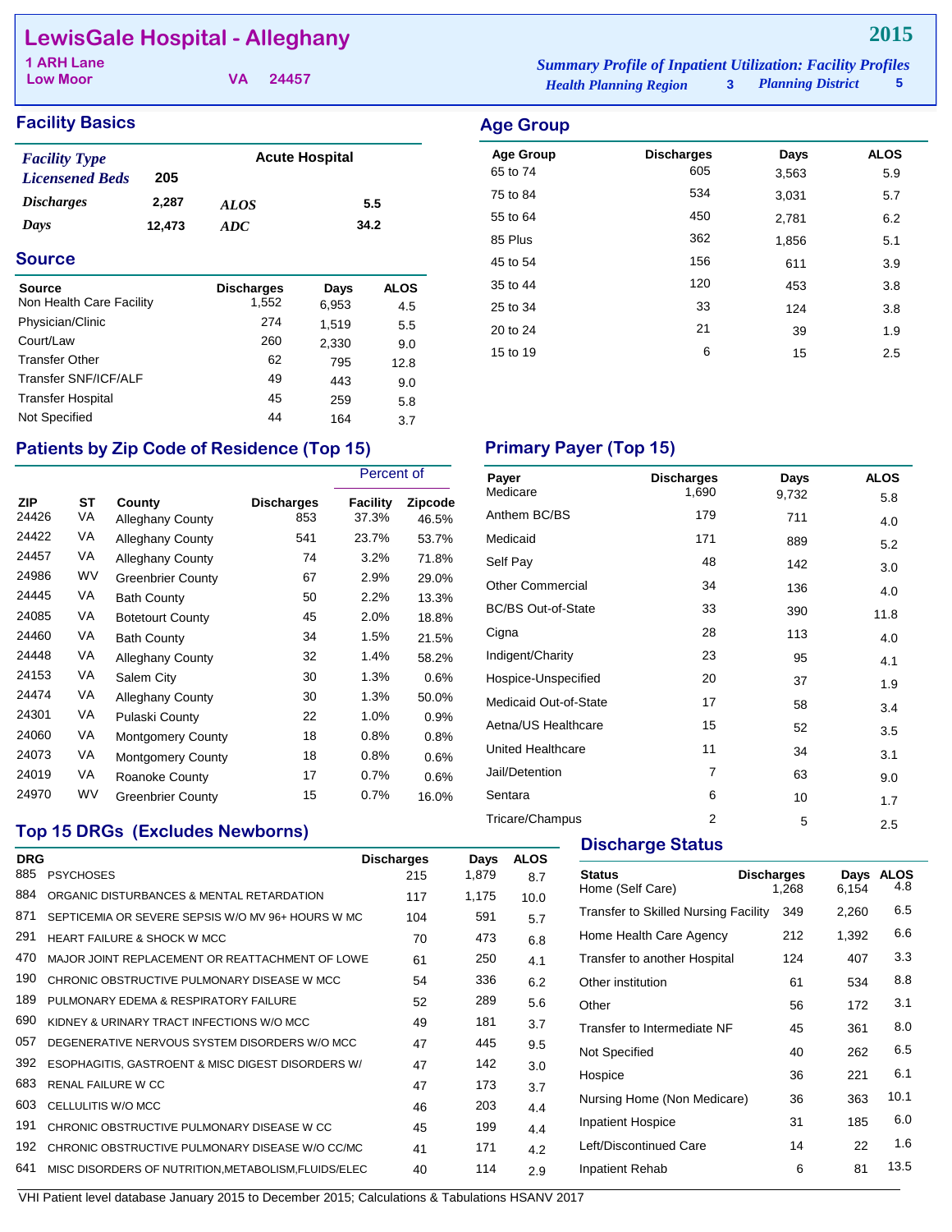# LewisGale Hospital - Alleghany

**2015**

1 ARH Lane
Low Moor VA 24457

*Summary Profile of Inpatient Utilization: Facility Profiles*
*Health Planning Region* 3 *Planning District* 5

## Facility Basics

| | | | |
|---|---|---|---|
| *Facility Type* | | Acute Hospital | |
| *Licensened Beds* | 205 | | |
| *Discharges* | 2,287 | *ALOS* | 5.5 |
| *Days* | 12,473 | *ADC* | 34.2 |

## Source

| Source | Discharges | Days | ALOS |
|---|---|---|---|
| Non Health Care Facility | 1,552 | 6,953 | 4.5 |
| Physician/Clinic | 274 | 1,519 | 5.5 |
| Court/Law | 260 | 2,330 | 9.0 |
| Transfer Other | 62 | 795 | 12.8 |
| Transfer SNF/ICF/ALF | 49 | 443 | 9.0 |
| Transfer Hospital | 45 | 259 | 5.8 |
| Not Specified | 44 | 164 | 3.7 |

## Age Group

| Age Group | Discharges | Days | ALOS |
|---|---|---|---|
| 65 to 74 | 605 | 3,563 | 5.9 |
| 75 to 84 | 534 | 3,031 | 5.7 |
| 55 to 64 | 450 | 2,781 | 6.2 |
| 85 Plus | 362 | 1,856 | 5.1 |
| 45 to 54 | 156 | 611 | 3.9 |
| 35 to 44 | 120 | 453 | 3.8 |
| 25 to 34 | 33 | 124 | 3.8 |
| 20 to 24 | 21 | 39 | 1.9 |
| 15 to 19 | 6 | 15 | 2.5 |

## Patients by Zip Code of Residence (Top 15)

| | | | | Percent of | |
|---|---|---|---|---|---|
| ZIP | ST | County | Discharges | Facility | Zipcode |
| 24426 | VA | Alleghany County | 853 | 37.3% | 46.5% |
| 24422 | VA | Alleghany County | 541 | 23.7% | 53.7% |
| 24457 | VA | Alleghany County | 74 | 3.2% | 71.8% |
| 24986 | WV | Greenbrier County | 67 | 2.9% | 29.0% |
| 24445 | VA | Bath County | 50 | 2.2% | 13.3% |
| 24085 | VA | Botetourt County | 45 | 2.0% | 18.8% |
| 24460 | VA | Bath County | 34 | 1.5% | 21.5% |
| 24448 | VA | Alleghany County | 32 | 1.4% | 58.2% |
| 24153 | VA | Salem City | 30 | 1.3% | 0.6% |
| 24474 | VA | Alleghany County | 30 | 1.3% | 50.0% |
| 24301 | VA | Pulaski County | 22 | 1.0% | 0.9% |
| 24060 | VA | Montgomery County | 18 | 0.8% | 0.8% |
| 24073 | VA | Montgomery County | 18 | 0.8% | 0.6% |
| 24019 | VA | Roanoke County | 17 | 0.7% | 0.6% |
| 24970 | WV | Greenbrier County | 15 | 0.7% | 16.0% |

## Primary Payer (Top 15)

| Payer | Discharges | Days | ALOS |
|---|---|---|---|
| Medicare | 1,690 | 9,732 | 5.8 |
| Anthem BC/BS | 179 | 711 | 4.0 |
| Medicaid | 171 | 889 | 5.2 |
| Self Pay | 48 | 142 | 3.0 |
| Other Commercial | 34 | 136 | 4.0 |
| BC/BS Out-of-State | 33 | 390 | 11.8 |
| Cigna | 28 | 113 | 4.0 |
| Indigent/Charity | 23 | 95 | 4.1 |
| Hospice-Unspecified | 20 | 37 | 1.9 |
| Medicaid Out-of-State | 17 | 58 | 3.4 |
| Aetna/US Healthcare | 15 | 52 | 3.5 |
| United Healthcare | 11 | 34 | 3.1 |
| Jail/Detention | 7 | 63 | 9.0 |
| Sentara | 6 | 10 | 1.7 |
| Tricare/Champus | 2 | 5 | 2.5 |

## Top 15 DRGs (Excludes Newborns)

| DRG | | Discharges | Days | ALOS |
|---|---|---|---|---|
| 885 | PSYCHOSES | 215 | 1,879 | 8.7 |
| 884 | ORGANIC DISTURBANCES & MENTAL RETARDATION | 117 | 1,175 | 10.0 |
| 871 | SEPTICEMIA OR SEVERE SEPSIS W/O MV 96+ HOURS W MC | 104 | 591 | 5.7 |
| 291 | HEART FAILURE & SHOCK W MCC | 70 | 473 | 6.8 |
| 470 | MAJOR JOINT REPLACEMENT OR REATTACHMENT OF LOWE | 61 | 250 | 4.1 |
| 190 | CHRONIC OBSTRUCTIVE PULMONARY DISEASE W MCC | 54 | 336 | 6.2 |
| 189 | PULMONARY EDEMA & RESPIRATORY FAILURE | 52 | 289 | 5.6 |
| 690 | KIDNEY & URINARY TRACT INFECTIONS W/O MCC | 49 | 181 | 3.7 |
| 057 | DEGENERATIVE NERVOUS SYSTEM DISORDERS W/O MCC | 47 | 445 | 9.5 |
| 392 | ESOPHAGITIS, GASTROENT & MISC DIGEST DISORDERS W/ | 47 | 142 | 3.0 |
| 683 | RENAL FAILURE W CC | 47 | 173 | 3.7 |
| 603 | CELLULITIS W/O MCC | 46 | 203 | 4.4 |
| 191 | CHRONIC OBSTRUCTIVE PULMONARY DISEASE W CC | 45 | 199 | 4.4 |
| 192 | CHRONIC OBSTRUCTIVE PULMONARY DISEASE W/O CC/MC | 41 | 171 | 4.2 |
| 641 | MISC DISORDERS OF NUTRITION,METABOLISM,FLUIDS/ELEC | 40 | 114 | 2.9 |

## Discharge Status

| Status | Discharges | Days | ALOS |
|---|---|---|---|
| Home (Self Care) | 1,268 | 6,154 | 4.8 |
| Transfer to Skilled Nursing Facility | 349 | 2,260 | 6.5 |
| Home Health Care Agency | 212 | 1,392 | 6.6 |
| Transfer to another Hospital | 124 | 407 | 3.3 |
| Other institution | 61 | 534 | 8.8 |
| Other | 56 | 172 | 3.1 |
| Transfer to Intermediate NF | 45 | 361 | 8.0 |
| Not Specified | 40 | 262 | 6.5 |
| Hospice | 36 | 221 | 6.1 |
| Nursing Home (Non Medicare) | 36 | 363 | 10.1 |
| Inpatient Hospice | 31 | 185 | 6.0 |
| Left/Discontinued Care | 14 | 22 | 1.6 |
| Inpatient Rehab | 6 | 81 | 13.5 |

VHI Patient level database January 2015 to December 2015; Calculations & Tabulations HSANV 2017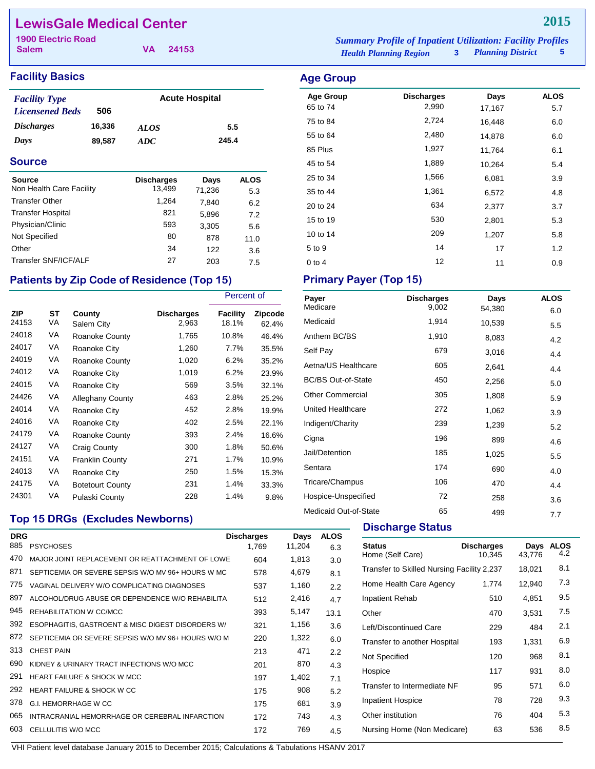# LewisGale Medical Center

**1900 Electric Road**
**Salem VA 24153**

**2015**

*Summary Profile of Inpatient Utilization: Facility Profiles*
*Health Planning Region* **3** *Planning District* **5**

## Facility Basics

| | | | |
|---|---|---|---|
| *Facility Type* | | **Acute Hospital** | |
| *Licensened Beds* | **506** | | |
| *Discharges* | **16,336** | *ALOS* | **5.5** |
| *Days* | **89,587** | *ADC* | **245.4** |

## Source

| Source | Discharges | Days | ALOS |
|---|---|---|---|
| Non Health Care Facility | 13,499 | 71,236 | 5.3 |
| Transfer Other | 1,264 | 7,840 | 6.2 |
| Transfer Hospital | 821 | 5,896 | 7.2 |
| Physician/Clinic | 593 | 3,305 | 5.6 |
| Not Specified | 80 | 878 | 11.0 |
| Other | 34 | 122 | 3.6 |
| Transfer SNF/ICF/ALF | 27 | 203 | 7.5 |

## Patients by Zip Code of Residence (Top 15)

| ZIP | ST | County | Discharges | Percent of Facility | Percent of Zipcode |
|---|---|---|---|---|---|
| 24153 | VA | Salem City | 2,963 | 18.1% | 62.4% |
| 24018 | VA | Roanoke County | 1,765 | 10.8% | 46.4% |
| 24017 | VA | Roanoke City | 1,260 | 7.7% | 35.5% |
| 24019 | VA | Roanoke County | 1,020 | 6.2% | 35.2% |
| 24012 | VA | Roanoke City | 1,019 | 6.2% | 23.9% |
| 24015 | VA | Roanoke City | 569 | 3.5% | 32.1% |
| 24426 | VA | Alleghany County | 463 | 2.8% | 25.2% |
| 24014 | VA | Roanoke City | 452 | 2.8% | 19.9% |
| 24016 | VA | Roanoke City | 402 | 2.5% | 22.1% |
| 24179 | VA | Roanoke County | 393 | 2.4% | 16.6% |
| 24127 | VA | Craig County | 300 | 1.8% | 50.6% |
| 24151 | VA | Franklin County | 271 | 1.7% | 10.9% |
| 24013 | VA | Roanoke City | 250 | 1.5% | 15.3% |
| 24175 | VA | Botetourt County | 231 | 1.4% | 33.3% |
| 24301 | VA | Pulaski County | 228 | 1.4% | 9.8% |

## Top 15 DRGs (Excludes Newborns)

| DRG | | Discharges | Days | ALOS |
|---|---|---|---|---|
| 885 | PSYCHOSES | 1,769 | 11,204 | 6.3 |
| 470 | MAJOR JOINT REPLACEMENT OR REATTACHMENT OF LOWE | 604 | 1,813 | 3.0 |
| 871 | SEPTICEMIA OR SEVERE SEPSIS W/O MV 96+ HOURS W MC | 578 | 4,679 | 8.1 |
| 775 | VAGINAL DELIVERY W/O COMPLICATING DIAGNOSES | 537 | 1,160 | 2.2 |
| 897 | ALCOHOL/DRUG ABUSE OR DEPENDENCE W/O REHABILITA | 512 | 2,416 | 4.7 |
| 945 | REHABILITATION W CC/MCC | 393 | 5,147 | 13.1 |
| 392 | ESOPHAGITIS, GASTROENT & MISC DIGEST DISORDERS W/ | 321 | 1,156 | 3.6 |
| 872 | SEPTICEMIA OR SEVERE SEPSIS W/O MV 96+ HOURS W/O M | 220 | 1,322 | 6.0 |
| 313 | CHEST PAIN | 213 | 471 | 2.2 |
| 690 | KIDNEY & URINARY TRACT INFECTIONS W/O MCC | 201 | 870 | 4.3 |
| 291 | HEART FAILURE & SHOCK W MCC | 197 | 1,402 | 7.1 |
| 292 | HEART FAILURE & SHOCK W CC | 175 | 908 | 5.2 |
| 378 | G.I. HEMORRHAGE W CC | 175 | 681 | 3.9 |
| 065 | INTRACRANIAL HEMORRHAGE OR CEREBRAL INFARCTION | 172 | 743 | 4.3 |
| 603 | CELLULITIS W/O MCC | 172 | 769 | 4.5 |

## Age Group

| Age Group | Discharges | Days | ALOS |
|---|---|---|---|
| 65 to 74 | 2,990 | 17,167 | 5.7 |
| 75 to 84 | 2,724 | 16,448 | 6.0 |
| 55 to 64 | 2,480 | 14,878 | 6.0 |
| 85 Plus | 1,927 | 11,764 | 6.1 |
| 45 to 54 | 1,889 | 10,264 | 5.4 |
| 25 to 34 | 1,566 | 6,081 | 3.9 |
| 35 to 44 | 1,361 | 6,572 | 4.8 |
| 20 to 24 | 634 | 2,377 | 3.7 |
| 15 to 19 | 530 | 2,801 | 5.3 |
| 10 to 14 | 209 | 1,207 | 5.8 |
| 5 to 9 | 14 | 17 | 1.2 |
| 0 to 4 | 12 | 11 | 0.9 |

## Primary Payer (Top 15)

| Payer | Discharges | Days | ALOS |
|---|---|---|---|
| Medicare | 9,002 | 54,380 | 6.0 |
| Medicaid | 1,914 | 10,539 | 5.5 |
| Anthem BC/BS | 1,910 | 8,083 | 4.2 |
| Self Pay | 679 | 3,016 | 4.4 |
| Aetna/US Healthcare | 605 | 2,641 | 4.4 |
| BC/BS Out-of-State | 450 | 2,256 | 5.0 |
| Other Commercial | 305 | 1,808 | 5.9 |
| United Healthcare | 272 | 1,062 | 3.9 |
| Indigent/Charity | 239 | 1,239 | 5.2 |
| Cigna | 196 | 899 | 4.6 |
| Jail/Detention | 185 | 1,025 | 5.5 |
| Sentara | 174 | 690 | 4.0 |
| Tricare/Champus | 106 | 470 | 4.4 |
| Hospice-Unspecified | 72 | 258 | 3.6 |
| Medicaid Out-of-State | 65 | 499 | 7.7 |

## Discharge Status

| Status | Discharges | Days | ALOS |
|---|---|---|---|
| Home (Self Care) | 10,345 | 43,776 | 4.2 |
| Transfer to Skilled Nursing Facility | 2,237 | 18,021 | 8.1 |
| Home Health Care Agency | 1,774 | 12,940 | 7.3 |
| Inpatient Rehab | 510 | 4,851 | 9.5 |
| Other | 470 | 3,531 | 7.5 |
| Left/Discontinued Care | 229 | 484 | 2.1 |
| Transfer to another Hospital | 193 | 1,331 | 6.9 |
| Not Specified | 120 | 968 | 8.1 |
| Hospice | 117 | 931 | 8.0 |
| Transfer to Intermediate NF | 95 | 571 | 6.0 |
| Inpatient Hospice | 78 | 728 | 9.3 |
| Other institution | 76 | 404 | 5.3 |
| Nursing Home (Non Medicare) | 63 | 536 | 8.5 |

VHI Patient level database January 2015 to December 2015; Calculations & Tabulations HSANV 2017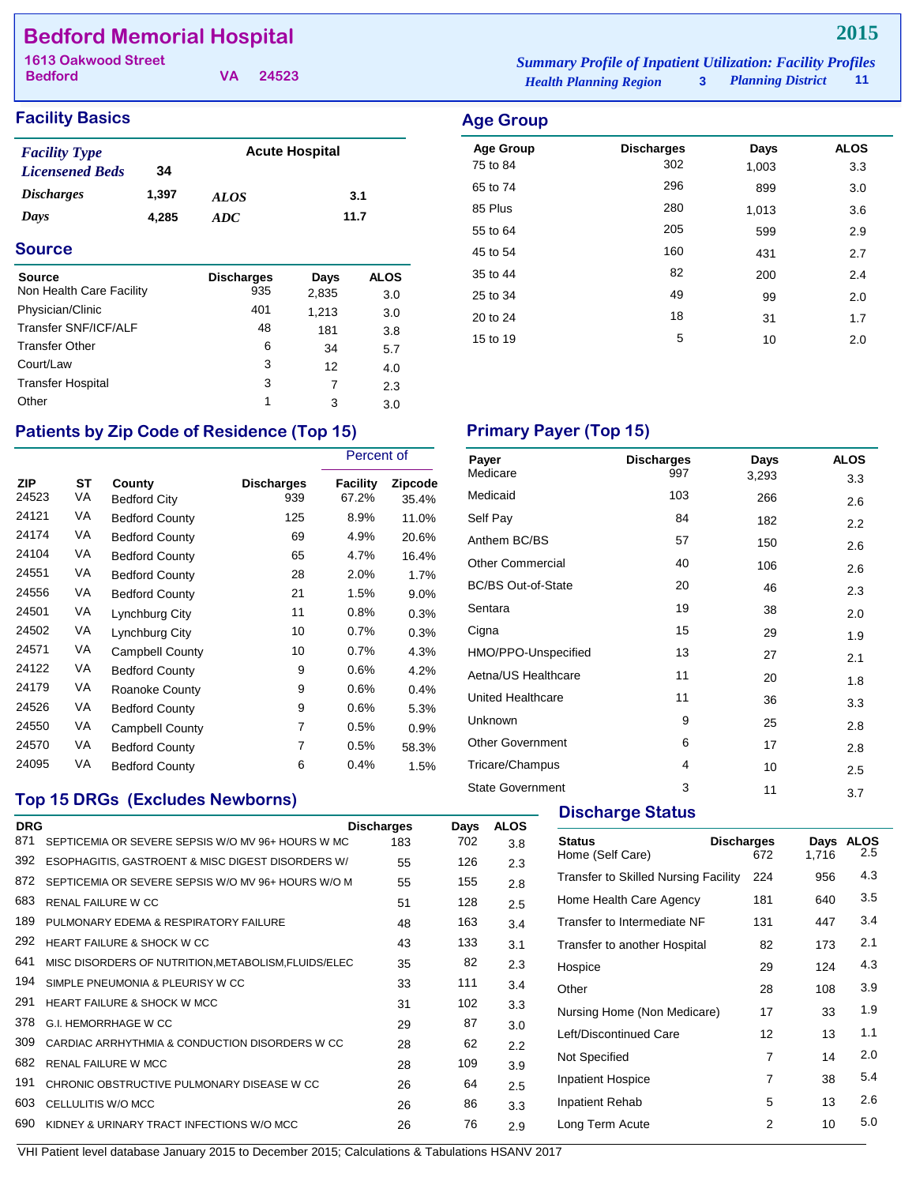# Bedford Memorial Hospital

**1613 Oakwood Street**
**Bedford VA 24523**

**2015**

*Summary Profile of Inpatient Utilization: Facility Profiles*
*Health Planning Region* 3 *Planning District* 11

## Facility Basics

| | | | |
|---|---|---|---|
| *Facility Type* | | Acute Hospital | |
| *Licensened Beds* | 34 | | |
| *Discharges* | 1,397 | *ALOS* | 3.1 |
| *Days* | 4,285 | *ADC* | 11.7 |

## Source

| Source | Discharges | Days | ALOS |
|---|---|---|---|
| Non Health Care Facility | 935 | 2,835 | 3.0 |
| Physician/Clinic | 401 | 1,213 | 3.0 |
| Transfer SNF/ICF/ALF | 48 | 181 | 3.8 |
| Transfer Other | 6 | 34 | 5.7 |
| Court/Law | 3 | 12 | 4.0 |
| Transfer Hospital | 3 | 7 | 2.3 |
| Other | 1 | 3 | 3.0 |

## Age Group

| Age Group | Discharges | Days | ALOS |
|---|---|---|---|
| 75 to 84 | 302 | 1,003 | 3.3 |
| 65 to 74 | 296 | 899 | 3.0 |
| 85 Plus | 280 | 1,013 | 3.6 |
| 55 to 64 | 205 | 599 | 2.9 |
| 45 to 54 | 160 | 431 | 2.7 |
| 35 to 44 | 82 | 200 | 2.4 |
| 25 to 34 | 49 | 99 | 2.0 |
| 20 to 24 | 18 | 31 | 1.7 |
| 15 to 19 | 5 | 10 | 2.0 |

## Patients by Zip Code of Residence (Top 15)

| | | | | Percent of | |
|---|---|---|---|---|---|
| ZIP | ST | County | Discharges | Facility | Zipcode |
| 24523 | VA | Bedford City | 939 | 67.2% | 35.4% |
| 24121 | VA | Bedford County | 125 | 8.9% | 11.0% |
| 24174 | VA | Bedford County | 69 | 4.9% | 20.6% |
| 24104 | VA | Bedford County | 65 | 4.7% | 16.4% |
| 24551 | VA | Bedford County | 28 | 2.0% | 1.7% |
| 24556 | VA | Bedford County | 21 | 1.5% | 9.0% |
| 24501 | VA | Lynchburg City | 11 | 0.8% | 0.3% |
| 24502 | VA | Lynchburg City | 10 | 0.7% | 0.3% |
| 24571 | VA | Campbell County | 10 | 0.7% | 4.3% |
| 24122 | VA | Bedford County | 9 | 0.6% | 4.2% |
| 24179 | VA | Roanoke County | 9 | 0.6% | 0.4% |
| 24526 | VA | Bedford County | 9 | 0.6% | 5.3% |
| 24550 | VA | Campbell County | 7 | 0.5% | 0.9% |
| 24570 | VA | Bedford County | 7 | 0.5% | 58.3% |
| 24095 | VA | Bedford County | 6 | 0.4% | 1.5% |

## Primary Payer (Top 15)

| Payer | Discharges | Days | ALOS |
|---|---|---|---|
| Medicare | 997 | 3,293 | 3.3 |
| Medicaid | 103 | 266 | 2.6 |
| Self Pay | 84 | 182 | 2.2 |
| Anthem BC/BS | 57 | 150 | 2.6 |
| Other Commercial | 40 | 106 | 2.6 |
| BC/BS Out-of-State | 20 | 46 | 2.3 |
| Sentara | 19 | 38 | 2.0 |
| Cigna | 15 | 29 | 1.9 |
| HMO/PPO-Unspecified | 13 | 27 | 2.1 |
| Aetna/US Healthcare | 11 | 20 | 1.8 |
| United Healthcare | 11 | 36 | 3.3 |
| Unknown | 9 | 25 | 2.8 |
| Other Government | 6 | 17 | 2.8 |
| Tricare/Champus | 4 | 10 | 2.5 |
| State Government | 3 | 11 | 3.7 |

## Top 15 DRGs (Excludes Newborns)

| DRG | | Discharges | Days | ALOS |
|---|---|---|---|---|
| 871 | SEPTICEMIA OR SEVERE SEPSIS W/O MV 96+ HOURS W MC | 183 | 702 | 3.8 |
| 392 | ESOPHAGITIS, GASTROENT & MISC DIGEST DISORDERS W/ | 55 | 126 | 2.3 |
| 872 | SEPTICEMIA OR SEVERE SEPSIS W/O MV 96+ HOURS W/O M | 55 | 155 | 2.8 |
| 683 | RENAL FAILURE W CC | 51 | 128 | 2.5 |
| 189 | PULMONARY EDEMA & RESPIRATORY FAILURE | 48 | 163 | 3.4 |
| 292 | HEART FAILURE & SHOCK W CC | 43 | 133 | 3.1 |
| 641 | MISC DISORDERS OF NUTRITION,METABOLISM,FLUIDS/ELEC | 35 | 82 | 2.3 |
| 194 | SIMPLE PNEUMONIA & PLEURISY W CC | 33 | 111 | 3.4 |
| 291 | HEART FAILURE & SHOCK W MCC | 31 | 102 | 3.3 |
| 378 | G.I. HEMORRHAGE W CC | 29 | 87 | 3.0 |
| 309 | CARDIAC ARRHYTHMIA & CONDUCTION DISORDERS W CC | 28 | 62 | 2.2 |
| 682 | RENAL FAILURE W MCC | 28 | 109 | 3.9 |
| 191 | CHRONIC OBSTRUCTIVE PULMONARY DISEASE W CC | 26 | 64 | 2.5 |
| 603 | CELLULITIS W/O MCC | 26 | 86 | 3.3 |
| 690 | KIDNEY & URINARY TRACT INFECTIONS W/O MCC | 26 | 76 | 2.9 |

## Discharge Status

| Status | Discharges | Days | ALOS |
|---|---|---|---|
| Home (Self Care) | 672 | 1,716 | 2.5 |
| Transfer to Skilled Nursing Facility | 224 | 956 | 4.3 |
| Home Health Care Agency | 181 | 640 | 3.5 |
| Transfer to Intermediate NF | 131 | 447 | 3.4 |
| Transfer to another Hospital | 82 | 173 | 2.1 |
| Hospice | 29 | 124 | 4.3 |
| Other | 28 | 108 | 3.9 |
| Nursing Home (Non Medicare) | 17 | 33 | 1.9 |
| Left/Discontinued Care | 12 | 13 | 1.1 |
| Not Specified | 7 | 14 | 2.0 |
| Inpatient Hospice | 7 | 38 | 5.4 |
| Inpatient Rehab | 5 | 13 | 2.6 |
| Long Term Acute | 2 | 10 | 5.0 |

VHI Patient level database January 2015 to December 2015; Calculations & Tabulations HSANV 2017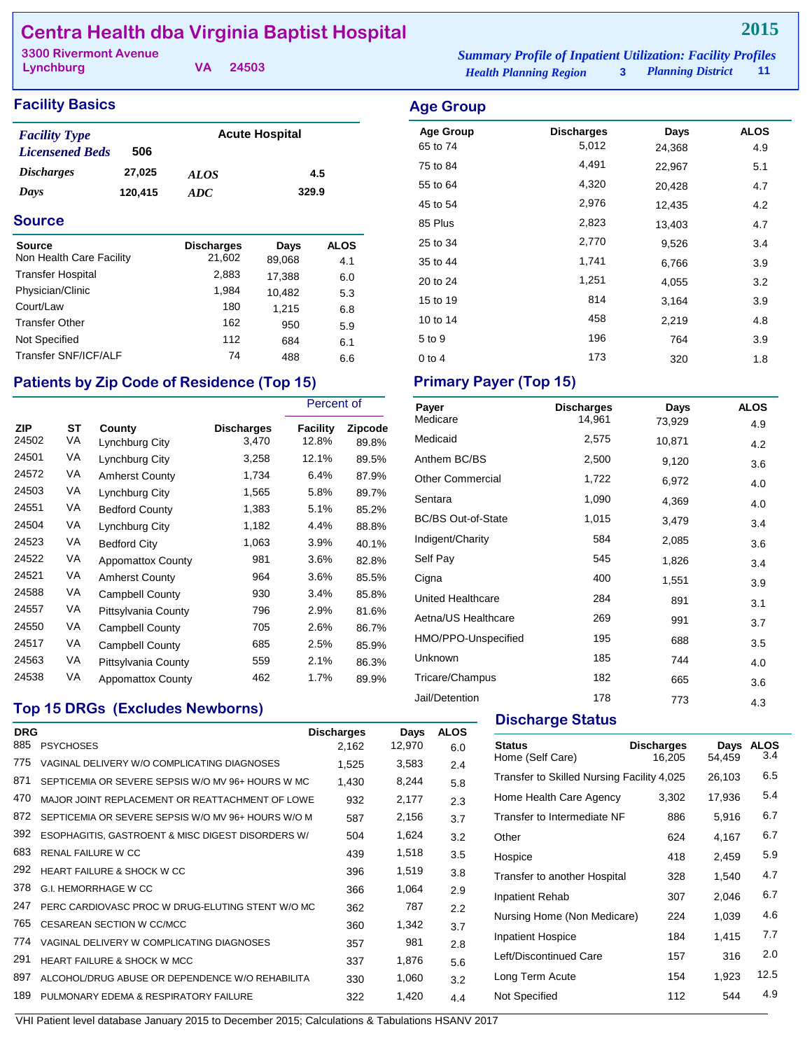# Centra Health dba Virginia Baptist Hospital

**2015**

3300 Rivermont Avenue
Lynchburg VA 24503

*Summary Profile of Inpatient Utilization: Facility Profiles*
*Health Planning Region* 3 *Planning District* 11

## Facility Basics

| | | | |
|---|---|---|---|
| *Facility Type* | | Acute Hospital | |
| *Licensened Beds* | 506 | | |
| *Discharges* | 27,025 | *ALOS* | 4.5 |
| *Days* | 120,415 | *ADC* | 329.9 |

## Source

| Source | Discharges | Days | ALOS |
|---|---|---|---|
| Non Health Care Facility | 21,602 | 89,068 | 4.1 |
| Transfer Hospital | 2,883 | 17,388 | 6.0 |
| Physician/Clinic | 1,984 | 10,482 | 5.3 |
| Court/Law | 180 | 1,215 | 6.8 |
| Transfer Other | 162 | 950 | 5.9 |
| Not Specified | 112 | 684 | 6.1 |
| Transfer SNF/ICF/ALF | 74 | 488 | 6.6 |

## Patients by Zip Code of Residence (Top 15)

| ZIP | ST | County | Discharges | Percent of Facility | Percent of Zipcode |
|---|---|---|---|---|---|
| 24502 | VA | Lynchburg City | 3,470 | 12.8% | 89.8% |
| 24501 | VA | Lynchburg City | 3,258 | 12.1% | 89.5% |
| 24572 | VA | Amherst County | 1,734 | 6.4% | 87.9% |
| 24503 | VA | Lynchburg City | 1,565 | 5.8% | 89.7% |
| 24551 | VA | Bedford County | 1,383 | 5.1% | 85.2% |
| 24504 | VA | Lynchburg City | 1,182 | 4.4% | 88.8% |
| 24523 | VA | Bedford City | 1,063 | 3.9% | 40.1% |
| 24522 | VA | Appomattox County | 981 | 3.6% | 82.8% |
| 24521 | VA | Amherst County | 964 | 3.6% | 85.5% |
| 24588 | VA | Campbell County | 930 | 3.4% | 85.8% |
| 24557 | VA | Pittsylvania County | 796 | 2.9% | 81.6% |
| 24550 | VA | Campbell County | 705 | 2.6% | 86.7% |
| 24517 | VA | Campbell County | 685 | 2.5% | 85.9% |
| 24563 | VA | Pittsylvania County | 559 | 2.1% | 86.3% |
| 24538 | VA | Appomattox County | 462 | 1.7% | 89.9% |

## Top 15 DRGs (Excludes Newborns)

| DRG | | Discharges | Days | ALOS |
|---|---|---|---|---|
| 885 | PSYCHOSES | 2,162 | 12,970 | 6.0 |
| 775 | VAGINAL DELIVERY W/O COMPLICATING DIAGNOSES | 1,525 | 3,583 | 2.4 |
| 871 | SEPTICEMIA OR SEVERE SEPSIS W/O MV 96+ HOURS W MC | 1,430 | 8,244 | 5.8 |
| 470 | MAJOR JOINT REPLACEMENT OR REATTACHMENT OF LOWE | 932 | 2,177 | 2.3 |
| 872 | SEPTICEMIA OR SEVERE SEPSIS W/O MV 96+ HOURS W/O M | 587 | 2,156 | 3.7 |
| 392 | ESOPHAGITIS, GASTROENT & MISC DIGEST DISORDERS W/ | 504 | 1,624 | 3.2 |
| 683 | RENAL FAILURE W CC | 439 | 1,518 | 3.5 |
| 292 | HEART FAILURE & SHOCK W CC | 396 | 1,519 | 3.8 |
| 378 | G.I. HEMORRHAGE W CC | 366 | 1,064 | 2.9 |
| 247 | PERC CARDIOVASC PROC W DRUG-ELUTING STENT W/O MC | 362 | 787 | 2.2 |
| 765 | CESAREAN SECTION W CC/MCC | 360 | 1,342 | 3.7 |
| 774 | VAGINAL DELIVERY W COMPLICATING DIAGNOSES | 357 | 981 | 2.8 |
| 291 | HEART FAILURE & SHOCK W MCC | 337 | 1,876 | 5.6 |
| 897 | ALCOHOL/DRUG ABUSE OR DEPENDENCE W/O REHABILITA | 330 | 1,060 | 3.2 |
| 189 | PULMONARY EDEMA & RESPIRATORY FAILURE | 322 | 1,420 | 4.4 |

## Age Group

| Age Group | Discharges | Days | ALOS |
|---|---|---|---|
| 65 to 74 | 5,012 | 24,368 | 4.9 |
| 75 to 84 | 4,491 | 22,967 | 5.1 |
| 55 to 64 | 4,320 | 20,428 | 4.7 |
| 45 to 54 | 2,976 | 12,435 | 4.2 |
| 85 Plus | 2,823 | 13,403 | 4.7 |
| 25 to 34 | 2,770 | 9,526 | 3.4 |
| 35 to 44 | 1,741 | 6,766 | 3.9 |
| 20 to 24 | 1,251 | 4,055 | 3.2 |
| 15 to 19 | 814 | 3,164 | 3.9 |
| 10 to 14 | 458 | 2,219 | 4.8 |
| 5 to 9 | 196 | 764 | 3.9 |
| 0 to 4 | 173 | 320 | 1.8 |

## Primary Payer (Top 15)

| Payer | Discharges | Days | ALOS |
|---|---|---|---|
| Medicare | 14,961 | 73,929 | 4.9 |
| Medicaid | 2,575 | 10,871 | 4.2 |
| Anthem BC/BS | 2,500 | 9,120 | 3.6 |
| Other Commercial | 1,722 | 6,972 | 4.0 |
| Sentara | 1,090 | 4,369 | 4.0 |
| BC/BS Out-of-State | 1,015 | 3,479 | 3.4 |
| Indigent/Charity | 584 | 2,085 | 3.6 |
| Self Pay | 545 | 1,826 | 3.4 |
| Cigna | 400 | 1,551 | 3.9 |
| United Healthcare | 284 | 891 | 3.1 |
| Aetna/US Healthcare | 269 | 991 | 3.7 |
| HMO/PPO-Unspecified | 195 | 688 | 3.5 |
| Unknown | 185 | 744 | 4.0 |
| Tricare/Champus | 182 | 665 | 3.6 |
| Jail/Detention | 178 | 773 | 4.3 |

## Discharge Status

| Status | Discharges | Days | ALOS |
|---|---|---|---|
| Home (Self Care) | 16,205 | 54,459 | 3.4 |
| Transfer to Skilled Nursing Facility | 4,025 | 26,103 | 6.5 |
| Home Health Care Agency | 3,302 | 17,936 | 5.4 |
| Transfer to Intermediate NF | 886 | 5,916 | 6.7 |
| Other | 624 | 4,167 | 6.7 |
| Hospice | 418 | 2,459 | 5.9 |
| Transfer to another Hospital | 328 | 1,540 | 4.7 |
| Inpatient Rehab | 307 | 2,046 | 6.7 |
| Nursing Home (Non Medicare) | 224 | 1,039 | 4.6 |
| Inpatient Hospice | 184 | 1,415 | 7.7 |
| Left/Discontinued Care | 157 | 316 | 2.0 |
| Long Term Acute | 154 | 1,923 | 12.5 |
| Not Specified | 112 | 544 | 4.9 |

VHI Patient level database January 2015 to December 2015; Calculations & Tabulations HSANV 2017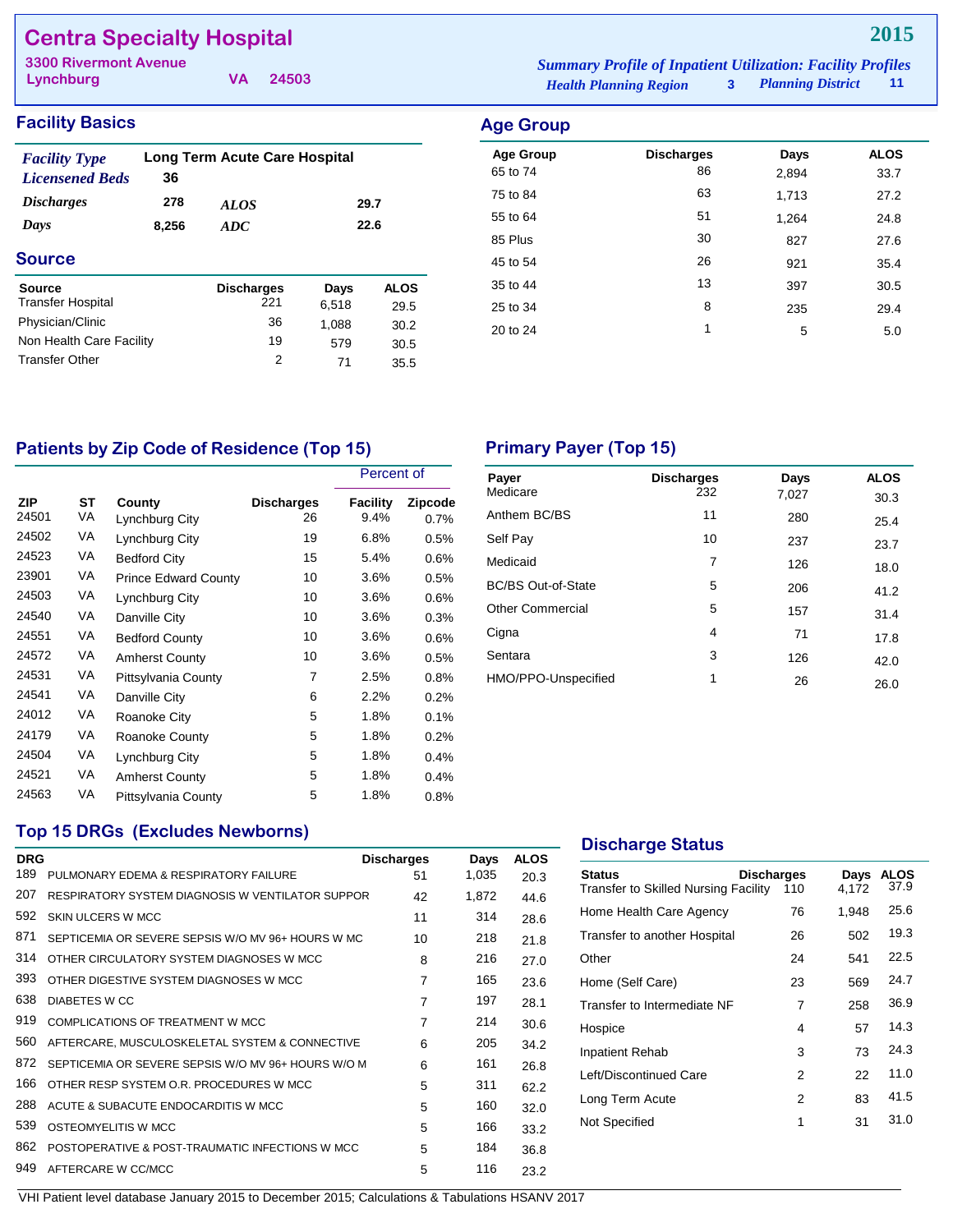# Centra Specialty Hospital

**2015**

3300 Rivermont Avenue
Lynchburg VA 24503

*Summary Profile of Inpatient Utilization: Facility Profiles*
*Health Planning Region* 3 *Planning District* 11

## Facility Basics

| | | | |
|---|---|---|---|
| *Facility Type* | Long Term Acute Care Hospital | | |
| *Licensened Beds* | 36 | | |
| *Discharges* | 278 | *ALOS* | 29.7 |
| *Days* | 8,256 | *ADC* | 22.6 |

## Age Group

| Age Group | Discharges | Days | ALOS |
|---|---|---|---|
| 65 to 74 | 86 | 2,894 | 33.7 |
| 75 to 84 | 63 | 1,713 | 27.2 |
| 55 to 64 | 51 | 1,264 | 24.8 |
| 85 Plus | 30 | 827 | 27.6 |
| 45 to 54 | 26 | 921 | 35.4 |
| 35 to 44 | 13 | 397 | 30.5 |
| 25 to 34 | 8 | 235 | 29.4 |
| 20 to 24 | 1 | 5 | 5.0 |

## Source

| Source | Discharges | Days | ALOS |
|---|---|---|---|
| Transfer Hospital | 221 | 6,518 | 29.5 |
| Physician/Clinic | 36 | 1,088 | 30.2 |
| Non Health Care Facility | 19 | 579 | 30.5 |
| Transfer Other | 2 | 71 | 35.5 |

## Patients by Zip Code of Residence (Top 15)

| | | | | Percent of | |
|---|---|---|---|---|---|
| ZIP | ST | County | Discharges | Facility | Zipcode |
| 24501 | VA | Lynchburg City | 26 | 9.4% | 0.7% |
| 24502 | VA | Lynchburg City | 19 | 6.8% | 0.5% |
| 24523 | VA | Bedford City | 15 | 5.4% | 0.6% |
| 23901 | VA | Prince Edward County | 10 | 3.6% | 0.5% |
| 24503 | VA | Lynchburg City | 10 | 3.6% | 0.6% |
| 24540 | VA | Danville City | 10 | 3.6% | 0.3% |
| 24551 | VA | Bedford County | 10 | 3.6% | 0.6% |
| 24572 | VA | Amherst County | 10 | 3.6% | 0.5% |
| 24531 | VA | Pittsylvania County | 7 | 2.5% | 0.8% |
| 24541 | VA | Danville City | 6 | 2.2% | 0.2% |
| 24012 | VA | Roanoke City | 5 | 1.8% | 0.1% |
| 24179 | VA | Roanoke County | 5 | 1.8% | 0.2% |
| 24504 | VA | Lynchburg City | 5 | 1.8% | 0.4% |
| 24521 | VA | Amherst County | 5 | 1.8% | 0.4% |
| 24563 | VA | Pittsylvania County | 5 | 1.8% | 0.8% |

## Primary Payer (Top 15)

| Payer | Discharges | Days | ALOS |
|---|---|---|---|
| Medicare | 232 | 7,027 | 30.3 |
| Anthem BC/BS | 11 | 280 | 25.4 |
| Self Pay | 10 | 237 | 23.7 |
| Medicaid | 7 | 126 | 18.0 |
| BC/BS Out-of-State | 5 | 206 | 41.2 |
| Other Commercial | 5 | 157 | 31.4 |
| Cigna | 4 | 71 | 17.8 |
| Sentara | 3 | 126 | 42.0 |
| HMO/PPO-Unspecified | 1 | 26 | 26.0 |

## Top 15 DRGs (Excludes Newborns)

| DRG | | Discharges | Days | ALOS |
|---|---|---|---|---|
| 189 | PULMONARY EDEMA & RESPIRATORY FAILURE | 51 | 1,035 | 20.3 |
| 207 | RESPIRATORY SYSTEM DIAGNOSIS W VENTILATOR SUPPOR | 42 | 1,872 | 44.6 |
| 592 | SKIN ULCERS W MCC | 11 | 314 | 28.6 |
| 871 | SEPTICEMIA OR SEVERE SEPSIS W/O MV 96+ HOURS W MC | 10 | 218 | 21.8 |
| 314 | OTHER CIRCULATORY SYSTEM DIAGNOSES W MCC | 8 | 216 | 27.0 |
| 393 | OTHER DIGESTIVE SYSTEM DIAGNOSES W MCC | 7 | 165 | 23.6 |
| 638 | DIABETES W CC | 7 | 197 | 28.1 |
| 919 | COMPLICATIONS OF TREATMENT W MCC | 7 | 214 | 30.6 |
| 560 | AFTERCARE, MUSCULOSKELETAL SYSTEM & CONNECTIVE | 6 | 205 | 34.2 |
| 872 | SEPTICEMIA OR SEVERE SEPSIS W/O MV 96+ HOURS W/O M | 6 | 161 | 26.8 |
| 166 | OTHER RESP SYSTEM O.R. PROCEDURES W MCC | 5 | 311 | 62.2 |
| 288 | ACUTE & SUBACUTE ENDOCARDITIS W MCC | 5 | 160 | 32.0 |
| 539 | OSTEOMYELITIS W MCC | 5 | 166 | 33.2 |
| 862 | POSTOPERATIVE & POST-TRAUMATIC INFECTIONS W MCC | 5 | 184 | 36.8 |
| 949 | AFTERCARE W CC/MCC | 5 | 116 | 23.2 |

## Discharge Status

| Status | Discharges | Days | ALOS |
|---|---|---|---|
| Transfer to Skilled Nursing Facility | 110 | 4,172 | 37.9 |
| Home Health Care Agency | 76 | 1,948 | 25.6 |
| Transfer to another Hospital | 26 | 502 | 19.3 |
| Other | 24 | 541 | 22.5 |
| Home (Self Care) | 23 | 569 | 24.7 |
| Transfer to Intermediate NF | 7 | 258 | 36.9 |
| Hospice | 4 | 57 | 14.3 |
| Inpatient Rehab | 3 | 73 | 24.3 |
| Left/Discontinued Care | 2 | 22 | 11.0 |
| Long Term Acute | 2 | 83 | 41.5 |
| Not Specified | 1 | 31 | 31.0 |

VHI Patient level database January 2015 to December 2015; Calculations & Tabulations HSANV 2017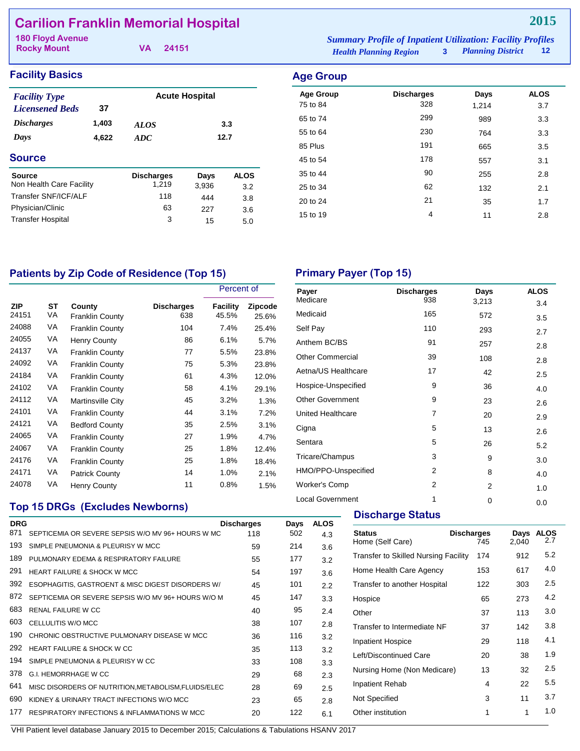# Carilion Franklin Memorial Hospital

**2015**

180 Floyd Avenue
Rocky Mount VA 24151

*Summary Profile of Inpatient Utilization: Facility Profiles*
*Health Planning Region* 3 *Planning District* 12

## Facility Basics

| | | | |
|---|---|---|---|
| *Facility Type* | | Acute Hospital | |
| *Licensened Beds* | 37 | | |
| *Discharges* | 1,403 | *ALOS* | 3.3 |
| *Days* | 4,622 | *ADC* | 12.7 |

## Source

| Source | Discharges | Days | ALOS |
|---|---|---|---|
| Non Health Care Facility | 1,219 | 3,936 | 3.2 |
| Transfer SNF/ICF/ALF | 118 | 444 | 3.8 |
| Physician/Clinic | 63 | 227 | 3.6 |
| Transfer Hospital | 3 | 15 | 5.0 |

## Age Group

| Age Group | Discharges | Days | ALOS |
|---|---|---|---|
| 75 to 84 | 328 | 1,214 | 3.7 |
| 65 to 74 | 299 | 989 | 3.3 |
| 55 to 64 | 230 | 764 | 3.3 |
| 85 Plus | 191 | 665 | 3.5 |
| 45 to 54 | 178 | 557 | 3.1 |
| 35 to 44 | 90 | 255 | 2.8 |
| 25 to 34 | 62 | 132 | 2.1 |
| 20 to 24 | 21 | 35 | 1.7 |
| 15 to 19 | 4 | 11 | 2.8 |

## Patients by Zip Code of Residence (Top 15)

| | | | | Percent of | |
|---|---|---|---|---|---|
| ZIP | ST | County | Discharges | Facility | Zipcode |
| 24151 | VA | Franklin County | 638 | 45.5% | 25.6% |
| 24088 | VA | Franklin County | 104 | 7.4% | 25.4% |
| 24055 | VA | Henry County | 86 | 6.1% | 5.7% |
| 24137 | VA | Franklin County | 77 | 5.5% | 23.8% |
| 24092 | VA | Franklin County | 75 | 5.3% | 23.8% |
| 24184 | VA | Franklin County | 61 | 4.3% | 12.0% |
| 24102 | VA | Franklin County | 58 | 4.1% | 29.1% |
| 24112 | VA | Martinsville City | 45 | 3.2% | 1.3% |
| 24101 | VA | Franklin County | 44 | 3.1% | 7.2% |
| 24121 | VA | Bedford County | 35 | 2.5% | 3.1% |
| 24065 | VA | Franklin County | 27 | 1.9% | 4.7% |
| 24067 | VA | Franklin County | 25 | 1.8% | 12.4% |
| 24176 | VA | Franklin County | 25 | 1.8% | 18.4% |
| 24171 | VA | Patrick County | 14 | 1.0% | 2.1% |
| 24078 | VA | Henry County | 11 | 0.8% | 1.5% |

## Primary Payer (Top 15)

| Payer | Discharges | Days | ALOS |
|---|---|---|---|
| Medicare | 938 | 3,213 | 3.4 |
| Medicaid | 165 | 572 | 3.5 |
| Self Pay | 110 | 293 | 2.7 |
| Anthem BC/BS | 91 | 257 | 2.8 |
| Other Commercial | 39 | 108 | 2.8 |
| Aetna/US Healthcare | 17 | 42 | 2.5 |
| Hospice-Unspecified | 9 | 36 | 4.0 |
| Other Government | 9 | 23 | 2.6 |
| United Healthcare | 7 | 20 | 2.9 |
| Cigna | 5 | 13 | 2.6 |
| Sentara | 5 | 26 | 5.2 |
| Tricare/Champus | 3 | 9 | 3.0 |
| HMO/PPO-Unspecified | 2 | 8 | 4.0 |
| Worker's Comp | 2 | 2 | 1.0 |
| Local Government | 1 | 0 | 0.0 |

## Top 15 DRGs (Excludes Newborns)

| DRG | | Discharges | Days | ALOS |
|---|---|---|---|---|
| 871 | SEPTICEMIA OR SEVERE SEPSIS W/O MV 96+ HOURS W MC | 118 | 502 | 4.3 |
| 193 | SIMPLE PNEUMONIA & PLEURISY W MCC | 59 | 214 | 3.6 |
| 189 | PULMONARY EDEMA & RESPIRATORY FAILURE | 55 | 177 | 3.2 |
| 291 | HEART FAILURE & SHOCK W MCC | 54 | 197 | 3.6 |
| 392 | ESOPHAGITIS, GASTROENT & MISC DIGEST DISORDERS W/ | 45 | 101 | 2.2 |
| 872 | SEPTICEMIA OR SEVERE SEPSIS W/O MV 96+ HOURS W/O M | 45 | 147 | 3.3 |
| 683 | RENAL FAILURE W CC | 40 | 95 | 2.4 |
| 603 | CELLULITIS W/O MCC | 38 | 107 | 2.8 |
| 190 | CHRONIC OBSTRUCTIVE PULMONARY DISEASE W MCC | 36 | 116 | 3.2 |
| 292 | HEART FAILURE & SHOCK W CC | 35 | 113 | 3.2 |
| 194 | SIMPLE PNEUMONIA & PLEURISY W CC | 33 | 108 | 3.3 |
| 378 | G.I. HEMORRHAGE W CC | 29 | 68 | 2.3 |
| 641 | MISC DISORDERS OF NUTRITION,METABOLISM,FLUIDS/ELEC | 28 | 69 | 2.5 |
| 690 | KIDNEY & URINARY TRACT INFECTIONS W/O MCC | 23 | 65 | 2.8 |
| 177 | RESPIRATORY INFECTIONS & INFLAMMATIONS W MCC | 20 | 122 | 6.1 |

## Discharge Status

| Status | Discharges | Days | ALOS |
|---|---|---|---|
| Home (Self Care) | 745 | 2,040 | 2.7 |
| Transfer to Skilled Nursing Facility | 174 | 912 | 5.2 |
| Home Health Care Agency | 153 | 617 | 4.0 |
| Transfer to another Hospital | 122 | 303 | 2.5 |
| Hospice | 65 | 273 | 4.2 |
| Other | 37 | 113 | 3.0 |
| Transfer to Intermediate NF | 37 | 142 | 3.8 |
| Inpatient Hospice | 29 | 118 | 4.1 |
| Left/Discontinued Care | 20 | 38 | 1.9 |
| Nursing Home (Non Medicare) | 13 | 32 | 2.5 |
| Inpatient Rehab | 4 | 22 | 5.5 |
| Not Specified | 3 | 11 | 3.7 |
| Other institution | 1 | 1 | 1.0 |

VHI Patient level database January 2015 to December 2015; Calculations & Tabulations HSANV 2017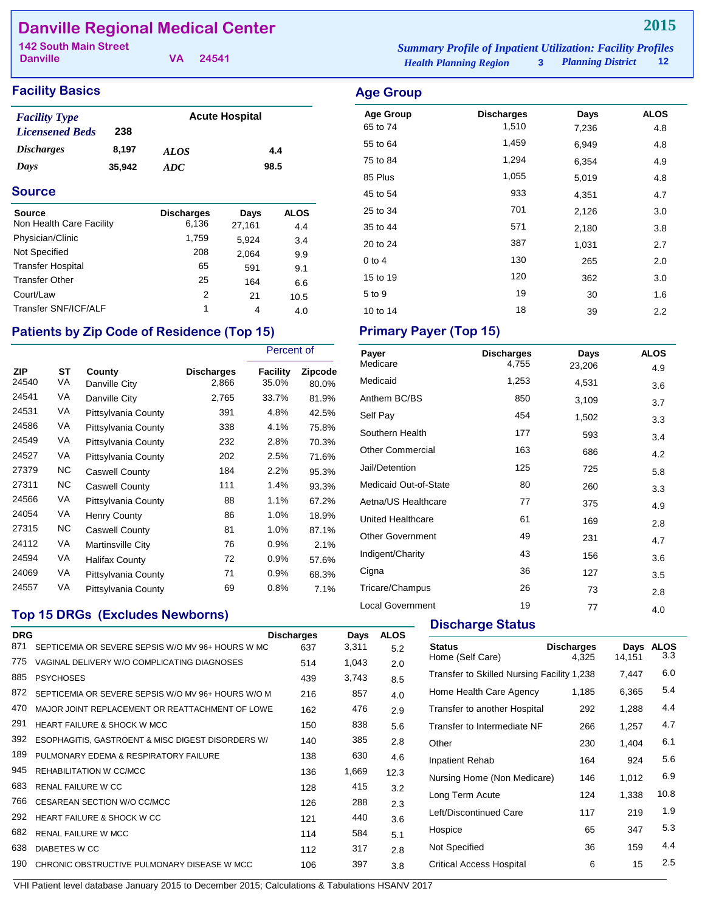# Danville Regional Medical Center

**2015**

142 South Main Street
Danville VA 24541

*Summary Profile of Inpatient Utilization: Facility Profiles*
*Health Planning Region* 3 *Planning District* 12

## Facility Basics

| | | | |
|---|---|---|---|
| *Facility Type* | | Acute Hospital | |
| *Licensened Beds* | 238 | | |
| *Discharges* | 8,197 | *ALOS* | 4.4 |
| *Days* | 35,942 | *ADC* | 98.5 |

## Source

| Source | Discharges | Days | ALOS |
|---|---|---|---|
| Non Health Care Facility | 6,136 | 27,161 | 4.4 |
| Physician/Clinic | 1,759 | 5,924 | 3.4 |
| Not Specified | 208 | 2,064 | 9.9 |
| Transfer Hospital | 65 | 591 | 9.1 |
| Transfer Other | 25 | 164 | 6.6 |
| Court/Law | 2 | 21 | 10.5 |
| Transfer SNF/ICF/ALF | 1 | 4 | 4.0 |

## Age Group

| Age Group | Discharges | Days | ALOS |
|---|---|---|---|
| 65 to 74 | 1,510 | 7,236 | 4.8 |
| 55 to 64 | 1,459 | 6,949 | 4.8 |
| 75 to 84 | 1,294 | 6,354 | 4.9 |
| 85 Plus | 1,055 | 5,019 | 4.8 |
| 45 to 54 | 933 | 4,351 | 4.7 |
| 25 to 34 | 701 | 2,126 | 3.0 |
| 35 to 44 | 571 | 2,180 | 3.8 |
| 20 to 24 | 387 | 1,031 | 2.7 |
| 0 to 4 | 130 | 265 | 2.0 |
| 15 to 19 | 120 | 362 | 3.0 |
| 5 to 9 | 19 | 30 | 1.6 |
| 10 to 14 | 18 | 39 | 2.2 |

## Patients by Zip Code of Residence (Top 15)

| | | | | Percent of | |
|---|---|---|---|---|---|
| ZIP | ST | County | Discharges | Facility | Zipcode |
| 24540 | VA | Danville City | 2,866 | 35.0% | 80.0% |
| 24541 | VA | Danville City | 2,765 | 33.7% | 81.9% |
| 24531 | VA | Pittsylvania County | 391 | 4.8% | 42.5% |
| 24586 | VA | Pittsylvania County | 338 | 4.1% | 75.8% |
| 24549 | VA | Pittsylvania County | 232 | 2.8% | 70.3% |
| 24527 | VA | Pittsylvania County | 202 | 2.5% | 71.6% |
| 27379 | NC | Caswell County | 184 | 2.2% | 95.3% |
| 27311 | NC | Caswell County | 111 | 1.4% | 93.3% |
| 24566 | VA | Pittsylvania County | 88 | 1.1% | 67.2% |
| 24054 | VA | Henry County | 86 | 1.0% | 18.9% |
| 27315 | NC | Caswell County | 81 | 1.0% | 87.1% |
| 24112 | VA | Martinsville City | 76 | 0.9% | 2.1% |
| 24594 | VA | Halifax County | 72 | 0.9% | 57.6% |
| 24069 | VA | Pittsylvania County | 71 | 0.9% | 68.3% |
| 24557 | VA | Pittsylvania County | 69 | 0.8% | 7.1% |

## Primary Payer (Top 15)

| Payer | Discharges | Days | ALOS |
|---|---|---|---|
| Medicare | 4,755 | 23,206 | 4.9 |
| Medicaid | 1,253 | 4,531 | 3.6 |
| Anthem BC/BS | 850 | 3,109 | 3.7 |
| Self Pay | 454 | 1,502 | 3.3 |
| Southern Health | 177 | 593 | 3.4 |
| Other Commercial | 163 | 686 | 4.2 |
| Jail/Detention | 125 | 725 | 5.8 |
| Medicaid Out-of-State | 80 | 260 | 3.3 |
| Aetna/US Healthcare | 77 | 375 | 4.9 |
| United Healthcare | 61 | 169 | 2.8 |
| Other Government | 49 | 231 | 4.7 |
| Indigent/Charity | 43 | 156 | 3.6 |
| Cigna | 36 | 127 | 3.5 |
| Tricare/Champus | 26 | 73 | 2.8 |
| Local Government | 19 | 77 | 4.0 |

## Top 15 DRGs (Excludes Newborns)

| DRG | | Discharges | Days | ALOS |
|---|---|---|---|---|
| 871 | SEPTICEMIA OR SEVERE SEPSIS W/O MV 96+ HOURS W MC | 637 | 3,311 | 5.2 |
| 775 | VAGINAL DELIVERY W/O COMPLICATING DIAGNOSES | 514 | 1,043 | 2.0 |
| 885 | PSYCHOSES | 439 | 3,743 | 8.5 |
| 872 | SEPTICEMIA OR SEVERE SEPSIS W/O MV 96+ HOURS W/O M | 216 | 857 | 4.0 |
| 470 | MAJOR JOINT REPLACEMENT OR REATTACHMENT OF LOWE | 162 | 476 | 2.9 |
| 291 | HEART FAILURE & SHOCK W MCC | 150 | 838 | 5.6 |
| 392 | ESOPHAGITIS, GASTROENT & MISC DIGEST DISORDERS W/ | 140 | 385 | 2.8 |
| 189 | PULMONARY EDEMA & RESPIRATORY FAILURE | 138 | 630 | 4.6 |
| 945 | REHABILITATION W CC/MCC | 136 | 1,669 | 12.3 |
| 683 | RENAL FAILURE W CC | 128 | 415 | 3.2 |
| 766 | CESAREAN SECTION W/O CC/MCC | 126 | 288 | 2.3 |
| 292 | HEART FAILURE & SHOCK W CC | 121 | 440 | 3.6 |
| 682 | RENAL FAILURE W MCC | 114 | 584 | 5.1 |
| 638 | DIABETES W CC | 112 | 317 | 2.8 |
| 190 | CHRONIC OBSTRUCTIVE PULMONARY DISEASE W MCC | 106 | 397 | 3.8 |

## Discharge Status

| Status | Discharges | Days | ALOS |
|---|---|---|---|
| Home (Self Care) | 4,325 | 14,151 | 3.3 |
| Transfer to Skilled Nursing Facility | 1,238 | 7,447 | 6.0 |
| Home Health Care Agency | 1,185 | 6,365 | 5.4 |
| Transfer to another Hospital | 292 | 1,288 | 4.4 |
| Transfer to Intermediate NF | 266 | 1,257 | 4.7 |
| Other | 230 | 1,404 | 6.1 |
| Inpatient Rehab | 164 | 924 | 5.6 |
| Nursing Home (Non Medicare) | 146 | 1,012 | 6.9 |
| Long Term Acute | 124 | 1,338 | 10.8 |
| Left/Discontinued Care | 117 | 219 | 1.9 |
| Hospice | 65 | 347 | 5.3 |
| Not Specified | 36 | 159 | 4.4 |
| Critical Access Hospital | 6 | 15 | 2.5 |

VHI Patient level database January 2015 to December 2015; Calculations & Tabulations HSANV 2017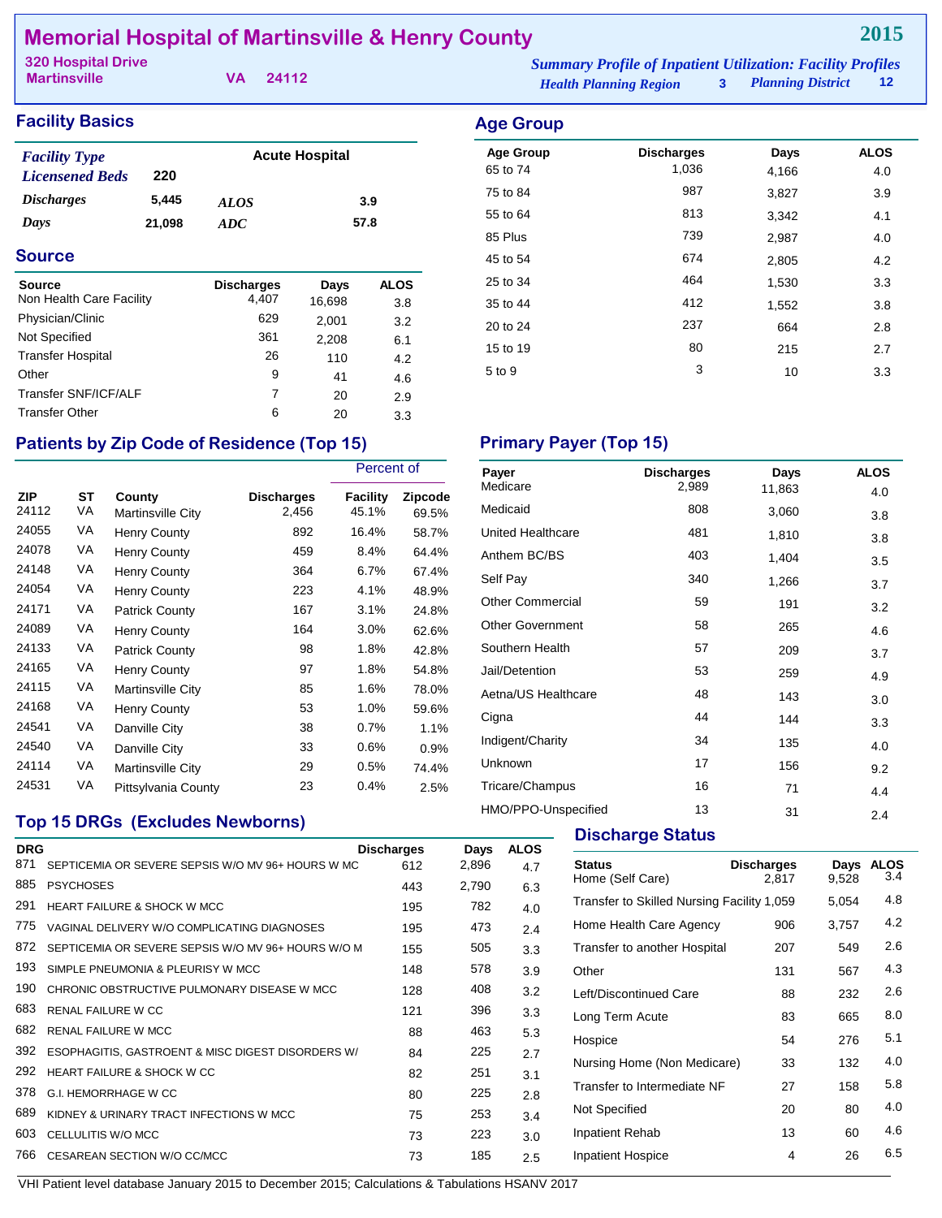# Memorial Hospital of Martinsville & Henry County

**2015**

320 Hospital Drive
Martinsville VA 24112

*Summary Profile of Inpatient Utilization: Facility Profiles*
*Health Planning Region* 3 *Planning District* 12

## Facility Basics

| | | | |
|---|---|---|---|
| *Facility Type* | | Acute Hospital | |
| *Licensened Beds* | 220 | | |
| *Discharges* | 5,445 | *ALOS* | 3.9 |
| *Days* | 21,098 | *ADC* | 57.8 |

## Source

| Source | Discharges | Days | ALOS |
|---|---|---|---|
| Non Health Care Facility | 4,407 | 16,698 | 3.8 |
| Physician/Clinic | 629 | 2,001 | 3.2 |
| Not Specified | 361 | 2,208 | 6.1 |
| Transfer Hospital | 26 | 110 | 4.2 |
| Other | 9 | 41 | 4.6 |
| Transfer SNF/ICF/ALF | 7 | 20 | 2.9 |
| Transfer Other | 6 | 20 | 3.3 |

## Age Group

| Age Group | Discharges | Days | ALOS |
|---|---|---|---|
| 65 to 74 | 1,036 | 4,166 | 4.0 |
| 75 to 84 | 987 | 3,827 | 3.9 |
| 55 to 64 | 813 | 3,342 | 4.1 |
| 85 Plus | 739 | 2,987 | 4.0 |
| 45 to 54 | 674 | 2,805 | 4.2 |
| 25 to 34 | 464 | 1,530 | 3.3 |
| 35 to 44 | 412 | 1,552 | 3.8 |
| 20 to 24 | 237 | 664 | 2.8 |
| 15 to 19 | 80 | 215 | 2.7 |
| 5 to 9 | 3 | 10 | 3.3 |

## Patients by Zip Code of Residence (Top 15)

| | | | | Percent of | |
|---|---|---|---|---|---|
| ZIP | ST | County | Discharges | Facility | Zipcode |
| 24112 | VA | Martinsville City | 2,456 | 45.1% | 69.5% |
| 24055 | VA | Henry County | 892 | 16.4% | 58.7% |
| 24078 | VA | Henry County | 459 | 8.4% | 64.4% |
| 24148 | VA | Henry County | 364 | 6.7% | 67.4% |
| 24054 | VA | Henry County | 223 | 4.1% | 48.9% |
| 24171 | VA | Patrick County | 167 | 3.1% | 24.8% |
| 24089 | VA | Henry County | 164 | 3.0% | 62.6% |
| 24133 | VA | Patrick County | 98 | 1.8% | 42.8% |
| 24165 | VA | Henry County | 97 | 1.8% | 54.8% |
| 24115 | VA | Martinsville City | 85 | 1.6% | 78.0% |
| 24168 | VA | Henry County | 53 | 1.0% | 59.6% |
| 24541 | VA | Danville City | 38 | 0.7% | 1.1% |
| 24540 | VA | Danville City | 33 | 0.6% | 0.9% |
| 24114 | VA | Martinsville City | 29 | 0.5% | 74.4% |
| 24531 | VA | Pittsylvania County | 23 | 0.4% | 2.5% |

## Primary Payer (Top 15)

| Payer | Discharges | Days | ALOS |
|---|---|---|---|
| Medicare | 2,989 | 11,863 | 4.0 |
| Medicaid | 808 | 3,060 | 3.8 |
| United Healthcare | 481 | 1,810 | 3.8 |
| Anthem BC/BS | 403 | 1,404 | 3.5 |
| Self Pay | 340 | 1,266 | 3.7 |
| Other Commercial | 59 | 191 | 3.2 |
| Other Government | 58 | 265 | 4.6 |
| Southern Health | 57 | 209 | 3.7 |
| Jail/Detention | 53 | 259 | 4.9 |
| Aetna/US Healthcare | 48 | 143 | 3.0 |
| Cigna | 44 | 144 | 3.3 |
| Indigent/Charity | 34 | 135 | 4.0 |
| Unknown | 17 | 156 | 9.2 |
| Tricare/Champus | 16 | 71 | 4.4 |
| HMO/PPO-Unspecified | 13 | 31 | 2.4 |

## Top 15 DRGs (Excludes Newborns)

| DRG | | Discharges | Days | ALOS |
|---|---|---|---|---|
| 871 | SEPTICEMIA OR SEVERE SEPSIS W/O MV 96+ HOURS W MC | 612 | 2,896 | 4.7 |
| 885 | PSYCHOSES | 443 | 2,790 | 6.3 |
| 291 | HEART FAILURE & SHOCK W MCC | 195 | 782 | 4.0 |
| 775 | VAGINAL DELIVERY W/O COMPLICATING DIAGNOSES | 195 | 473 | 2.4 |
| 872 | SEPTICEMIA OR SEVERE SEPSIS W/O MV 96+ HOURS W/O M | 155 | 505 | 3.3 |
| 193 | SIMPLE PNEUMONIA & PLEURISY W MCC | 148 | 578 | 3.9 |
| 190 | CHRONIC OBSTRUCTIVE PULMONARY DISEASE W MCC | 128 | 408 | 3.2 |
| 683 | RENAL FAILURE W CC | 121 | 396 | 3.3 |
| 682 | RENAL FAILURE W MCC | 88 | 463 | 5.3 |
| 392 | ESOPHAGITIS, GASTROENT & MISC DIGEST DISORDERS W/ | 84 | 225 | 2.7 |
| 292 | HEART FAILURE & SHOCK W CC | 82 | 251 | 3.1 |
| 378 | G.I. HEMORRHAGE W CC | 80 | 225 | 2.8 |
| 689 | KIDNEY & URINARY TRACT INFECTIONS W MCC | 75 | 253 | 3.4 |
| 603 | CELLULITIS W/O MCC | 73 | 223 | 3.0 |
| 766 | CESAREAN SECTION W/O CC/MCC | 73 | 185 | 2.5 |

## Discharge Status

| Status | Discharges | Days | ALOS |
|---|---|---|---|
| Home (Self Care) | 2,817 | 9,528 | 3.4 |
| Transfer to Skilled Nursing Facility | 1,059 | 5,054 | 4.8 |
| Home Health Care Agency | 906 | 3,757 | 4.2 |
| Transfer to another Hospital | 207 | 549 | 2.6 |
| Other | 131 | 567 | 4.3 |
| Left/Discontinued Care | 88 | 232 | 2.6 |
| Long Term Acute | 83 | 665 | 8.0 |
| Hospice | 54 | 276 | 5.1 |
| Nursing Home (Non Medicare) | 33 | 132 | 4.0 |
| Transfer to Intermediate NF | 27 | 158 | 5.8 |
| Not Specified | 20 | 80 | 4.0 |
| Inpatient Rehab | 13 | 60 | 4.6 |
| Inpatient Hospice | 4 | 26 | 6.5 |

VHI Patient level database January 2015 to December 2015; Calculations & Tabulations HSANV 2017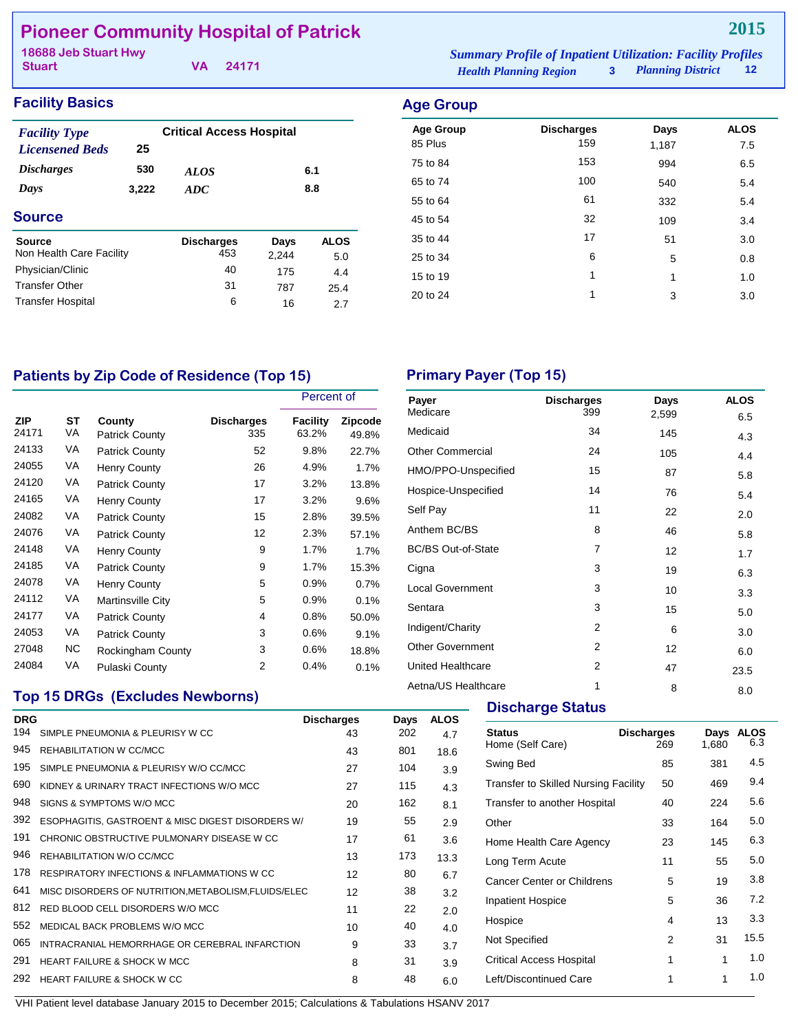# Pioneer Community Hospital of Patrick

**2015**

18688 Jeb Stuart Hwy
Stuart VA 24171

*Summary Profile of Inpatient Utilization: Facility Profiles*
*Health Planning Region* 3 *Planning District* 12

## Facility Basics

| | | | |
|---|---|---|---|
| *Facility Type* | Critical Access Hospital | | |
| *Licensened Beds* | 25 | | |
| *Discharges* | 530 | *ALOS* | 6.1 |
| *Days* | 3,222 | *ADC* | 8.8 |

## Source

| Source | Discharges | Days | ALOS |
|---|---|---|---|
| Non Health Care Facility | 453 | 2,244 | 5.0 |
| Physician/Clinic | 40 | 175 | 4.4 |
| Transfer Other | 31 | 787 | 25.4 |
| Transfer Hospital | 6 | 16 | 2.7 |

## Age Group

| Age Group | Discharges | Days | ALOS |
|---|---|---|---|
| 85 Plus | 159 | 1,187 | 7.5 |
| 75 to 84 | 153 | 994 | 6.5 |
| 65 to 74 | 100 | 540 | 5.4 |
| 55 to 64 | 61 | 332 | 5.4 |
| 45 to 54 | 32 | 109 | 3.4 |
| 35 to 44 | 17 | 51 | 3.0 |
| 25 to 34 | 6 | 5 | 0.8 |
| 15 to 19 | 1 | 1 | 1.0 |
| 20 to 24 | 1 | 3 | 3.0 |

## Patients by Zip Code of Residence (Top 15)

| | | | | Percent of | |
|---|---|---|---|---|---|
| ZIP | ST | County | Discharges | Facility | Zipcode |
| 24171 | VA | Patrick County | 335 | 63.2% | 49.8% |
| 24133 | VA | Patrick County | 52 | 9.8% | 22.7% |
| 24055 | VA | Henry County | 26 | 4.9% | 1.7% |
| 24120 | VA | Patrick County | 17 | 3.2% | 13.8% |
| 24165 | VA | Henry County | 17 | 3.2% | 9.6% |
| 24082 | VA | Patrick County | 15 | 2.8% | 39.5% |
| 24076 | VA | Patrick County | 12 | 2.3% | 57.1% |
| 24148 | VA | Henry County | 9 | 1.7% | 1.7% |
| 24185 | VA | Patrick County | 9 | 1.7% | 15.3% |
| 24078 | VA | Henry County | 5 | 0.9% | 0.7% |
| 24112 | VA | Martinsville City | 5 | 0.9% | 0.1% |
| 24177 | VA | Patrick County | 4 | 0.8% | 50.0% |
| 24053 | VA | Patrick County | 3 | 0.6% | 9.1% |
| 27048 | NC | Rockingham County | 3 | 0.6% | 18.8% |
| 24084 | VA | Pulaski County | 2 | 0.4% | 0.1% |

## Primary Payer (Top 15)

| Payer | Discharges | Days | ALOS |
|---|---|---|---|
| Medicare | 399 | 2,599 | 6.5 |
| Medicaid | 34 | 145 | 4.3 |
| Other Commercial | 24 | 105 | 4.4 |
| HMO/PPO-Unspecified | 15 | 87 | 5.8 |
| Hospice-Unspecified | 14 | 76 | 5.4 |
| Self Pay | 11 | 22 | 2.0 |
| Anthem BC/BS | 8 | 46 | 5.8 |
| BC/BS Out-of-State | 7 | 12 | 1.7 |
| Cigna | 3 | 19 | 6.3 |
| Local Government | 3 | 10 | 3.3 |
| Sentara | 3 | 15 | 5.0 |
| Indigent/Charity | 2 | 6 | 3.0 |
| Other Government | 2 | 12 | 6.0 |
| United Healthcare | 2 | 47 | 23.5 |
| Aetna/US Healthcare | 1 | 8 | 8.0 |

## Top 15 DRGs (Excludes Newborns)

| DRG | | Discharges | Days | ALOS |
|---|---|---|---|---|
| 194 | SIMPLE PNEUMONIA & PLEURISY W CC | 43 | 202 | 4.7 |
| 945 | REHABILITATION W CC/MCC | 43 | 801 | 18.6 |
| 195 | SIMPLE PNEUMONIA & PLEURISY W/O CC/MCC | 27 | 104 | 3.9 |
| 690 | KIDNEY & URINARY TRACT INFECTIONS W/O MCC | 27 | 115 | 4.3 |
| 948 | SIGNS & SYMPTOMS W/O MCC | 20 | 162 | 8.1 |
| 392 | ESOPHAGITIS, GASTROENT & MISC DIGEST DISORDERS W/ | 19 | 55 | 2.9 |
| 191 | CHRONIC OBSTRUCTIVE PULMONARY DISEASE W CC | 17 | 61 | 3.6 |
| 946 | REHABILITATION W/O CC/MCC | 13 | 173 | 13.3 |
| 178 | RESPIRATORY INFECTIONS & INFLAMMATIONS W CC | 12 | 80 | 6.7 |
| 641 | MISC DISORDERS OF NUTRITION,METABOLISM,FLUIDS/ELEC | 12 | 38 | 3.2 |
| 812 | RED BLOOD CELL DISORDERS W/O MCC | 11 | 22 | 2.0 |
| 552 | MEDICAL BACK PROBLEMS W/O MCC | 10 | 40 | 4.0 |
| 065 | INTRACRANIAL HEMORRHAGE OR CEREBRAL INFARCTION | 9 | 33 | 3.7 |
| 291 | HEART FAILURE & SHOCK W MCC | 8 | 31 | 3.9 |
| 292 | HEART FAILURE & SHOCK W CC | 8 | 48 | 6.0 |

## Discharge Status

| Status | Discharges | Days | ALOS |
|---|---|---|---|
| Home (Self Care) | 269 | 1,680 | 6.3 |
| Swing Bed | 85 | 381 | 4.5 |
| Transfer to Skilled Nursing Facility | 50 | 469 | 9.4 |
| Transfer to another Hospital | 40 | 224 | 5.6 |
| Other | 33 | 164 | 5.0 |
| Home Health Care Agency | 23 | 145 | 6.3 |
| Long Term Acute | 11 | 55 | 5.0 |
| Cancer Center or Childrens | 5 | 19 | 3.8 |
| Inpatient Hospice | 5 | 36 | 7.2 |
| Hospice | 4 | 13 | 3.3 |
| Not Specified | 2 | 31 | 15.5 |
| Critical Access Hospital | 1 | 1 | 1.0 |
| Left/Discontinued Care | 1 | 1 | 1.0 |

VHI Patient level database January 2015 to December 2015; Calculations & Tabulations HSANV 2017